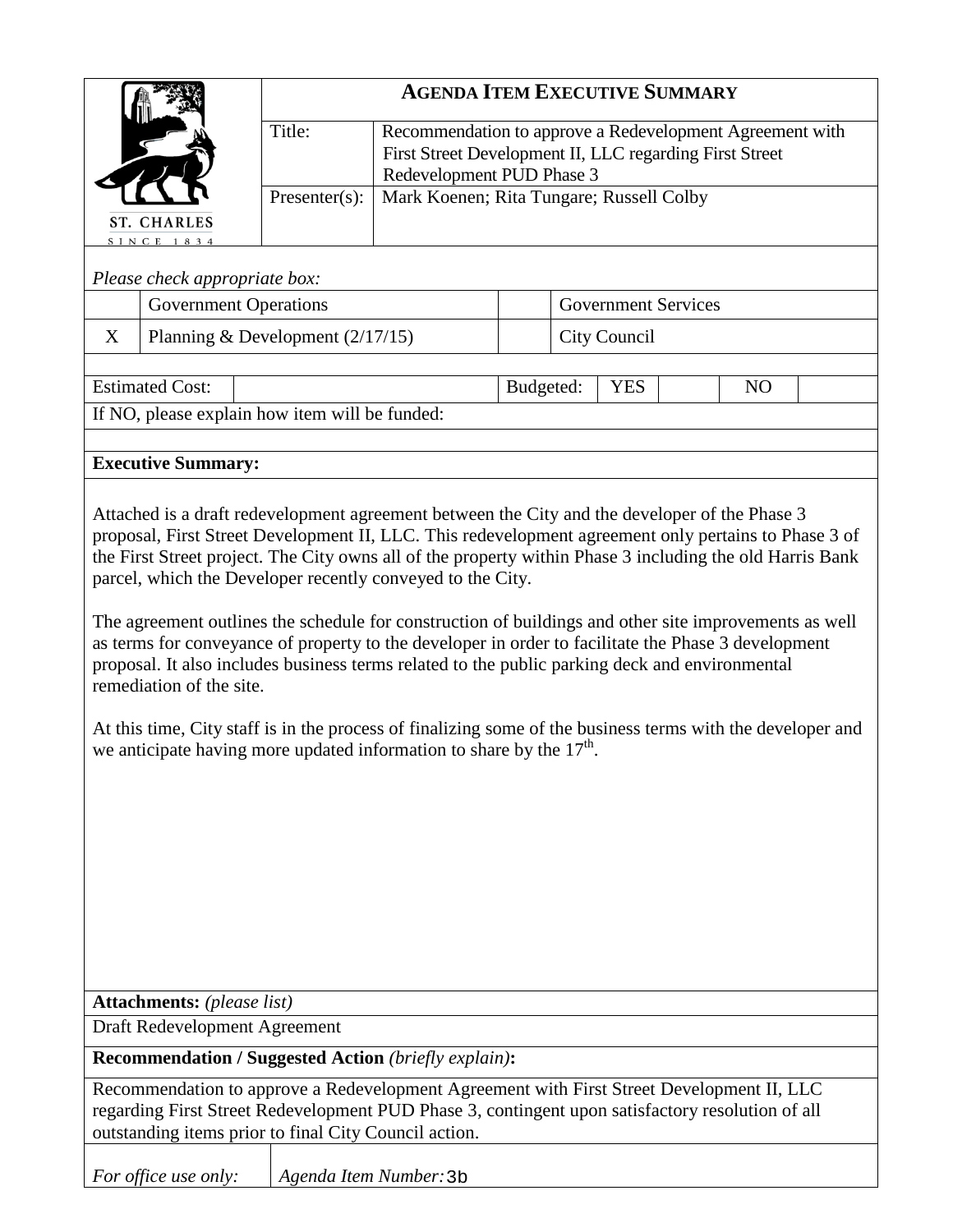ST. CHARLES
SINCE 1834

# AGENDA ITEM EXECUTIVE SUMMARY

| | |
|---|---|
| Title: | Recommendation to approve a Redevelopment Agreement with First Street Development II, LLC regarding First Street Redevelopment PUD Phase 3 |
| Presenter(s): | Mark Koenen; Rita Tungare; Russell Colby |

*Please check appropriate box:*

| | | | |
|---|---|---|---|
| | Government Operations | | Government Services |
| X | Planning & Development (2/17/15) | | City Council |

| | | | | | | |
|---|---|---|---|---|---|---|
| Estimated Cost: | | Budgeted: | YES | | NO | |

If NO, please explain how item will be funded:

**Executive Summary:**

Attached is a draft redevelopment agreement between the City and the developer of the Phase 3 proposal, First Street Development II, LLC. This redevelopment agreement only pertains to Phase 3 of the First Street project. The City owns all of the property within Phase 3 including the old Harris Bank parcel, which the Developer recently conveyed to the City.

The agreement outlines the schedule for construction of buildings and other site improvements as well as terms for conveyance of property to the developer in order to facilitate the Phase 3 development proposal. It also includes business terms related to the public parking deck and environmental remediation of the site.

At this time, City staff is in the process of finalizing some of the business terms with the developer and we anticipate having more updated information to share by the 17th.

**Attachments:** *(please list)*

Draft Redevelopment Agreement

**Recommendation / Suggested Action** *(briefly explain)***:**

Recommendation to approve a Redevelopment Agreement with First Street Development II, LLC regarding First Street Redevelopment PUD Phase 3, contingent upon satisfactory resolution of all outstanding items prior to final City Council action.

| | |
|---|---|
| *For office use only:* | *Agenda Item Number:* 3b |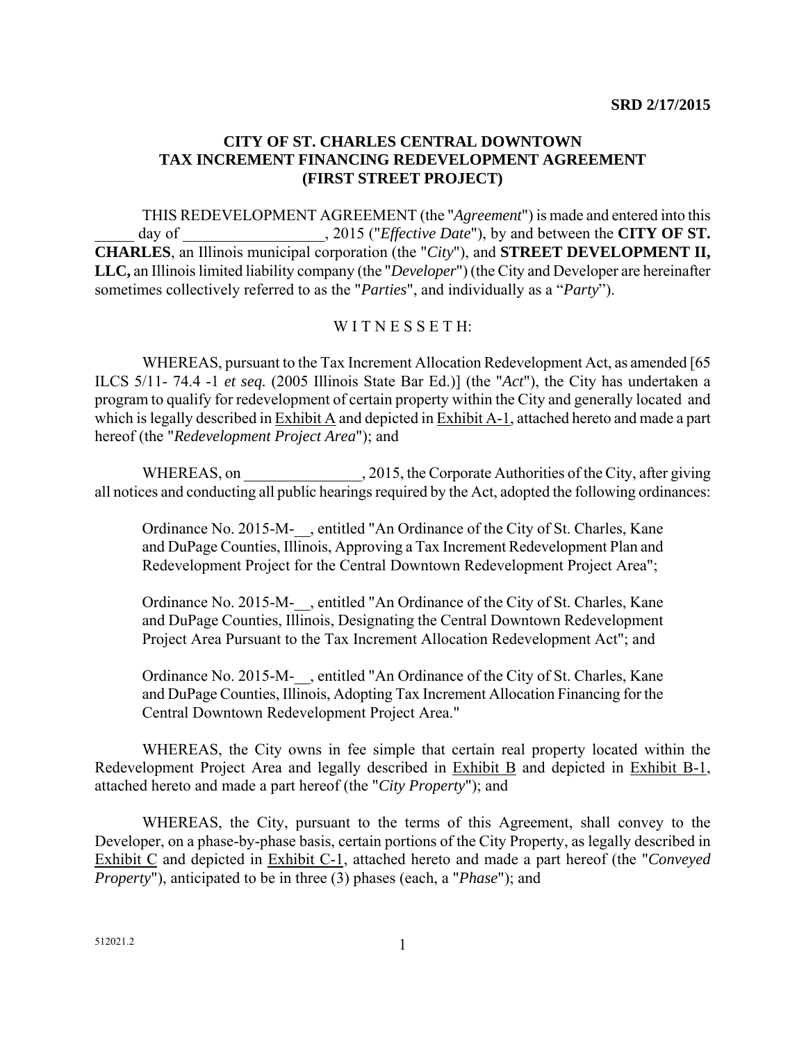**SRD 2/17/2015**

# CITY OF ST. CHARLES CENTRAL DOWNTOWN TAX INCREMENT FINANCING REDEVELOPMENT AGREEMENT (FIRST STREET PROJECT)

THIS REDEVELOPMENT AGREEMENT (the "*Agreement*") is made and entered into this _____ day of __________________, 2015 ("*Effective Date*"), by and between the **CITY OF ST. CHARLES**, an Illinois municipal corporation (the "*City*"), and **STREET DEVELOPMENT II, LLC,** an Illinois limited liability company (the "*Developer*") (the City and Developer are hereinafter sometimes collectively referred to as the "*Parties*", and individually as a "*Party*").

W I T N E S S E T H:

WHEREAS, pursuant to the Tax Increment Allocation Redevelopment Act, as amended [65 ILCS 5/11- 74.4 -1 *et seq.* (2005 Illinois State Bar Ed.)] (the "*Act*"), the City has undertaken a program to qualify for redevelopment of certain property within the City and generally located and which is legally described in Exhibit A and depicted in Exhibit A-1, attached hereto and made a part hereof (the "*Redevelopment Project Area*"); and

WHEREAS, on _______________, 2015, the Corporate Authorities of the City, after giving all notices and conducting all public hearings required by the Act, adopted the following ordinances:

> Ordinance No. 2015-M-__, entitled "An Ordinance of the City of St. Charles, Kane and DuPage Counties, Illinois, Approving a Tax Increment Redevelopment Plan and Redevelopment Project for the Central Downtown Redevelopment Project Area";
>
> Ordinance No. 2015-M-__, entitled "An Ordinance of the City of St. Charles, Kane and DuPage Counties, Illinois, Designating the Central Downtown Redevelopment Project Area Pursuant to the Tax Increment Allocation Redevelopment Act"; and
>
> Ordinance No. 2015-M-__, entitled "An Ordinance of the City of St. Charles, Kane and DuPage Counties, Illinois, Adopting Tax Increment Allocation Financing for the Central Downtown Redevelopment Project Area."

WHEREAS, the City owns in fee simple that certain real property located within the Redevelopment Project Area and legally described in Exhibit B and depicted in Exhibit B-1, attached hereto and made a part hereof (the "*City Property*"); and

WHEREAS, the City, pursuant to the terms of this Agreement, shall convey to the Developer, on a phase-by-phase basis, certain portions of the City Property, as legally described in Exhibit C and depicted in Exhibit C-1, attached hereto and made a part hereof (the "*Conveyed Property*"), anticipated to be in three (3) phases (each, a "*Phase*"); and

512021.2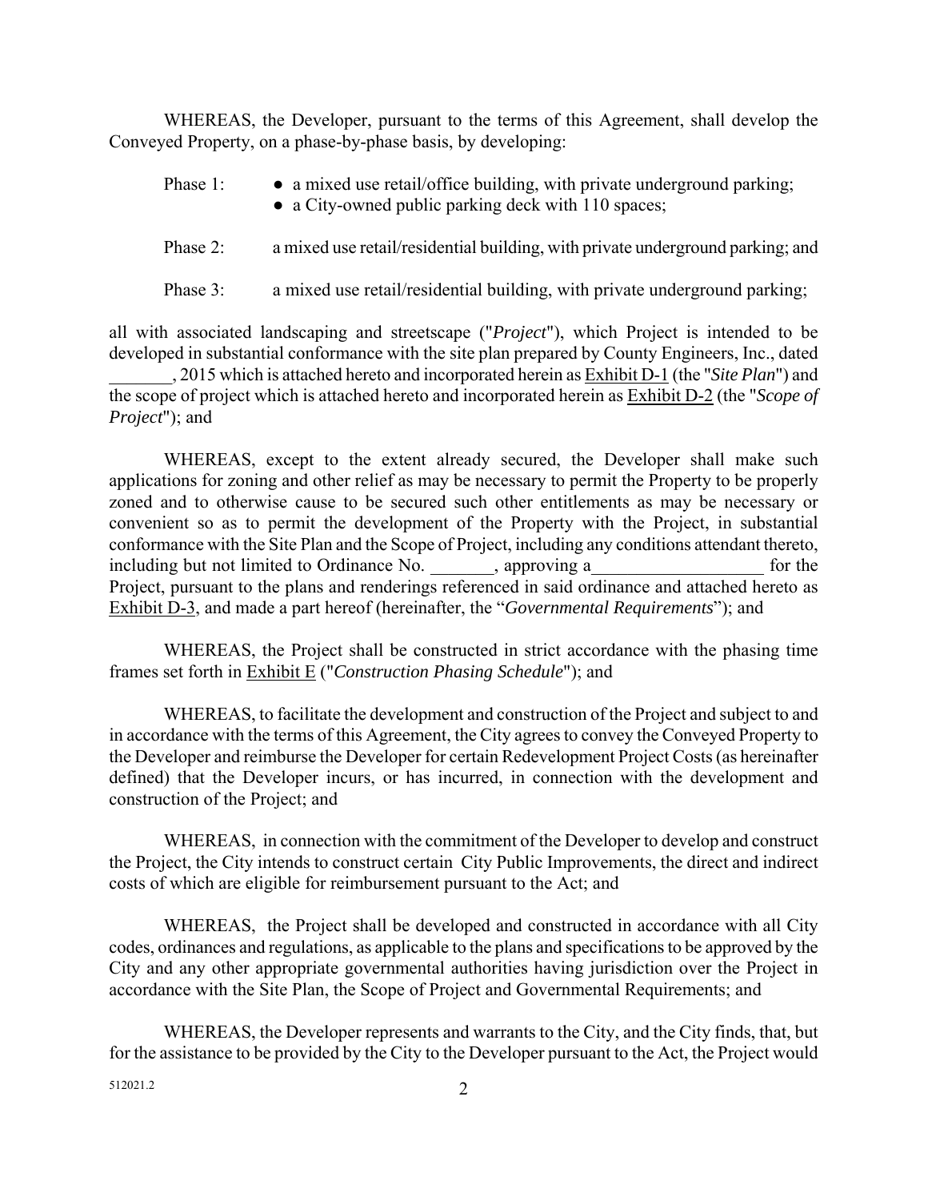WHEREAS, the Developer, pursuant to the terms of this Agreement, shall develop the Conveyed Property, on a phase-by-phase basis, by developing:

Phase 1:
- a mixed use retail/office building, with private underground parking;
- a City-owned public parking deck with 110 spaces;

Phase 2: a mixed use retail/residential building, with private underground parking; and

Phase 3: a mixed use retail/residential building, with private underground parking;

all with associated landscaping and streetscape ("*Project*"), which Project is intended to be developed in substantial conformance with the site plan prepared by County Engineers, Inc., dated _______, 2015 which is attached hereto and incorporated herein as Exhibit D-1 (the "*Site Plan*") and the scope of project which is attached hereto and incorporated herein as Exhibit D-2 (the "*Scope of Project*"); and

WHEREAS, except to the extent already secured, the Developer shall make such applications for zoning and other relief as may be necessary to permit the Property to be properly zoned and to otherwise cause to be secured such other entitlements as may be necessary or convenient so as to permit the development of the Property with the Project, in substantial conformance with the Site Plan and the Scope of Project, including any conditions attendant thereto, including but not limited to Ordinance No. _______, approving a___________________ for the Project, pursuant to the plans and renderings referenced in said ordinance and attached hereto as Exhibit D-3, and made a part hereof (hereinafter, the "*Governmental Requirements*"); and

WHEREAS, the Project shall be constructed in strict accordance with the phasing time frames set forth in Exhibit E ("*Construction Phasing Schedule*"); and

WHEREAS, to facilitate the development and construction of the Project and subject to and in accordance with the terms of this Agreement, the City agrees to convey the Conveyed Property to the Developer and reimburse the Developer for certain Redevelopment Project Costs (as hereinafter defined) that the Developer incurs, or has incurred, in connection with the development and construction of the Project; and

WHEREAS, in connection with the commitment of the Developer to develop and construct the Project, the City intends to construct certain City Public Improvements, the direct and indirect costs of which are eligible for reimbursement pursuant to the Act; and

WHEREAS, the Project shall be developed and constructed in accordance with all City codes, ordinances and regulations, as applicable to the plans and specifications to be approved by the City and any other appropriate governmental authorities having jurisdiction over the Project in accordance with the Site Plan, the Scope of Project and Governmental Requirements; and

WHEREAS, the Developer represents and warrants to the City, and the City finds, that, but for the assistance to be provided by the City to the Developer pursuant to the Act, the Project would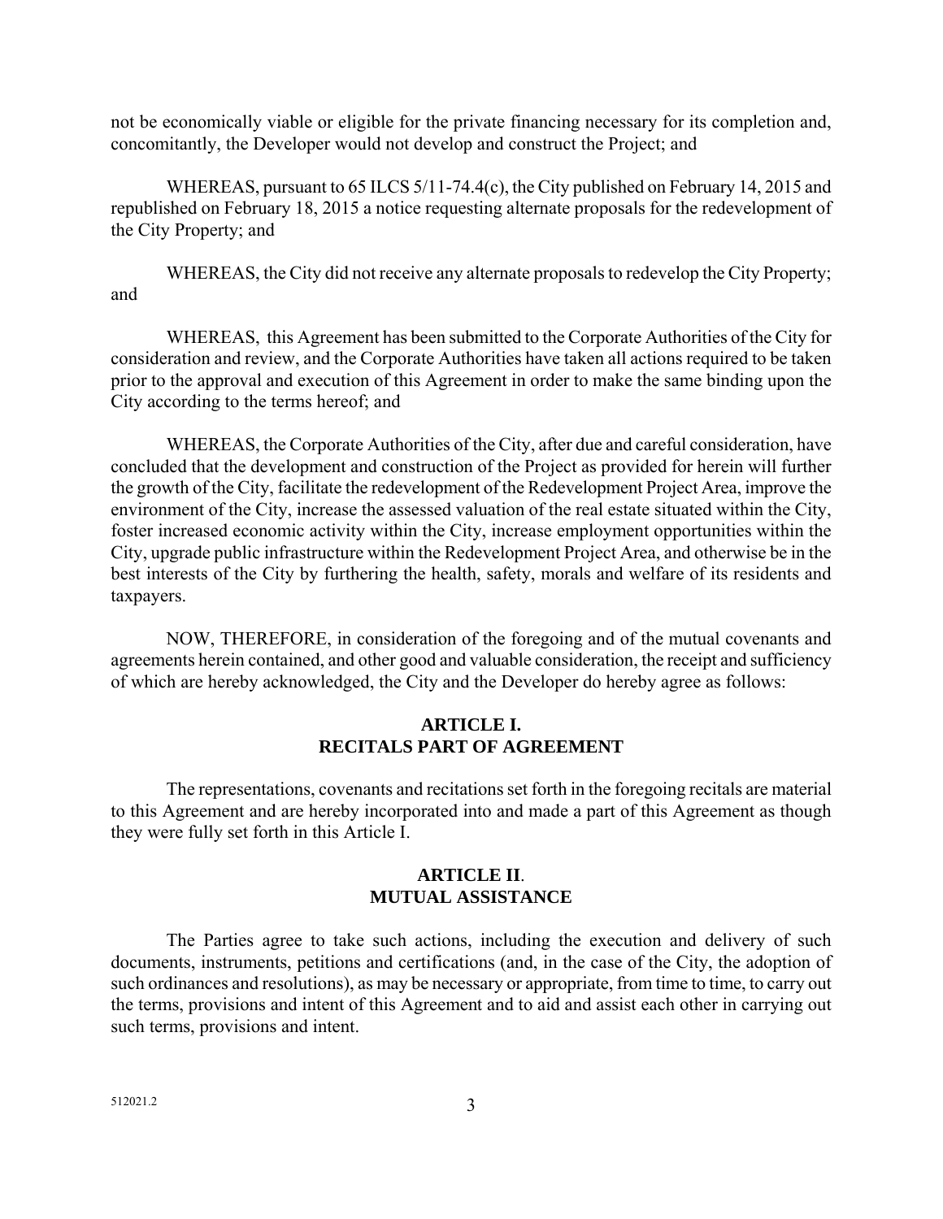not be economically viable or eligible for the private financing necessary for its completion and, concomitantly, the Developer would not develop and construct the Project; and

WHEREAS, pursuant to 65 ILCS 5/11-74.4(c), the City published on February 14, 2015 and republished on February 18, 2015 a notice requesting alternate proposals for the redevelopment of the City Property; and

WHEREAS, the City did not receive any alternate proposals to redevelop the City Property; and

WHEREAS, this Agreement has been submitted to the Corporate Authorities of the City for consideration and review, and the Corporate Authorities have taken all actions required to be taken prior to the approval and execution of this Agreement in order to make the same binding upon the City according to the terms hereof; and

WHEREAS, the Corporate Authorities of the City, after due and careful consideration, have concluded that the development and construction of the Project as provided for herein will further the growth of the City, facilitate the redevelopment of the Redevelopment Project Area, improve the environment of the City, increase the assessed valuation of the real estate situated within the City, foster increased economic activity within the City, increase employment opportunities within the City, upgrade public infrastructure within the Redevelopment Project Area, and otherwise be in the best interests of the City by furthering the health, safety, morals and welfare of its residents and taxpayers.

NOW, THEREFORE, in consideration of the foregoing and of the mutual covenants and agreements herein contained, and other good and valuable consideration, the receipt and sufficiency of which are hereby acknowledged, the City and the Developer do hereby agree as follows:

## ARTICLE I. RECITALS PART OF AGREEMENT

The representations, covenants and recitations set forth in the foregoing recitals are material to this Agreement and are hereby incorporated into and made a part of this Agreement as though they were fully set forth in this Article I.

## ARTICLE II. MUTUAL ASSISTANCE

The Parties agree to take such actions, including the execution and delivery of such documents, instruments, petitions and certifications (and, in the case of the City, the adoption of such ordinances and resolutions), as may be necessary or appropriate, from time to time, to carry out the terms, provisions and intent of this Agreement and to aid and assist each other in carrying out such terms, provisions and intent.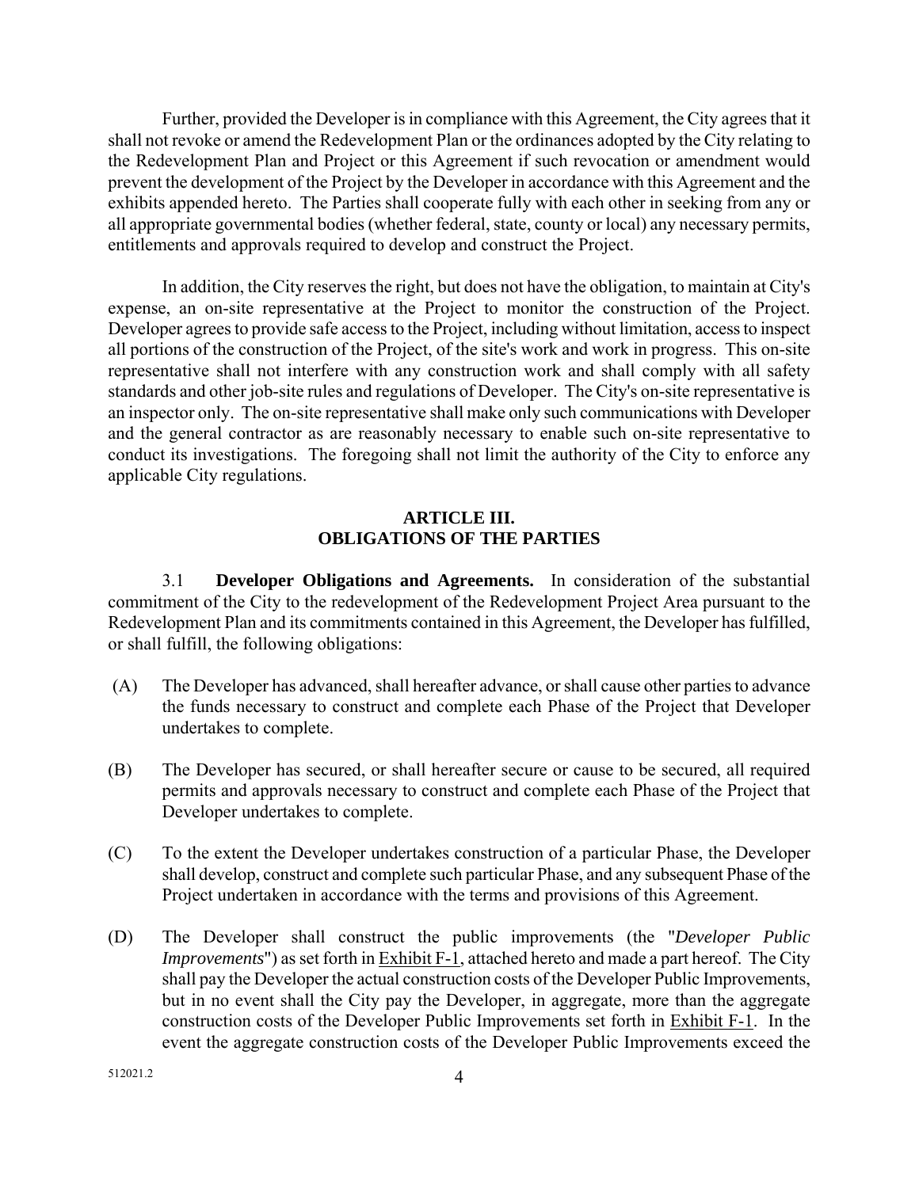Further, provided the Developer is in compliance with this Agreement, the City agrees that it shall not revoke or amend the Redevelopment Plan or the ordinances adopted by the City relating to the Redevelopment Plan and Project or this Agreement if such revocation or amendment would prevent the development of the Project by the Developer in accordance with this Agreement and the exhibits appended hereto. The Parties shall cooperate fully with each other in seeking from any or all appropriate governmental bodies (whether federal, state, county or local) any necessary permits, entitlements and approvals required to develop and construct the Project.

In addition, the City reserves the right, but does not have the obligation, to maintain at City's expense, an on-site representative at the Project to monitor the construction of the Project. Developer agrees to provide safe access to the Project, including without limitation, access to inspect all portions of the construction of the Project, of the site's work and work in progress. This on-site representative shall not interfere with any construction work and shall comply with all safety standards and other job-site rules and regulations of Developer. The City's on-site representative is an inspector only. The on-site representative shall make only such communications with Developer and the general contractor as are reasonably necessary to enable such on-site representative to conduct its investigations. The foregoing shall not limit the authority of the City to enforce any applicable City regulations.

## ARTICLE III.
## OBLIGATIONS OF THE PARTIES

3.1 **Developer Obligations and Agreements.** In consideration of the substantial commitment of the City to the redevelopment of the Redevelopment Project Area pursuant to the Redevelopment Plan and its commitments contained in this Agreement, the Developer has fulfilled, or shall fulfill, the following obligations:

(A) The Developer has advanced, shall hereafter advance, or shall cause other parties to advance the funds necessary to construct and complete each Phase of the Project that Developer undertakes to complete.

(B) The Developer has secured, or shall hereafter secure or cause to be secured, all required permits and approvals necessary to construct and complete each Phase of the Project that Developer undertakes to complete.

(C) To the extent the Developer undertakes construction of a particular Phase, the Developer shall develop, construct and complete such particular Phase, and any subsequent Phase of the Project undertaken in accordance with the terms and provisions of this Agreement.

(D) The Developer shall construct the public improvements (the "*Developer Public Improvements*") as set forth in Exhibit F-1, attached hereto and made a part hereof. The City shall pay the Developer the actual construction costs of the Developer Public Improvements, but in no event shall the City pay the Developer, in aggregate, more than the aggregate construction costs of the Developer Public Improvements set forth in Exhibit F-1. In the event the aggregate construction costs of the Developer Public Improvements exceed the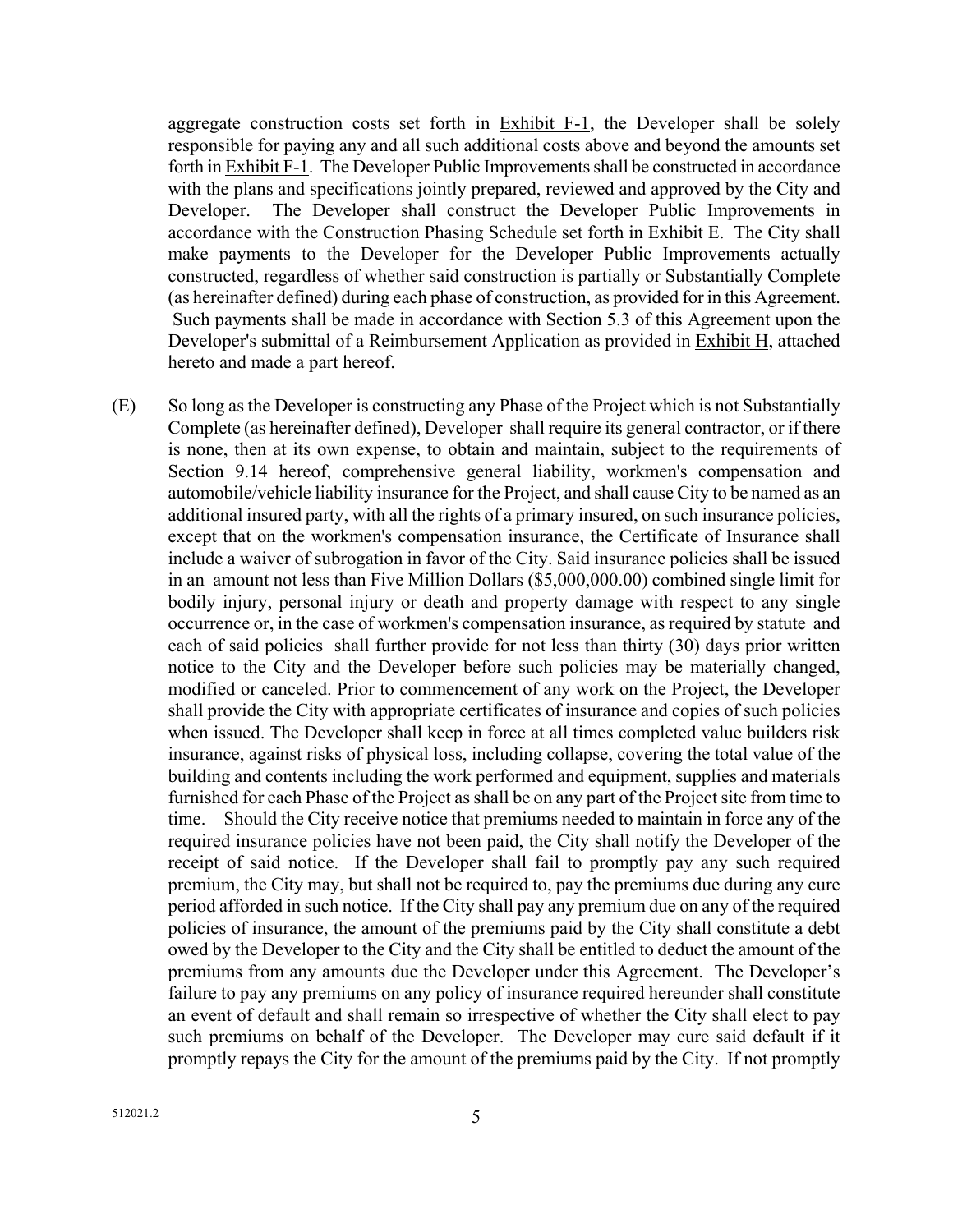aggregate construction costs set forth in Exhibit F-1, the Developer shall be solely responsible for paying any and all such additional costs above and beyond the amounts set forth in Exhibit F-1. The Developer Public Improvements shall be constructed in accordance with the plans and specifications jointly prepared, reviewed and approved by the City and Developer. The Developer shall construct the Developer Public Improvements in accordance with the Construction Phasing Schedule set forth in Exhibit E. The City shall make payments to the Developer for the Developer Public Improvements actually constructed, regardless of whether said construction is partially or Substantially Complete (as hereinafter defined) during each phase of construction, as provided for in this Agreement. Such payments shall be made in accordance with Section 5.3 of this Agreement upon the Developer's submittal of a Reimbursement Application as provided in Exhibit H, attached hereto and made a part hereof.

(E) So long as the Developer is constructing any Phase of the Project which is not Substantially Complete (as hereinafter defined), Developer shall require its general contractor, or if there is none, then at its own expense, to obtain and maintain, subject to the requirements of Section 9.14 hereof, comprehensive general liability, workmen's compensation and automobile/vehicle liability insurance for the Project, and shall cause City to be named as an additional insured party, with all the rights of a primary insured, on such insurance policies, except that on the workmen's compensation insurance, the Certificate of Insurance shall include a waiver of subrogation in favor of the City. Said insurance policies shall be issued in an amount not less than Five Million Dollars ($5,000,000.00) combined single limit for bodily injury, personal injury or death and property damage with respect to any single occurrence or, in the case of workmen's compensation insurance, as required by statute and each of said policies shall further provide for not less than thirty (30) days prior written notice to the City and the Developer before such policies may be materially changed, modified or canceled. Prior to commencement of any work on the Project, the Developer shall provide the City with appropriate certificates of insurance and copies of such policies when issued. The Developer shall keep in force at all times completed value builders risk insurance, against risks of physical loss, including collapse, covering the total value of the building and contents including the work performed and equipment, supplies and materials furnished for each Phase of the Project as shall be on any part of the Project site from time to time. Should the City receive notice that premiums needed to maintain in force any of the required insurance policies have not been paid, the City shall notify the Developer of the receipt of said notice. If the Developer shall fail to promptly pay any such required premium, the City may, but shall not be required to, pay the premiums due during any cure period afforded in such notice. If the City shall pay any premium due on any of the required policies of insurance, the amount of the premiums paid by the City shall constitute a debt owed by the Developer to the City and the City shall be entitled to deduct the amount of the premiums from any amounts due the Developer under this Agreement. The Developer's failure to pay any premiums on any policy of insurance required hereunder shall constitute an event of default and shall remain so irrespective of whether the City shall elect to pay such premiums on behalf of the Developer. The Developer may cure said default if it promptly repays the City for the amount of the premiums paid by the City. If not promptly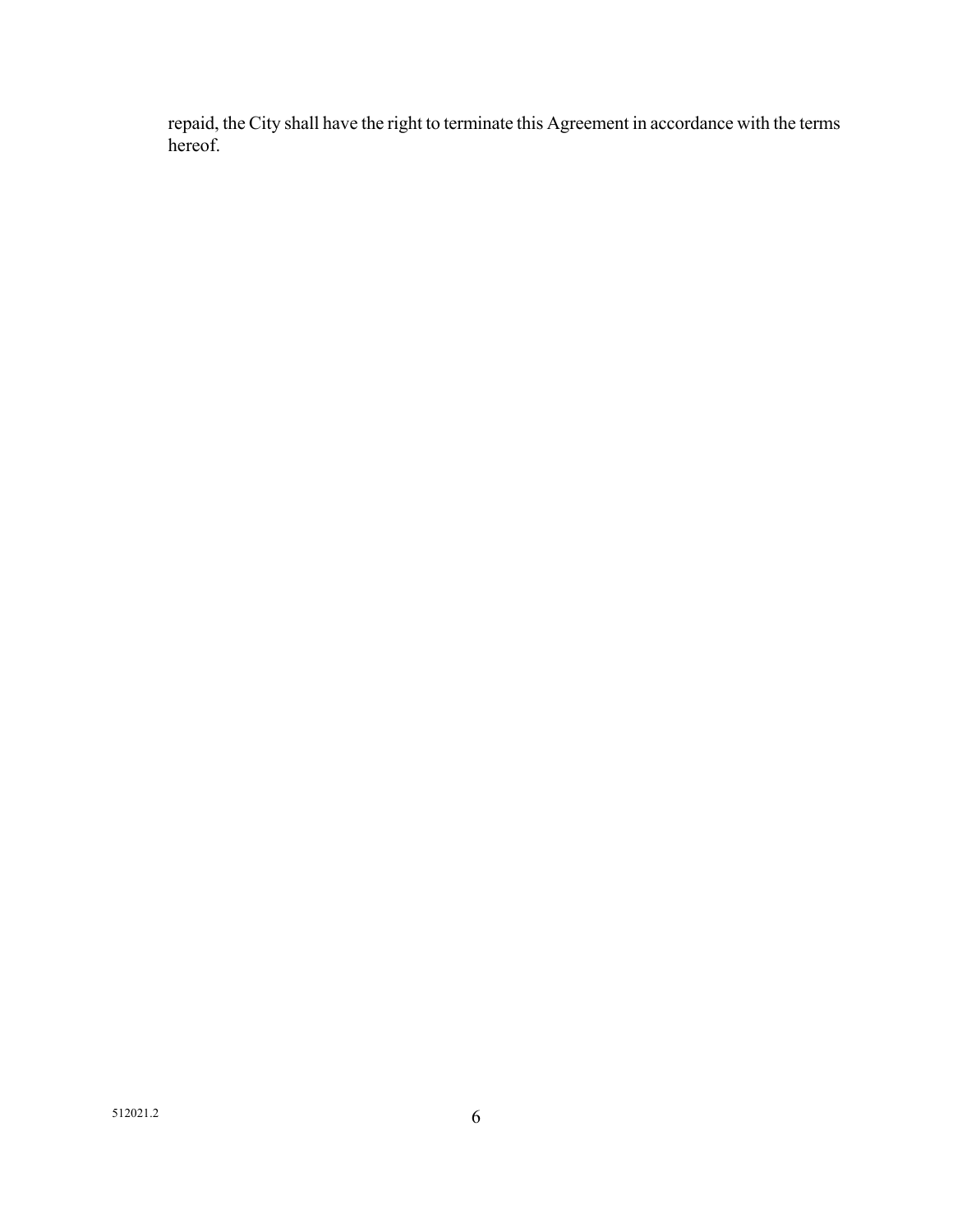repaid, the City shall have the right to terminate this Agreement in accordance with the terms hereof.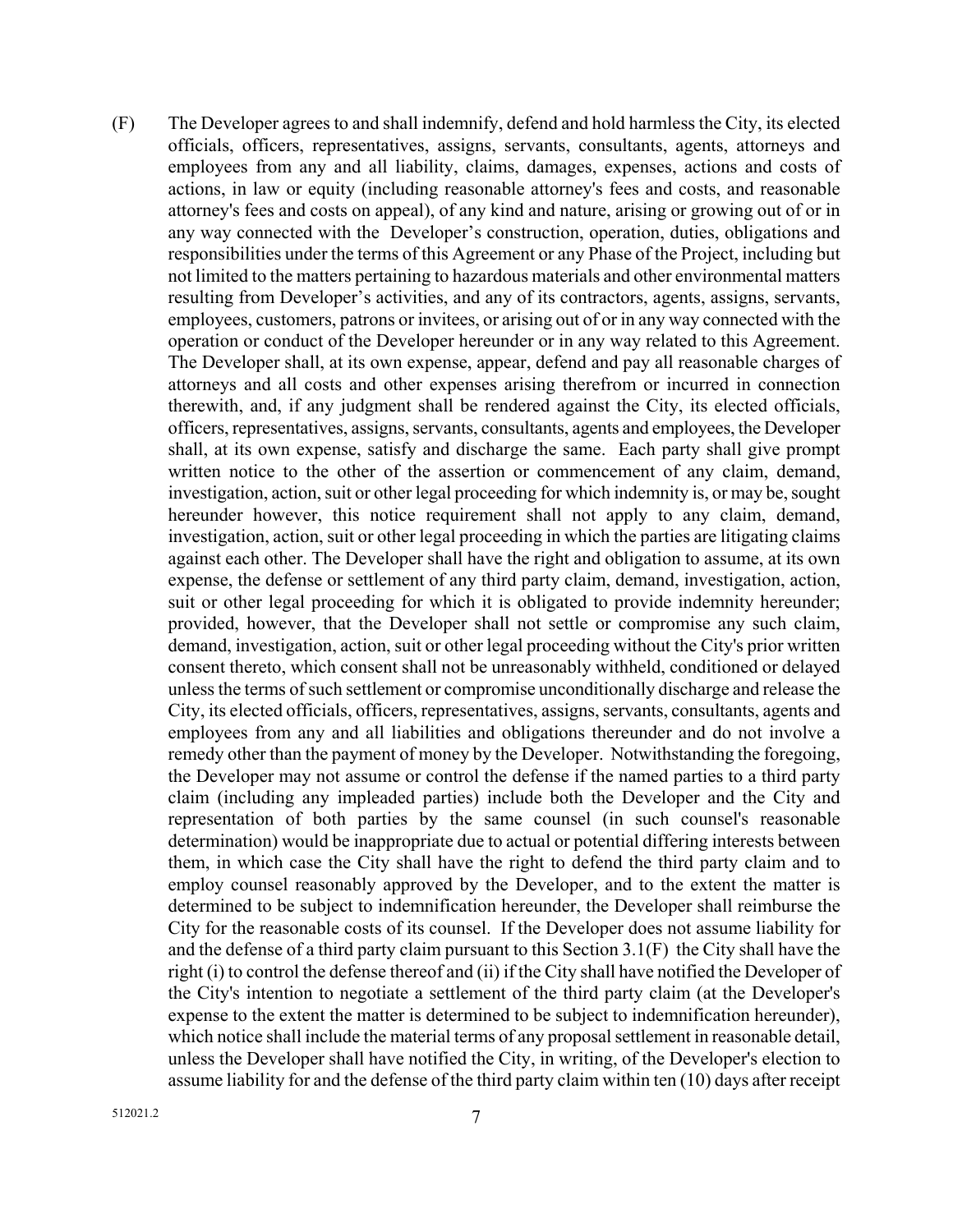(F) The Developer agrees to and shall indemnify, defend and hold harmless the City, its elected officials, officers, representatives, assigns, servants, consultants, agents, attorneys and employees from any and all liability, claims, damages, expenses, actions and costs of actions, in law or equity (including reasonable attorney's fees and costs, and reasonable attorney's fees and costs on appeal), of any kind and nature, arising or growing out of or in any way connected with the Developer's construction, operation, duties, obligations and responsibilities under the terms of this Agreement or any Phase of the Project, including but not limited to the matters pertaining to hazardous materials and other environmental matters resulting from Developer's activities, and any of its contractors, agents, assigns, servants, employees, customers, patrons or invitees, or arising out of or in any way connected with the operation or conduct of the Developer hereunder or in any way related to this Agreement. The Developer shall, at its own expense, appear, defend and pay all reasonable charges of attorneys and all costs and other expenses arising therefrom or incurred in connection therewith, and, if any judgment shall be rendered against the City, its elected officials, officers, representatives, assigns, servants, consultants, agents and employees, the Developer shall, at its own expense, satisfy and discharge the same. Each party shall give prompt written notice to the other of the assertion or commencement of any claim, demand, investigation, action, suit or other legal proceeding for which indemnity is, or may be, sought hereunder however, this notice requirement shall not apply to any claim, demand, investigation, action, suit or other legal proceeding in which the parties are litigating claims against each other. The Developer shall have the right and obligation to assume, at its own expense, the defense or settlement of any third party claim, demand, investigation, action, suit or other legal proceeding for which it is obligated to provide indemnity hereunder; provided, however, that the Developer shall not settle or compromise any such claim, demand, investigation, action, suit or other legal proceeding without the City's prior written consent thereto, which consent shall not be unreasonably withheld, conditioned or delayed unless the terms of such settlement or compromise unconditionally discharge and release the City, its elected officials, officers, representatives, assigns, servants, consultants, agents and employees from any and all liabilities and obligations thereunder and do not involve a remedy other than the payment of money by the Developer. Notwithstanding the foregoing, the Developer may not assume or control the defense if the named parties to a third party claim (including any impleaded parties) include both the Developer and the City and representation of both parties by the same counsel (in such counsel's reasonable determination) would be inappropriate due to actual or potential differing interests between them, in which case the City shall have the right to defend the third party claim and to employ counsel reasonably approved by the Developer, and to the extent the matter is determined to be subject to indemnification hereunder, the Developer shall reimburse the City for the reasonable costs of its counsel. If the Developer does not assume liability for and the defense of a third party claim pursuant to this Section 3.1(F) the City shall have the right (i) to control the defense thereof and (ii) if the City shall have notified the Developer of the City's intention to negotiate a settlement of the third party claim (at the Developer's expense to the extent the matter is determined to be subject to indemnification hereunder), which notice shall include the material terms of any proposal settlement in reasonable detail, unless the Developer shall have notified the City, in writing, of the Developer's election to assume liability for and the defense of the third party claim within ten (10) days after receipt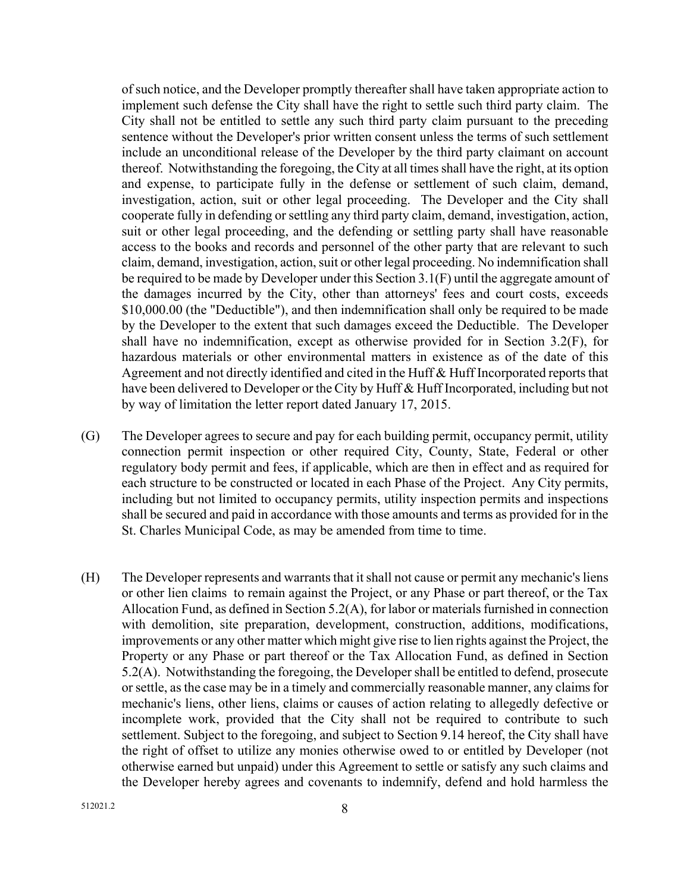of such notice, and the Developer promptly thereafter shall have taken appropriate action to implement such defense the City shall have the right to settle such third party claim. The City shall not be entitled to settle any such third party claim pursuant to the preceding sentence without the Developer's prior written consent unless the terms of such settlement include an unconditional release of the Developer by the third party claimant on account thereof. Notwithstanding the foregoing, the City at all times shall have the right, at its option and expense, to participate fully in the defense or settlement of such claim, demand, investigation, action, suit or other legal proceeding. The Developer and the City shall cooperate fully in defending or settling any third party claim, demand, investigation, action, suit or other legal proceeding, and the defending or settling party shall have reasonable access to the books and records and personnel of the other party that are relevant to such claim, demand, investigation, action, suit or other legal proceeding. No indemnification shall be required to be made by Developer under this Section 3.1(F) until the aggregate amount of the damages incurred by the City, other than attorneys' fees and court costs, exceeds $10,000.00 (the "Deductible"), and then indemnification shall only be required to be made by the Developer to the extent that such damages exceed the Deductible. The Developer shall have no indemnification, except as otherwise provided for in Section 3.2(F), for hazardous materials or other environmental matters in existence as of the date of this Agreement and not directly identified and cited in the Huff & Huff Incorporated reports that have been delivered to Developer or the City by Huff & Huff Incorporated, including but not by way of limitation the letter report dated January 17, 2015.

(G) The Developer agrees to secure and pay for each building permit, occupancy permit, utility connection permit inspection or other required City, County, State, Federal or other regulatory body permit and fees, if applicable, which are then in effect and as required for each structure to be constructed or located in each Phase of the Project. Any City permits, including but not limited to occupancy permits, utility inspection permits and inspections shall be secured and paid in accordance with those amounts and terms as provided for in the St. Charles Municipal Code, as may be amended from time to time.

(H) The Developer represents and warrants that it shall not cause or permit any mechanic's liens or other lien claims to remain against the Project, or any Phase or part thereof, or the Tax Allocation Fund, as defined in Section 5.2(A), for labor or materials furnished in connection with demolition, site preparation, development, construction, additions, modifications, improvements or any other matter which might give rise to lien rights against the Project, the Property or any Phase or part thereof or the Tax Allocation Fund, as defined in Section 5.2(A). Notwithstanding the foregoing, the Developer shall be entitled to defend, prosecute or settle, as the case may be in a timely and commercially reasonable manner, any claims for mechanic's liens, other liens, claims or causes of action relating to allegedly defective or incomplete work, provided that the City shall not be required to contribute to such settlement. Subject to the foregoing, and subject to Section 9.14 hereof, the City shall have the right of offset to utilize any monies otherwise owed to or entitled by Developer (not otherwise earned but unpaid) under this Agreement to settle or satisfy any such claims and the Developer hereby agrees and covenants to indemnify, defend and hold harmless the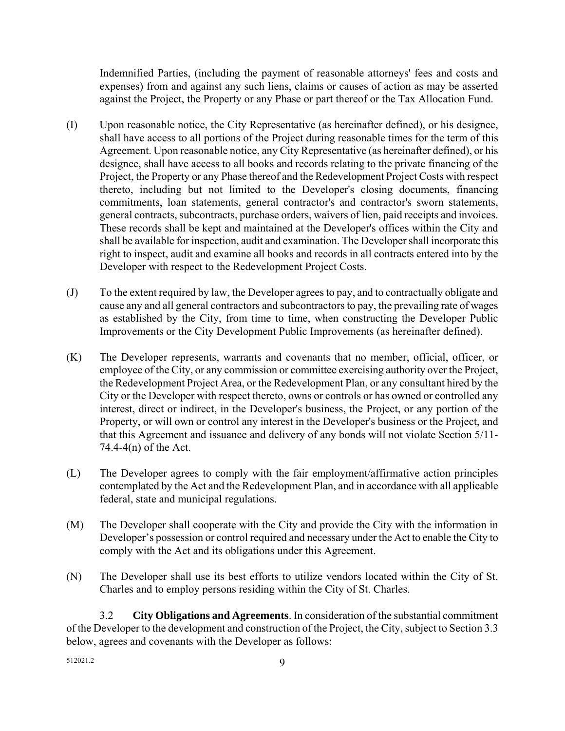Indemnified Parties, (including the payment of reasonable attorneys' fees and costs and expenses) from and against any such liens, claims or causes of action as may be asserted against the Project, the Property or any Phase or part thereof or the Tax Allocation Fund.

(I) Upon reasonable notice, the City Representative (as hereinafter defined), or his designee, shall have access to all portions of the Project during reasonable times for the term of this Agreement. Upon reasonable notice, any City Representative (as hereinafter defined), or his designee, shall have access to all books and records relating to the private financing of the Project, the Property or any Phase thereof and the Redevelopment Project Costs with respect thereto, including but not limited to the Developer's closing documents, financing commitments, loan statements, general contractor's and contractor's sworn statements, general contracts, subcontracts, purchase orders, waivers of lien, paid receipts and invoices. These records shall be kept and maintained at the Developer's offices within the City and shall be available for inspection, audit and examination. The Developer shall incorporate this right to inspect, audit and examine all books and records in all contracts entered into by the Developer with respect to the Redevelopment Project Costs.

(J) To the extent required by law, the Developer agrees to pay, and to contractually obligate and cause any and all general contractors and subcontractors to pay, the prevailing rate of wages as established by the City, from time to time, when constructing the Developer Public Improvements or the City Development Public Improvements (as hereinafter defined).

(K) The Developer represents, warrants and covenants that no member, official, officer, or employee of the City, or any commission or committee exercising authority over the Project, the Redevelopment Project Area, or the Redevelopment Plan, or any consultant hired by the City or the Developer with respect thereto, owns or controls or has owned or controlled any interest, direct or indirect, in the Developer's business, the Project, or any portion of the Property, or will own or control any interest in the Developer's business or the Project, and that this Agreement and issuance and delivery of any bonds will not violate Section 5/11-74.4-4(n) of the Act.

(L) The Developer agrees to comply with the fair employment/affirmative action principles contemplated by the Act and the Redevelopment Plan, and in accordance with all applicable federal, state and municipal regulations.

(M) The Developer shall cooperate with the City and provide the City with the information in Developer's possession or control required and necessary under the Act to enable the City to comply with the Act and its obligations under this Agreement.

(N) The Developer shall use its best efforts to utilize vendors located within the City of St. Charles and to employ persons residing within the City of St. Charles.

3.2 **City Obligations and Agreements**. In consideration of the substantial commitment of the Developer to the development and construction of the Project, the City, subject to Section 3.3 below, agrees and covenants with the Developer as follows: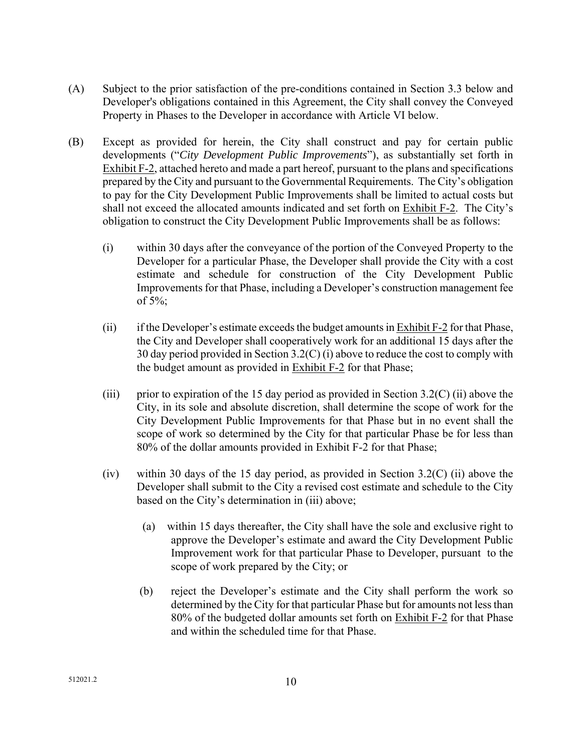(A) Subject to the prior satisfaction of the pre-conditions contained in Section 3.3 below and Developer's obligations contained in this Agreement, the City shall convey the Conveyed Property in Phases to the Developer in accordance with Article VI below.

(B) Except as provided for herein, the City shall construct and pay for certain public developments ("*City Development Public Improvements*"), as substantially set forth in Exhibit F-2, attached hereto and made a part hereof, pursuant to the plans and specifications prepared by the City and pursuant to the Governmental Requirements. The City's obligation to pay for the City Development Public Improvements shall be limited to actual costs but shall not exceed the allocated amounts indicated and set forth on Exhibit F-2. The City's obligation to construct the City Development Public Improvements shall be as follows:

   (i) within 30 days after the conveyance of the portion of the Conveyed Property to the Developer for a particular Phase, the Developer shall provide the City with a cost estimate and schedule for construction of the City Development Public Improvements for that Phase, including a Developer's construction management fee of 5%;

   (ii) if the Developer's estimate exceeds the budget amounts in Exhibit F-2 for that Phase, the City and Developer shall cooperatively work for an additional 15 days after the 30 day period provided in Section 3.2(C) (i) above to reduce the cost to comply with the budget amount as provided in Exhibit F-2 for that Phase;

   (iii) prior to expiration of the 15 day period as provided in Section 3.2(C) (ii) above the City, in its sole and absolute discretion, shall determine the scope of work for the City Development Public Improvements for that Phase but in no event shall the scope of work so determined by the City for that particular Phase be for less than 80% of the dollar amounts provided in Exhibit F-2 for that Phase;

   (iv) within 30 days of the 15 day period, as provided in Section 3.2(C) (ii) above the Developer shall submit to the City a revised cost estimate and schedule to the City based on the City's determination in (iii) above;

      (a) within 15 days thereafter, the City shall have the sole and exclusive right to approve the Developer's estimate and award the City Development Public Improvement work for that particular Phase to Developer, pursuant to the scope of work prepared by the City; or

      (b) reject the Developer's estimate and the City shall perform the work so determined by the City for that particular Phase but for amounts not less than 80% of the budgeted dollar amounts set forth on Exhibit F-2 for that Phase and within the scheduled time for that Phase.

512021.2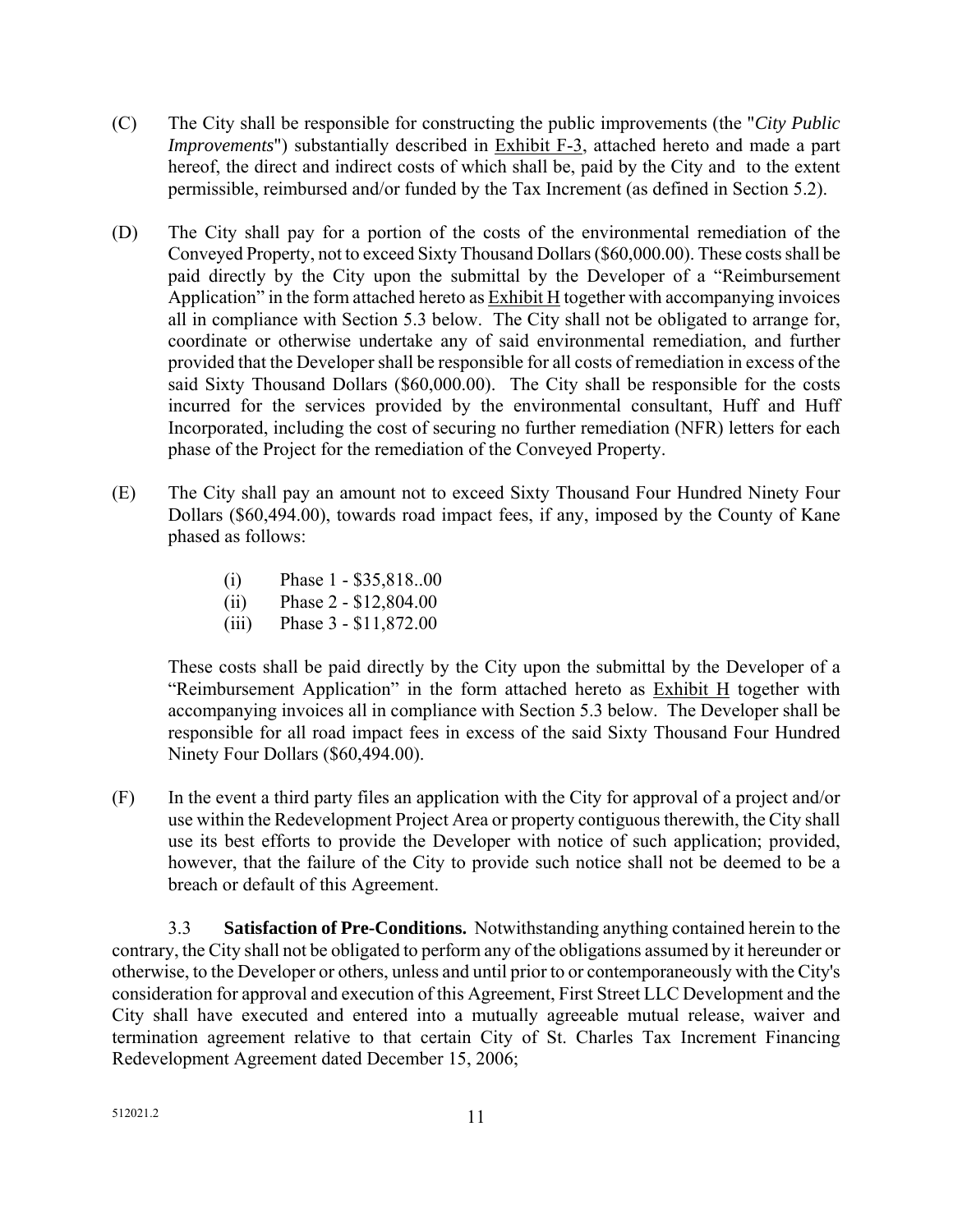(C) The City shall be responsible for constructing the public improvements (the "*City Public Improvements*") substantially described in Exhibit F-3, attached hereto and made a part hereof, the direct and indirect costs of which shall be, paid by the City and to the extent permissible, reimbursed and/or funded by the Tax Increment (as defined in Section 5.2).

(D) The City shall pay for a portion of the costs of the environmental remediation of the Conveyed Property, not to exceed Sixty Thousand Dollars ($60,000.00). These costs shall be paid directly by the City upon the submittal by the Developer of a "Reimbursement Application" in the form attached hereto as Exhibit H together with accompanying invoices all in compliance with Section 5.3 below. The City shall not be obligated to arrange for, coordinate or otherwise undertake any of said environmental remediation, and further provided that the Developer shall be responsible for all costs of remediation in excess of the said Sixty Thousand Dollars ($60,000.00). The City shall be responsible for the costs incurred for the services provided by the environmental consultant, Huff and Huff Incorporated, including the cost of securing no further remediation (NFR) letters for each phase of the Project for the remediation of the Conveyed Property.

(E) The City shall pay an amount not to exceed Sixty Thousand Four Hundred Ninety Four Dollars ($60,494.00), towards road impact fees, if any, imposed by the County of Kane phased as follows:

(i) Phase 1 - $35,818..00
(ii) Phase 2 - $12,804.00
(iii) Phase 3 - $11,872.00

These costs shall be paid directly by the City upon the submittal by the Developer of a "Reimbursement Application" in the form attached hereto as Exhibit H together with accompanying invoices all in compliance with Section 5.3 below. The Developer shall be responsible for all road impact fees in excess of the said Sixty Thousand Four Hundred Ninety Four Dollars ($60,494.00).

(F) In the event a third party files an application with the City for approval of a project and/or use within the Redevelopment Project Area or property contiguous therewith, the City shall use its best efforts to provide the Developer with notice of such application; provided, however, that the failure of the City to provide such notice shall not be deemed to be a breach or default of this Agreement.

3.3 **Satisfaction of Pre-Conditions.** Notwithstanding anything contained herein to the contrary, the City shall not be obligated to perform any of the obligations assumed by it hereunder or otherwise, to the Developer or others, unless and until prior to or contemporaneously with the City's consideration for approval and execution of this Agreement, First Street LLC Development and the City shall have executed and entered into a mutually agreeable mutual release, waiver and termination agreement relative to that certain City of St. Charles Tax Increment Financing Redevelopment Agreement dated December 15, 2006;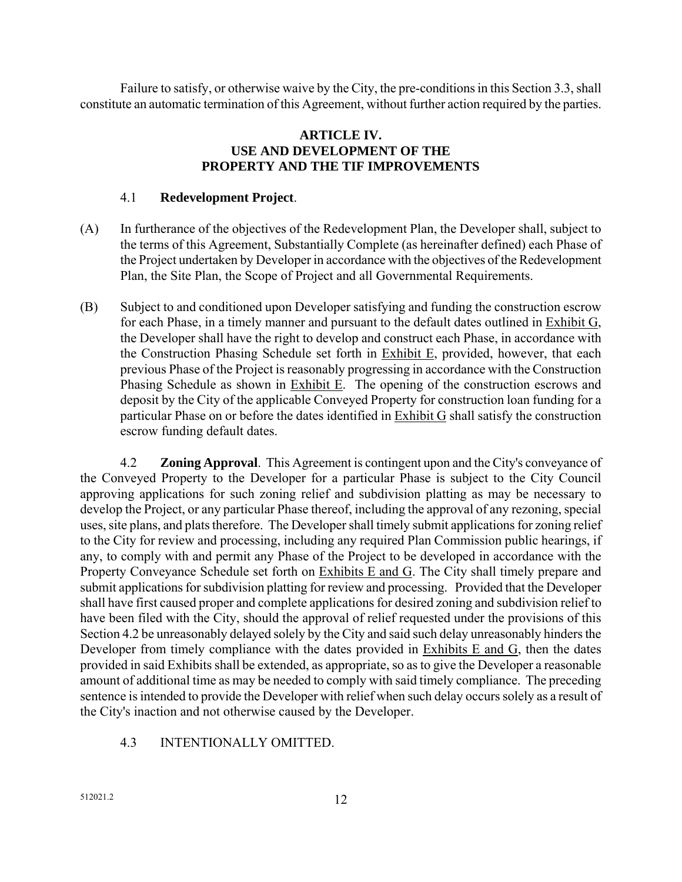Failure to satisfy, or otherwise waive by the City, the pre-conditions in this Section 3.3, shall constitute an automatic termination of this Agreement, without further action required by the parties.

## ARTICLE IV. USE AND DEVELOPMENT OF THE PROPERTY AND THE TIF IMPROVEMENTS

4.1 **Redevelopment Project**.

(A) In furtherance of the objectives of the Redevelopment Plan, the Developer shall, subject to the terms of this Agreement, Substantially Complete (as hereinafter defined) each Phase of the Project undertaken by Developer in accordance with the objectives of the Redevelopment Plan, the Site Plan, the Scope of Project and all Governmental Requirements.

(B) Subject to and conditioned upon Developer satisfying and funding the construction escrow for each Phase, in a timely manner and pursuant to the default dates outlined in Exhibit G, the Developer shall have the right to develop and construct each Phase, in accordance with the Construction Phasing Schedule set forth in Exhibit E, provided, however, that each previous Phase of the Project is reasonably progressing in accordance with the Construction Phasing Schedule as shown in Exhibit E. The opening of the construction escrows and deposit by the City of the applicable Conveyed Property for construction loan funding for a particular Phase on or before the dates identified in Exhibit G shall satisfy the construction escrow funding default dates.

4.2 **Zoning Approval**. This Agreement is contingent upon and the City's conveyance of the Conveyed Property to the Developer for a particular Phase is subject to the City Council approving applications for such zoning relief and subdivision platting as may be necessary to develop the Project, or any particular Phase thereof, including the approval of any rezoning, special uses, site plans, and plats therefore. The Developer shall timely submit applications for zoning relief to the City for review and processing, including any required Plan Commission public hearings, if any, to comply with and permit any Phase of the Project to be developed in accordance with the Property Conveyance Schedule set forth on Exhibits E and G. The City shall timely prepare and submit applications for subdivision platting for review and processing. Provided that the Developer shall have first caused proper and complete applications for desired zoning and subdivision relief to have been filed with the City, should the approval of relief requested under the provisions of this Section 4.2 be unreasonably delayed solely by the City and said such delay unreasonably hinders the Developer from timely compliance with the dates provided in Exhibits E and G, then the dates provided in said Exhibits shall be extended, as appropriate, so as to give the Developer a reasonable amount of additional time as may be needed to comply with said timely compliance. The preceding sentence is intended to provide the Developer with relief when such delay occurs solely as a result of the City's inaction and not otherwise caused by the Developer.

4.3 INTENTIONALLY OMITTED.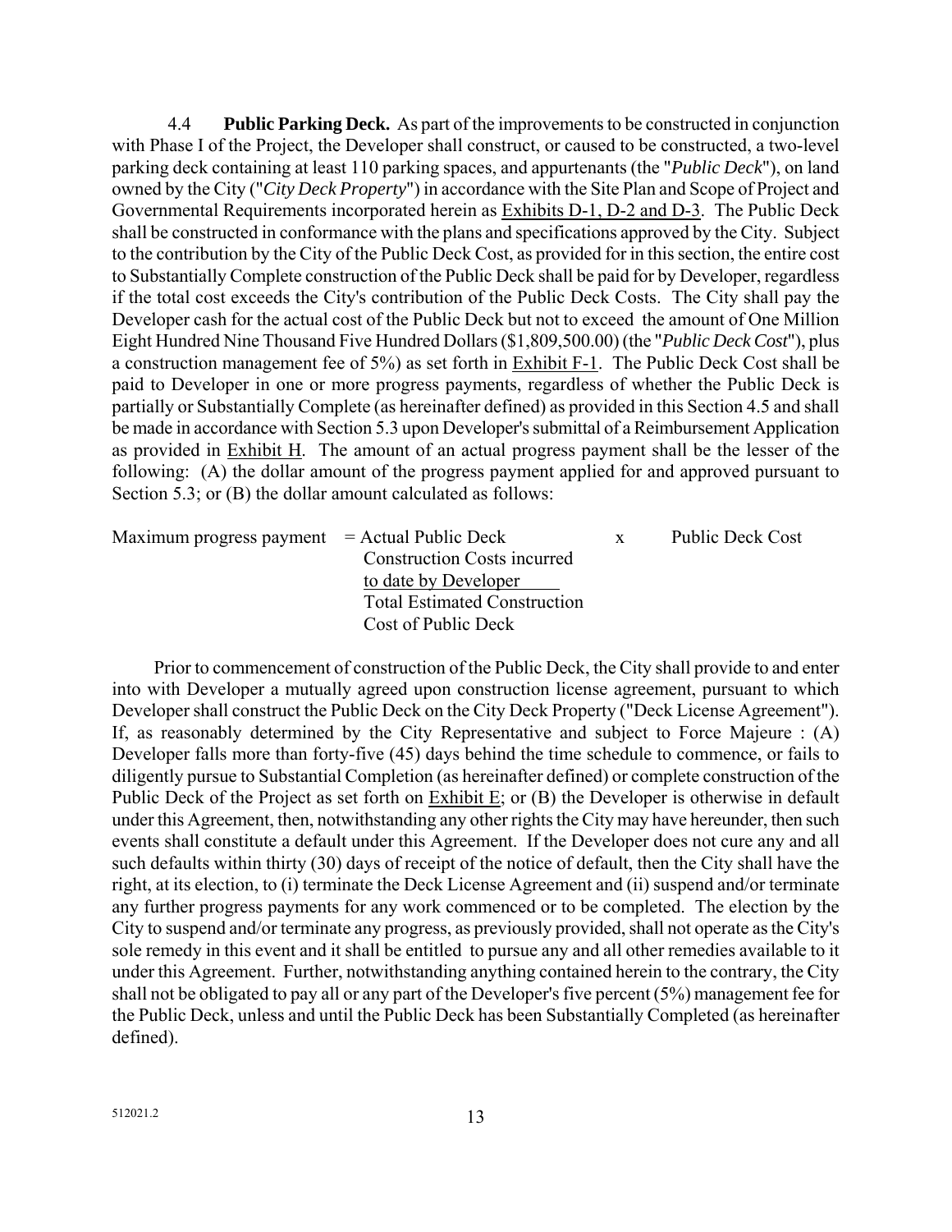4.4 **Public Parking Deck.** As part of the improvements to be constructed in conjunction with Phase I of the Project, the Developer shall construct, or caused to be constructed, a two-level parking deck containing at least 110 parking spaces, and appurtenants (the "*Public Deck*"), on land owned by the City ("*City Deck Property*") in accordance with the Site Plan and Scope of Project and Governmental Requirements incorporated herein as Exhibits D-1, D-2 and D-3. The Public Deck shall be constructed in conformance with the plans and specifications approved by the City. Subject to the contribution by the City of the Public Deck Cost, as provided for in this section, the entire cost to Substantially Complete construction of the Public Deck shall be paid for by Developer, regardless if the total cost exceeds the City's contribution of the Public Deck Costs. The City shall pay the Developer cash for the actual cost of the Public Deck but not to exceed the amount of One Million Eight Hundred Nine Thousand Five Hundred Dollars ($1,809,500.00) (the "*Public Deck Cost*"), plus a construction management fee of 5%) as set forth in Exhibit F-1. The Public Deck Cost shall be paid to Developer in one or more progress payments, regardless of whether the Public Deck is partially or Substantially Complete (as hereinafter defined) as provided in this Section 4.5 and shall be made in accordance with Section 5.3 upon Developer's submittal of a Reimbursement Application as provided in Exhibit H. The amount of an actual progress payment shall be the lesser of the following: (A) the dollar amount of the progress payment applied for and approved pursuant to Section 5.3; or (B) the dollar amount calculated as follows:

$$\text{Maximum progress payment} = \frac{\text{Actual Public Deck Construction Costs incurred to date by Developer}}{\text{Total Estimated Construction Cost of Public Deck}} \times \text{Public Deck Cost}$$

Prior to commencement of construction of the Public Deck, the City shall provide to and enter into with Developer a mutually agreed upon construction license agreement, pursuant to which Developer shall construct the Public Deck on the City Deck Property ("Deck License Agreement"). If, as reasonably determined by the City Representative and subject to Force Majeure : (A) Developer falls more than forty-five (45) days behind the time schedule to commence, or fails to diligently pursue to Substantial Completion (as hereinafter defined) or complete construction of the Public Deck of the Project as set forth on Exhibit E; or (B) the Developer is otherwise in default under this Agreement, then, notwithstanding any other rights the City may have hereunder, then such events shall constitute a default under this Agreement. If the Developer does not cure any and all such defaults within thirty (30) days of receipt of the notice of default, then the City shall have the right, at its election, to (i) terminate the Deck License Agreement and (ii) suspend and/or terminate any further progress payments for any work commenced or to be completed. The election by the City to suspend and/or terminate any progress, as previously provided, shall not operate as the City's sole remedy in this event and it shall be entitled to pursue any and all other remedies available to it under this Agreement. Further, notwithstanding anything contained herein to the contrary, the City shall not be obligated to pay all or any part of the Developer's five percent (5%) management fee for the Public Deck, unless and until the Public Deck has been Substantially Completed (as hereinafter defined).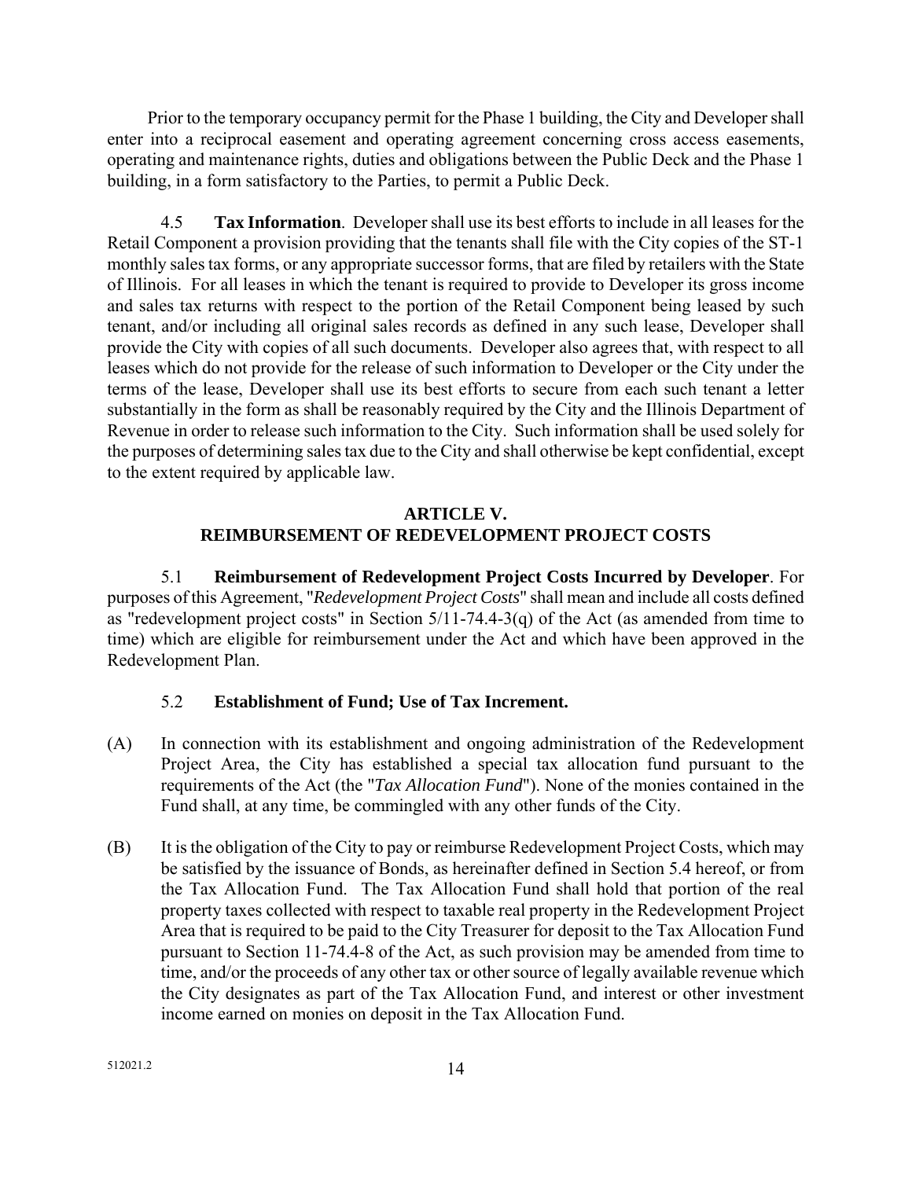Prior to the temporary occupancy permit for the Phase 1 building, the City and Developer shall enter into a reciprocal easement and operating agreement concerning cross access easements, operating and maintenance rights, duties and obligations between the Public Deck and the Phase 1 building, in a form satisfactory to the Parties, to permit a Public Deck.

4.5 **Tax Information**. Developer shall use its best efforts to include in all leases for the Retail Component a provision providing that the tenants shall file with the City copies of the ST-1 monthly sales tax forms, or any appropriate successor forms, that are filed by retailers with the State of Illinois. For all leases in which the tenant is required to provide to Developer its gross income and sales tax returns with respect to the portion of the Retail Component being leased by such tenant, and/or including all original sales records as defined in any such lease, Developer shall provide the City with copies of all such documents. Developer also agrees that, with respect to all leases which do not provide for the release of such information to Developer or the City under the terms of the lease, Developer shall use its best efforts to secure from each such tenant a letter substantially in the form as shall be reasonably required by the City and the Illinois Department of Revenue in order to release such information to the City. Such information shall be used solely for the purposes of determining sales tax due to the City and shall otherwise be kept confidential, except to the extent required by applicable law.

## ARTICLE V.
## REIMBURSEMENT OF REDEVELOPMENT PROJECT COSTS

5.1 **Reimbursement of Redevelopment Project Costs Incurred by Developer**. For purposes of this Agreement, "*Redevelopment Project Costs*" shall mean and include all costs defined as "redevelopment project costs" in Section 5/11-74.4-3(q) of the Act (as amended from time to time) which are eligible for reimbursement under the Act and which have been approved in the Redevelopment Plan.

5.2 **Establishment of Fund; Use of Tax Increment.**

(A) In connection with its establishment and ongoing administration of the Redevelopment Project Area, the City has established a special tax allocation fund pursuant to the requirements of the Act (the "*Tax Allocation Fund*"). None of the monies contained in the Fund shall, at any time, be commingled with any other funds of the City.

(B) It is the obligation of the City to pay or reimburse Redevelopment Project Costs, which may be satisfied by the issuance of Bonds, as hereinafter defined in Section 5.4 hereof, or from the Tax Allocation Fund. The Tax Allocation Fund shall hold that portion of the real property taxes collected with respect to taxable real property in the Redevelopment Project Area that is required to be paid to the City Treasurer for deposit to the Tax Allocation Fund pursuant to Section 11-74.4-8 of the Act, as such provision may be amended from time to time, and/or the proceeds of any other tax or other source of legally available revenue which the City designates as part of the Tax Allocation Fund, and interest or other investment income earned on monies on deposit in the Tax Allocation Fund.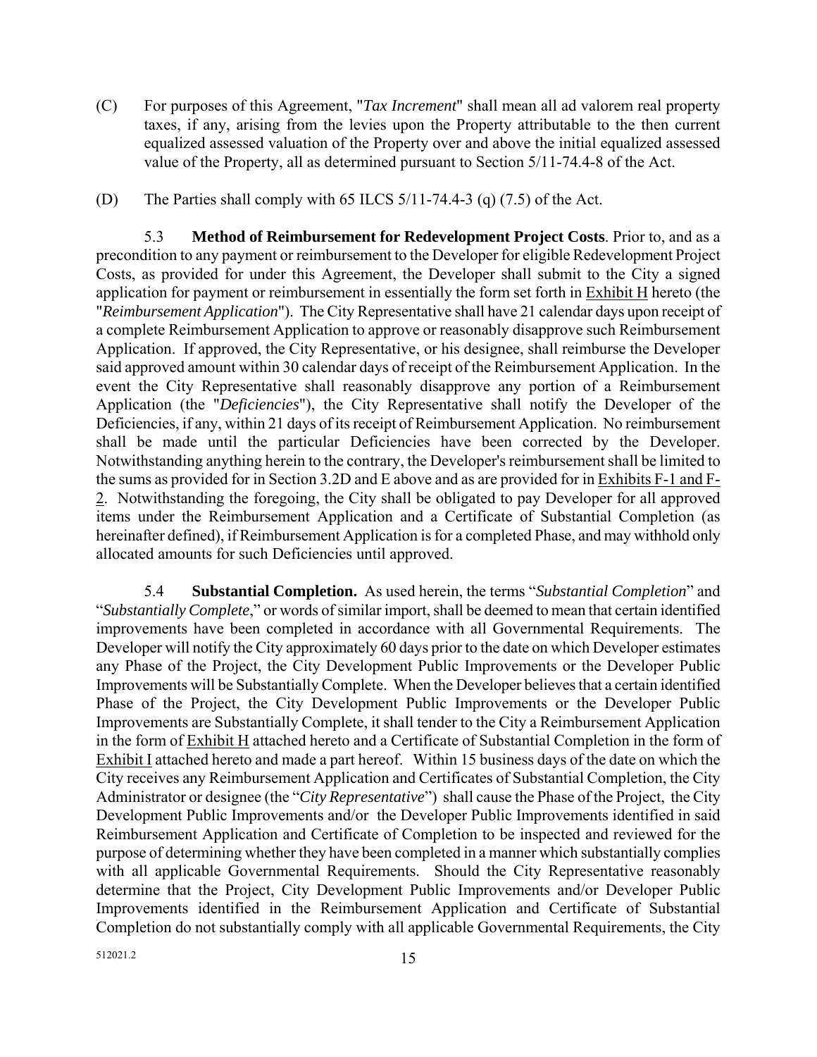(C) For purposes of this Agreement, "*Tax Increment*" shall mean all ad valorem real property taxes, if any, arising from the levies upon the Property attributable to the then current equalized assessed valuation of the Property over and above the initial equalized assessed value of the Property, all as determined pursuant to Section 5/11-74.4-8 of the Act.

(D) The Parties shall comply with 65 ILCS 5/11-74.4-3 (q) (7.5) of the Act.

5.3 **Method of Reimbursement for Redevelopment Project Costs**. Prior to, and as a precondition to any payment or reimbursement to the Developer for eligible Redevelopment Project Costs, as provided for under this Agreement, the Developer shall submit to the City a signed application for payment or reimbursement in essentially the form set forth in Exhibit H hereto (the "*Reimbursement Application*"). The City Representative shall have 21 calendar days upon receipt of a complete Reimbursement Application to approve or reasonably disapprove such Reimbursement Application. If approved, the City Representative, or his designee, shall reimburse the Developer said approved amount within 30 calendar days of receipt of the Reimbursement Application. In the event the City Representative shall reasonably disapprove any portion of a Reimbursement Application (the "*Deficiencies*"), the City Representative shall notify the Developer of the Deficiencies, if any, within 21 days of its receipt of Reimbursement Application. No reimbursement shall be made until the particular Deficiencies have been corrected by the Developer. Notwithstanding anything herein to the contrary, the Developer's reimbursement shall be limited to the sums as provided for in Section 3.2D and E above and as are provided for in Exhibits F-1 and F-2. Notwithstanding the foregoing, the City shall be obligated to pay Developer for all approved items under the Reimbursement Application and a Certificate of Substantial Completion (as hereinafter defined), if Reimbursement Application is for a completed Phase, and may withhold only allocated amounts for such Deficiencies until approved.

5.4 **Substantial Completion.** As used herein, the terms "*Substantial Completion*" and "*Substantially Complete*," or words of similar import, shall be deemed to mean that certain identified improvements have been completed in accordance with all Governmental Requirements. The Developer will notify the City approximately 60 days prior to the date on which Developer estimates any Phase of the Project, the City Development Public Improvements or the Developer Public Improvements will be Substantially Complete. When the Developer believes that a certain identified Phase of the Project, the City Development Public Improvements or the Developer Public Improvements are Substantially Complete, it shall tender to the City a Reimbursement Application in the form of Exhibit H attached hereto and a Certificate of Substantial Completion in the form of Exhibit I attached hereto and made a part hereof. Within 15 business days of the date on which the City receives any Reimbursement Application and Certificates of Substantial Completion, the City Administrator or designee (the "*City Representative*") shall cause the Phase of the Project, the City Development Public Improvements and/or the Developer Public Improvements identified in said Reimbursement Application and Certificate of Completion to be inspected and reviewed for the purpose of determining whether they have been completed in a manner which substantially complies with all applicable Governmental Requirements. Should the City Representative reasonably determine that the Project, City Development Public Improvements and/or Developer Public Improvements identified in the Reimbursement Application and Certificate of Substantial Completion do not substantially comply with all applicable Governmental Requirements, the City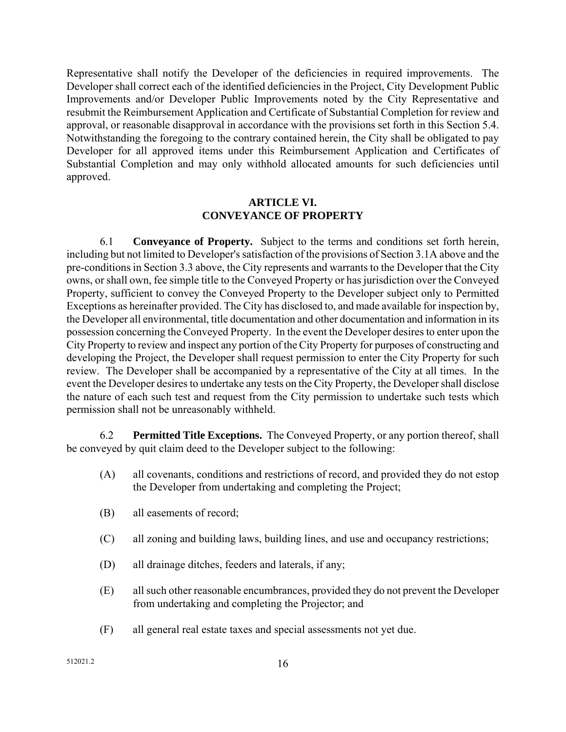Representative shall notify the Developer of the deficiencies in required improvements. The Developer shall correct each of the identified deficiencies in the Project, City Development Public Improvements and/or Developer Public Improvements noted by the City Representative and resubmit the Reimbursement Application and Certificate of Substantial Completion for review and approval, or reasonable disapproval in accordance with the provisions set forth in this Section 5.4. Notwithstanding the foregoing to the contrary contained herein, the City shall be obligated to pay Developer for all approved items under this Reimbursement Application and Certificates of Substantial Completion and may only withhold allocated amounts for such deficiencies until approved.

## ARTICLE VI.
## CONVEYANCE OF PROPERTY

6.1 **Conveyance of Property.** Subject to the terms and conditions set forth herein, including but not limited to Developer's satisfaction of the provisions of Section 3.1A above and the pre-conditions in Section 3.3 above, the City represents and warrants to the Developer that the City owns, or shall own, fee simple title to the Conveyed Property or has jurisdiction over the Conveyed Property, sufficient to convey the Conveyed Property to the Developer subject only to Permitted Exceptions as hereinafter provided. The City has disclosed to, and made available for inspection by, the Developer all environmental, title documentation and other documentation and information in its possession concerning the Conveyed Property. In the event the Developer desires to enter upon the City Property to review and inspect any portion of the City Property for purposes of constructing and developing the Project, the Developer shall request permission to enter the City Property for such review. The Developer shall be accompanied by a representative of the City at all times. In the event the Developer desires to undertake any tests on the City Property, the Developer shall disclose the nature of each such test and request from the City permission to undertake such tests which permission shall not be unreasonably withheld.

6.2 **Permitted Title Exceptions.** The Conveyed Property, or any portion thereof, shall be conveyed by quit claim deed to the Developer subject to the following:

(A) all covenants, conditions and restrictions of record, and provided they do not estop the Developer from undertaking and completing the Project;

(B) all easements of record;

(C) all zoning and building laws, building lines, and use and occupancy restrictions;

(D) all drainage ditches, feeders and laterals, if any;

(E) all such other reasonable encumbrances, provided they do not prevent the Developer from undertaking and completing the Projector; and

(F) all general real estate taxes and special assessments not yet due.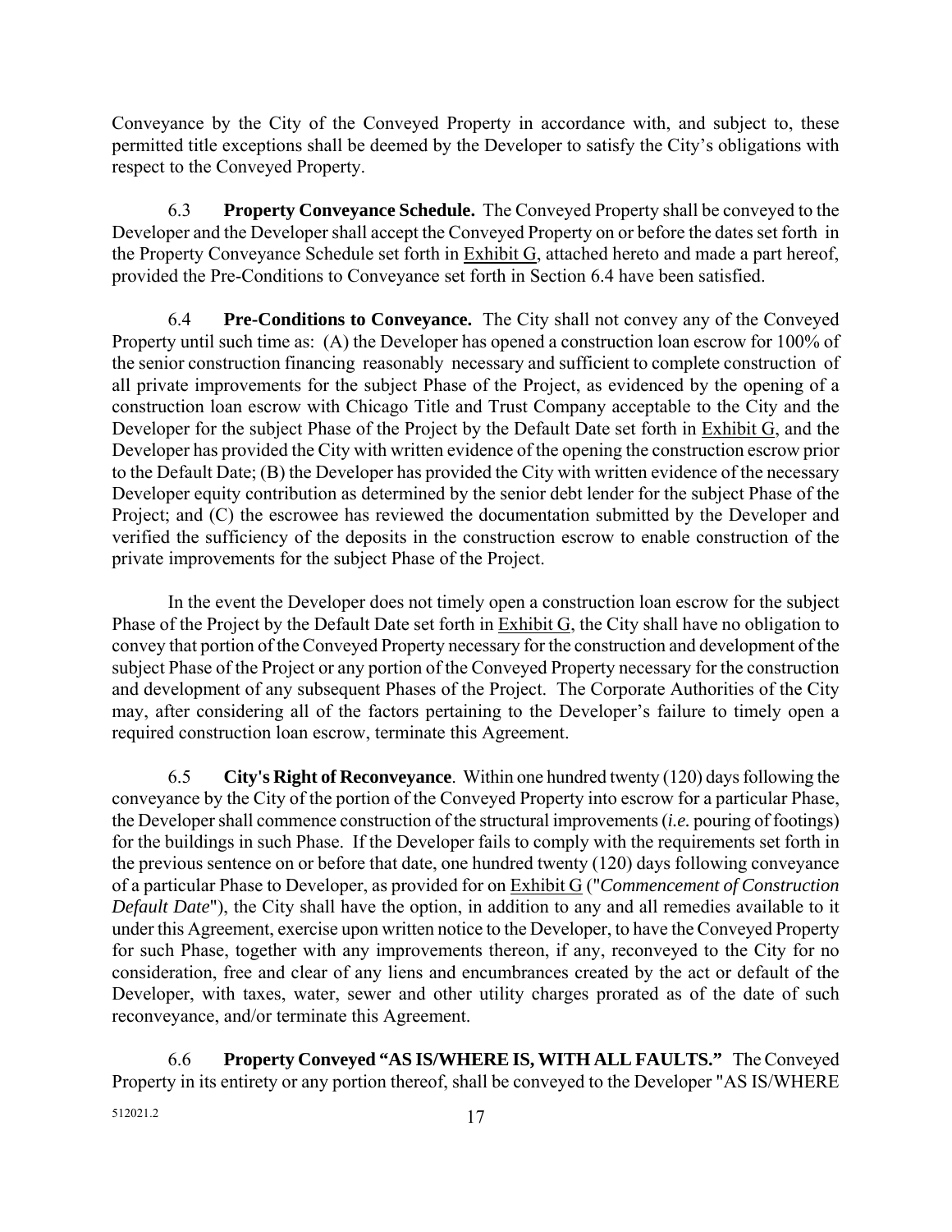Conveyance by the City of the Conveyed Property in accordance with, and subject to, these permitted title exceptions shall be deemed by the Developer to satisfy the City's obligations with respect to the Conveyed Property.

6.3 **Property Conveyance Schedule.** The Conveyed Property shall be conveyed to the Developer and the Developer shall accept the Conveyed Property on or before the dates set forth in the Property Conveyance Schedule set forth in Exhibit G, attached hereto and made a part hereof, provided the Pre-Conditions to Conveyance set forth in Section 6.4 have been satisfied.

6.4 **Pre-Conditions to Conveyance.** The City shall not convey any of the Conveyed Property until such time as: (A) the Developer has opened a construction loan escrow for 100% of the senior construction financing reasonably necessary and sufficient to complete construction of all private improvements for the subject Phase of the Project, as evidenced by the opening of a construction loan escrow with Chicago Title and Trust Company acceptable to the City and the Developer for the subject Phase of the Project by the Default Date set forth in Exhibit G, and the Developer has provided the City with written evidence of the opening the construction escrow prior to the Default Date; (B) the Developer has provided the City with written evidence of the necessary Developer equity contribution as determined by the senior debt lender for the subject Phase of the Project; and (C) the escrowee has reviewed the documentation submitted by the Developer and verified the sufficiency of the deposits in the construction escrow to enable construction of the private improvements for the subject Phase of the Project.

In the event the Developer does not timely open a construction loan escrow for the subject Phase of the Project by the Default Date set forth in Exhibit G, the City shall have no obligation to convey that portion of the Conveyed Property necessary for the construction and development of the subject Phase of the Project or any portion of the Conveyed Property necessary for the construction and development of any subsequent Phases of the Project. The Corporate Authorities of the City may, after considering all of the factors pertaining to the Developer's failure to timely open a required construction loan escrow, terminate this Agreement.

6.5 **City's Right of Reconveyance**. Within one hundred twenty (120) days following the conveyance by the City of the portion of the Conveyed Property into escrow for a particular Phase, the Developer shall commence construction of the structural improvements (*i.e.* pouring of footings) for the buildings in such Phase. If the Developer fails to comply with the requirements set forth in the previous sentence on or before that date, one hundred twenty (120) days following conveyance of a particular Phase to Developer, as provided for on Exhibit G ("*Commencement of Construction Default Date*"), the City shall have the option, in addition to any and all remedies available to it under this Agreement, exercise upon written notice to the Developer, to have the Conveyed Property for such Phase, together with any improvements thereon, if any, reconveyed to the City for no consideration, free and clear of any liens and encumbrances created by the act or default of the Developer, with taxes, water, sewer and other utility charges prorated as of the date of such reconveyance, and/or terminate this Agreement.

6.6 **Property Conveyed "AS IS/WHERE IS, WITH ALL FAULTS."** The Conveyed Property in its entirety or any portion thereof, shall be conveyed to the Developer "AS IS/WHERE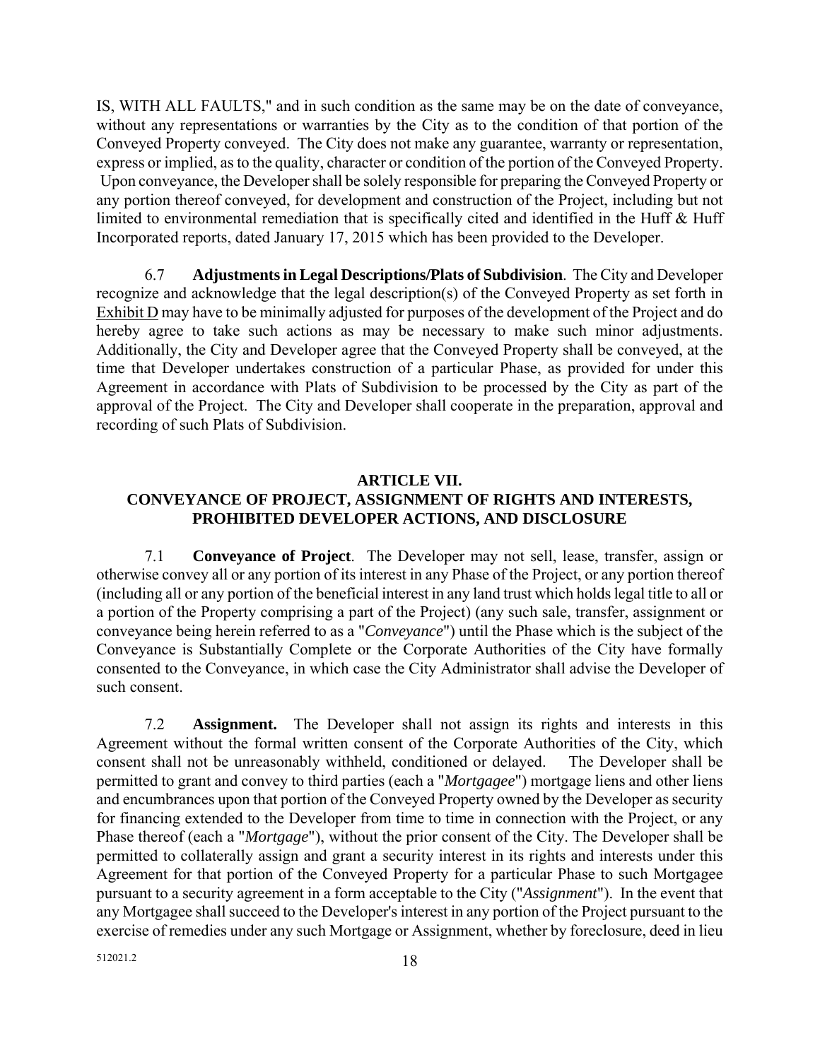IS, WITH ALL FAULTS," and in such condition as the same may be on the date of conveyance, without any representations or warranties by the City as to the condition of that portion of the Conveyed Property conveyed. The City does not make any guarantee, warranty or representation, express or implied, as to the quality, character or condition of the portion of the Conveyed Property. Upon conveyance, the Developer shall be solely responsible for preparing the Conveyed Property or any portion thereof conveyed, for development and construction of the Project, including but not limited to environmental remediation that is specifically cited and identified in the Huff & Huff Incorporated reports, dated January 17, 2015 which has been provided to the Developer.

6.7 **Adjustments in Legal Descriptions/Plats of Subdivision**. The City and Developer recognize and acknowledge that the legal description(s) of the Conveyed Property as set forth in Exhibit D may have to be minimally adjusted for purposes of the development of the Project and do hereby agree to take such actions as may be necessary to make such minor adjustments. Additionally, the City and Developer agree that the Conveyed Property shall be conveyed, at the time that Developer undertakes construction of a particular Phase, as provided for under this Agreement in accordance with Plats of Subdivision to be processed by the City as part of the approval of the Project. The City and Developer shall cooperate in the preparation, approval and recording of such Plats of Subdivision.

## ARTICLE VII.
## CONVEYANCE OF PROJECT, ASSIGNMENT OF RIGHTS AND INTERESTS, PROHIBITED DEVELOPER ACTIONS, AND DISCLOSURE

7.1 **Conveyance of Project**. The Developer may not sell, lease, transfer, assign or otherwise convey all or any portion of its interest in any Phase of the Project, or any portion thereof (including all or any portion of the beneficial interest in any land trust which holds legal title to all or a portion of the Property comprising a part of the Project) (any such sale, transfer, assignment or conveyance being herein referred to as a "*Conveyance*") until the Phase which is the subject of the Conveyance is Substantially Complete or the Corporate Authorities of the City have formally consented to the Conveyance, in which case the City Administrator shall advise the Developer of such consent.

7.2 **Assignment.** The Developer shall not assign its rights and interests in this Agreement without the formal written consent of the Corporate Authorities of the City, which consent shall not be unreasonably withheld, conditioned or delayed. The Developer shall be permitted to grant and convey to third parties (each a "*Mortgagee*") mortgage liens and other liens and encumbrances upon that portion of the Conveyed Property owned by the Developer as security for financing extended to the Developer from time to time in connection with the Project, or any Phase thereof (each a "*Mortgage*"), without the prior consent of the City. The Developer shall be permitted to collaterally assign and grant a security interest in its rights and interests under this Agreement for that portion of the Conveyed Property for a particular Phase to such Mortgagee pursuant to a security agreement in a form acceptable to the City ("*Assignment*"). In the event that any Mortgagee shall succeed to the Developer's interest in any portion of the Project pursuant to the exercise of remedies under any such Mortgage or Assignment, whether by foreclosure, deed in lieu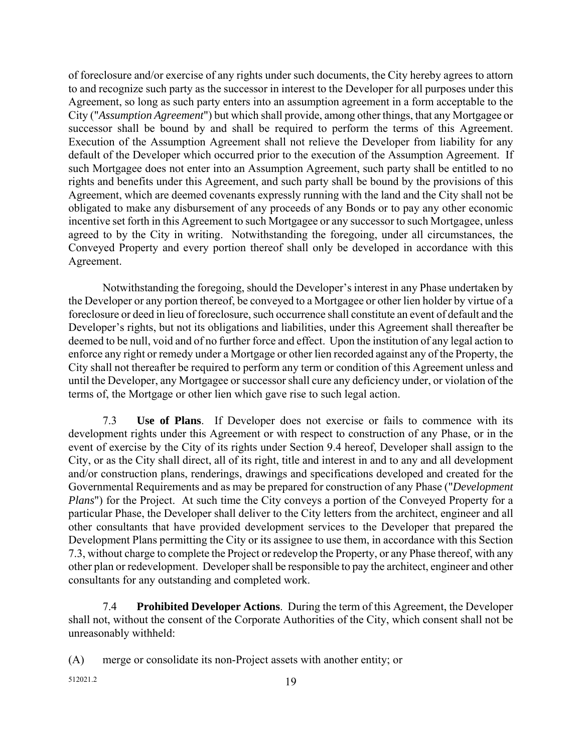of foreclosure and/or exercise of any rights under such documents, the City hereby agrees to attorn to and recognize such party as the successor in interest to the Developer for all purposes under this Agreement, so long as such party enters into an assumption agreement in a form acceptable to the City ("*Assumption Agreement*") but which shall provide, among other things, that any Mortgagee or successor shall be bound by and shall be required to perform the terms of this Agreement. Execution of the Assumption Agreement shall not relieve the Developer from liability for any default of the Developer which occurred prior to the execution of the Assumption Agreement. If such Mortgagee does not enter into an Assumption Agreement, such party shall be entitled to no rights and benefits under this Agreement, and such party shall be bound by the provisions of this Agreement, which are deemed covenants expressly running with the land and the City shall not be obligated to make any disbursement of any proceeds of any Bonds or to pay any other economic incentive set forth in this Agreement to such Mortgagee or any successor to such Mortgagee, unless agreed to by the City in writing. Notwithstanding the foregoing, under all circumstances, the Conveyed Property and every portion thereof shall only be developed in accordance with this Agreement.

Notwithstanding the foregoing, should the Developer's interest in any Phase undertaken by the Developer or any portion thereof, be conveyed to a Mortgagee or other lien holder by virtue of a foreclosure or deed in lieu of foreclosure, such occurrence shall constitute an event of default and the Developer's rights, but not its obligations and liabilities, under this Agreement shall thereafter be deemed to be null, void and of no further force and effect. Upon the institution of any legal action to enforce any right or remedy under a Mortgage or other lien recorded against any of the Property, the City shall not thereafter be required to perform any term or condition of this Agreement unless and until the Developer, any Mortgagee or successor shall cure any deficiency under, or violation of the terms of, the Mortgage or other lien which gave rise to such legal action.

7.3 **Use of Plans**. If Developer does not exercise or fails to commence with its development rights under this Agreement or with respect to construction of any Phase, or in the event of exercise by the City of its rights under Section 9.4 hereof, Developer shall assign to the City, or as the City shall direct, all of its right, title and interest in and to any and all development and/or construction plans, renderings, drawings and specifications developed and created for the Governmental Requirements and as may be prepared for construction of any Phase ("*Development Plans*") for the Project. At such time the City conveys a portion of the Conveyed Property for a particular Phase, the Developer shall deliver to the City letters from the architect, engineer and all other consultants that have provided development services to the Developer that prepared the Development Plans permitting the City or its assignee to use them, in accordance with this Section 7.3, without charge to complete the Project or redevelop the Property, or any Phase thereof, with any other plan or redevelopment. Developer shall be responsible to pay the architect, engineer and other consultants for any outstanding and completed work.

7.4 **Prohibited Developer Actions**. During the term of this Agreement, the Developer shall not, without the consent of the Corporate Authorities of the City, which consent shall not be unreasonably withheld:

(A) merge or consolidate its non-Project assets with another entity; or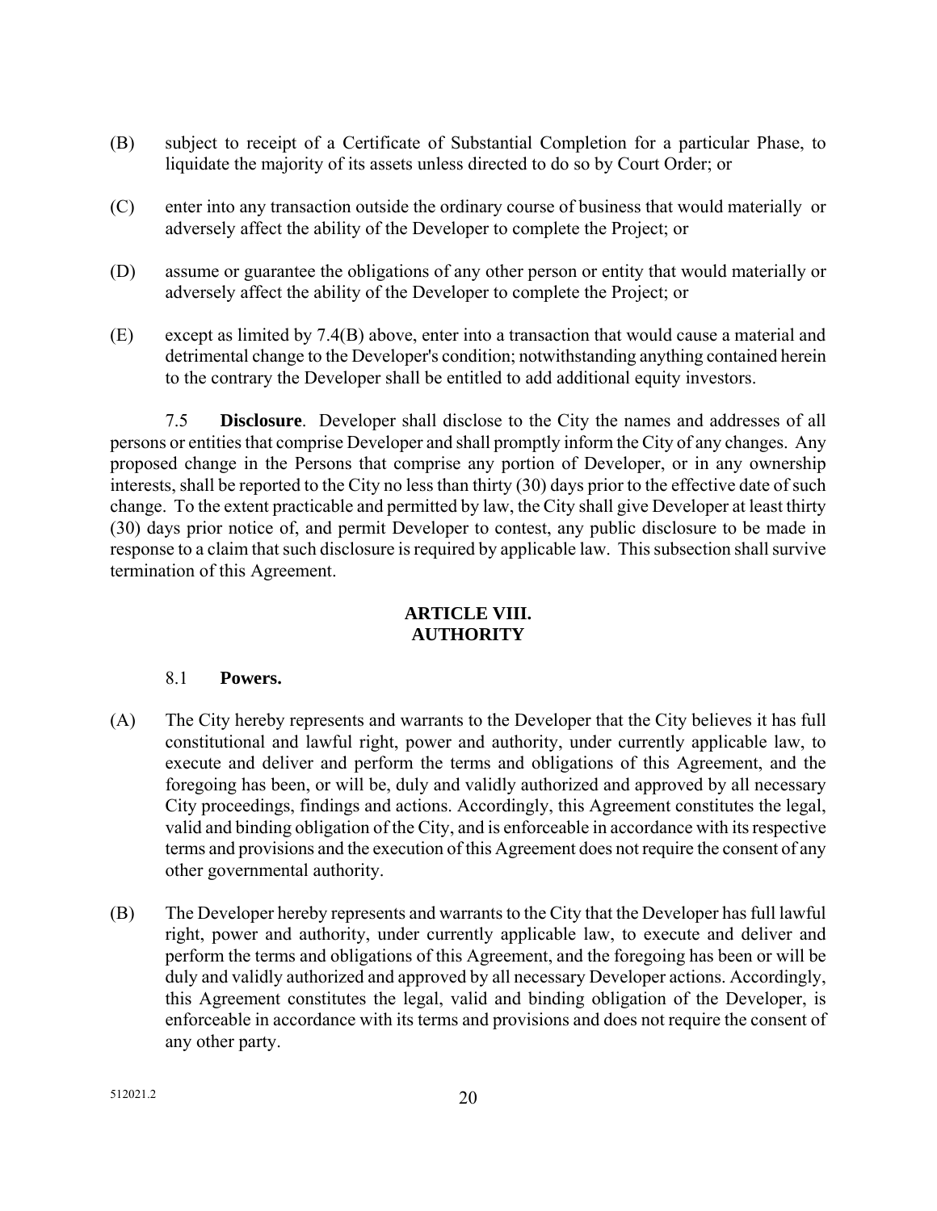(B) subject to receipt of a Certificate of Substantial Completion for a particular Phase, to liquidate the majority of its assets unless directed to do so by Court Order; or

(C) enter into any transaction outside the ordinary course of business that would materially or adversely affect the ability of the Developer to complete the Project; or

(D) assume or guarantee the obligations of any other person or entity that would materially or adversely affect the ability of the Developer to complete the Project; or

(E) except as limited by 7.4(B) above, enter into a transaction that would cause a material and detrimental change to the Developer's condition; notwithstanding anything contained herein to the contrary the Developer shall be entitled to add additional equity investors.

7.5 **Disclosure**. Developer shall disclose to the City the names and addresses of all persons or entities that comprise Developer and shall promptly inform the City of any changes. Any proposed change in the Persons that comprise any portion of Developer, or in any ownership interests, shall be reported to the City no less than thirty (30) days prior to the effective date of such change. To the extent practicable and permitted by law, the City shall give Developer at least thirty (30) days prior notice of, and permit Developer to contest, any public disclosure to be made in response to a claim that such disclosure is required by applicable law. This subsection shall survive termination of this Agreement.

## ARTICLE VIII. AUTHORITY

8.1 **Powers.**

(A) The City hereby represents and warrants to the Developer that the City believes it has full constitutional and lawful right, power and authority, under currently applicable law, to execute and deliver and perform the terms and obligations of this Agreement, and the foregoing has been, or will be, duly and validly authorized and approved by all necessary City proceedings, findings and actions. Accordingly, this Agreement constitutes the legal, valid and binding obligation of the City, and is enforceable in accordance with its respective terms and provisions and the execution of this Agreement does not require the consent of any other governmental authority.

(B) The Developer hereby represents and warrants to the City that the Developer has full lawful right, power and authority, under currently applicable law, to execute and deliver and perform the terms and obligations of this Agreement, and the foregoing has been or will be duly and validly authorized and approved by all necessary Developer actions. Accordingly, this Agreement constitutes the legal, valid and binding obligation of the Developer, is enforceable in accordance with its terms and provisions and does not require the consent of any other party.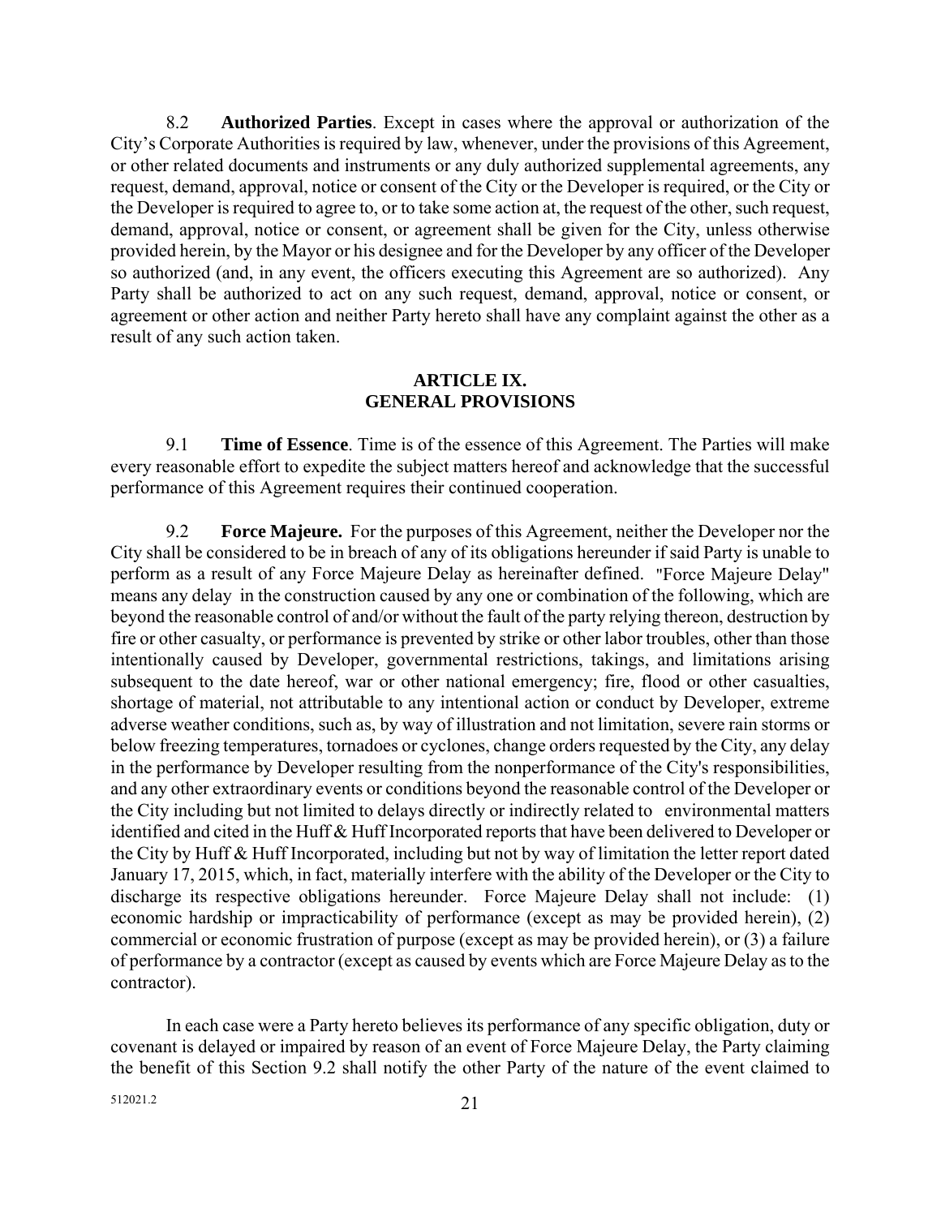8.2 **Authorized Parties**. Except in cases where the approval or authorization of the City's Corporate Authorities is required by law, whenever, under the provisions of this Agreement, or other related documents and instruments or any duly authorized supplemental agreements, any request, demand, approval, notice or consent of the City or the Developer is required, or the City or the Developer is required to agree to, or to take some action at, the request of the other, such request, demand, approval, notice or consent, or agreement shall be given for the City, unless otherwise provided herein, by the Mayor or his designee and for the Developer by any officer of the Developer so authorized (and, in any event, the officers executing this Agreement are so authorized). Any Party shall be authorized to act on any such request, demand, approval, notice or consent, or agreement or other action and neither Party hereto shall have any complaint against the other as a result of any such action taken.

## ARTICLE IX.
## GENERAL PROVISIONS

9.1 **Time of Essence**. Time is of the essence of this Agreement. The Parties will make every reasonable effort to expedite the subject matters hereof and acknowledge that the successful performance of this Agreement requires their continued cooperation.

9.2 **Force Majeure.** For the purposes of this Agreement, neither the Developer nor the City shall be considered to be in breach of any of its obligations hereunder if said Party is unable to perform as a result of any Force Majeure Delay as hereinafter defined. "Force Majeure Delay" means any delay in the construction caused by any one or combination of the following, which are beyond the reasonable control of and/or without the fault of the party relying thereon, destruction by fire or other casualty, or performance is prevented by strike or other labor troubles, other than those intentionally caused by Developer, governmental restrictions, takings, and limitations arising subsequent to the date hereof, war or other national emergency; fire, flood or other casualties, shortage of material, not attributable to any intentional action or conduct by Developer, extreme adverse weather conditions, such as, by way of illustration and not limitation, severe rain storms or below freezing temperatures, tornadoes or cyclones, change orders requested by the City, any delay in the performance by Developer resulting from the nonperformance of the City's responsibilities, and any other extraordinary events or conditions beyond the reasonable control of the Developer or the City including but not limited to delays directly or indirectly related to environmental matters identified and cited in the Huff & Huff Incorporated reports that have been delivered to Developer or the City by Huff & Huff Incorporated, including but not by way of limitation the letter report dated January 17, 2015, which, in fact, materially interfere with the ability of the Developer or the City to discharge its respective obligations hereunder. Force Majeure Delay shall not include: (1) economic hardship or impracticability of performance (except as may be provided herein), (2) commercial or economic frustration of purpose (except as may be provided herein), or (3) a failure of performance by a contractor (except as caused by events which are Force Majeure Delay as to the contractor).

In each case were a Party hereto believes its performance of any specific obligation, duty or covenant is delayed or impaired by reason of an event of Force Majeure Delay, the Party claiming the benefit of this Section 9.2 shall notify the other Party of the nature of the event claimed to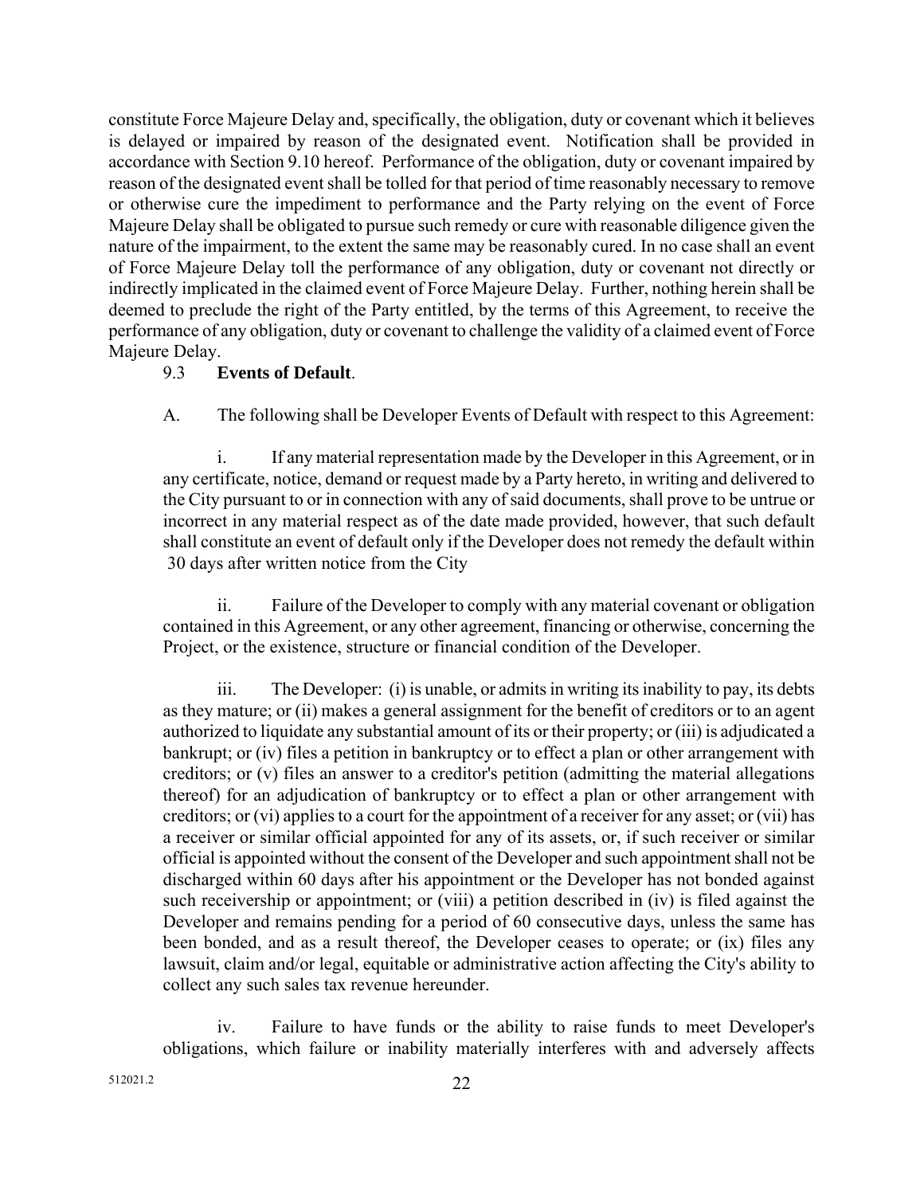constitute Force Majeure Delay and, specifically, the obligation, duty or covenant which it believes is delayed or impaired by reason of the designated event. Notification shall be provided in accordance with Section 9.10 hereof. Performance of the obligation, duty or covenant impaired by reason of the designated event shall be tolled for that period of time reasonably necessary to remove or otherwise cure the impediment to performance and the Party relying on the event of Force Majeure Delay shall be obligated to pursue such remedy or cure with reasonable diligence given the nature of the impairment, to the extent the same may be reasonably cured. In no case shall an event of Force Majeure Delay toll the performance of any obligation, duty or covenant not directly or indirectly implicated in the claimed event of Force Majeure Delay. Further, nothing herein shall be deemed to preclude the right of the Party entitled, by the terms of this Agreement, to receive the performance of any obligation, duty or covenant to challenge the validity of a claimed event of Force Majeure Delay.

9.3 **Events of Default**.

A. The following shall be Developer Events of Default with respect to this Agreement:

i. If any material representation made by the Developer in this Agreement, or in any certificate, notice, demand or request made by a Party hereto, in writing and delivered to the City pursuant to or in connection with any of said documents, shall prove to be untrue or incorrect in any material respect as of the date made provided, however, that such default shall constitute an event of default only if the Developer does not remedy the default within 30 days after written notice from the City

ii. Failure of the Developer to comply with any material covenant or obligation contained in this Agreement, or any other agreement, financing or otherwise, concerning the Project, or the existence, structure or financial condition of the Developer.

iii. The Developer: (i) is unable, or admits in writing its inability to pay, its debts as they mature; or (ii) makes a general assignment for the benefit of creditors or to an agent authorized to liquidate any substantial amount of its or their property; or (iii) is adjudicated a bankrupt; or (iv) files a petition in bankruptcy or to effect a plan or other arrangement with creditors; or (v) files an answer to a creditor's petition (admitting the material allegations thereof) for an adjudication of bankruptcy or to effect a plan or other arrangement with creditors; or (vi) applies to a court for the appointment of a receiver for any asset; or (vii) has a receiver or similar official appointed for any of its assets, or, if such receiver or similar official is appointed without the consent of the Developer and such appointment shall not be discharged within 60 days after his appointment or the Developer has not bonded against such receivership or appointment; or (viii) a petition described in (iv) is filed against the Developer and remains pending for a period of 60 consecutive days, unless the same has been bonded, and as a result thereof, the Developer ceases to operate; or (ix) files any lawsuit, claim and/or legal, equitable or administrative action affecting the City's ability to collect any such sales tax revenue hereunder.

iv. Failure to have funds or the ability to raise funds to meet Developer's obligations, which failure or inability materially interferes with and adversely affects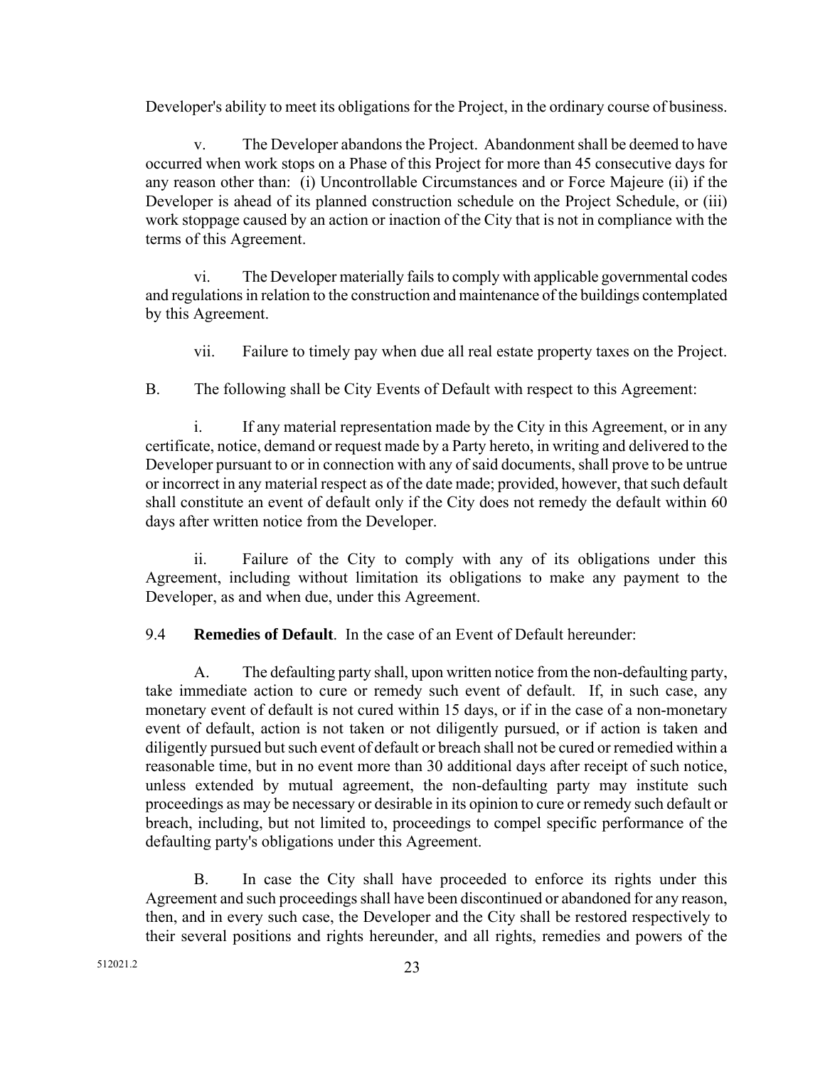Developer's ability to meet its obligations for the Project, in the ordinary course of business.

v. The Developer abandons the Project. Abandonment shall be deemed to have occurred when work stops on a Phase of this Project for more than 45 consecutive days for any reason other than: (i) Uncontrollable Circumstances and or Force Majeure (ii) if the Developer is ahead of its planned construction schedule on the Project Schedule, or (iii) work stoppage caused by an action or inaction of the City that is not in compliance with the terms of this Agreement.

vi. The Developer materially fails to comply with applicable governmental codes and regulations in relation to the construction and maintenance of the buildings contemplated by this Agreement.

vii. Failure to timely pay when due all real estate property taxes on the Project.

B. The following shall be City Events of Default with respect to this Agreement:

i. If any material representation made by the City in this Agreement, or in any certificate, notice, demand or request made by a Party hereto, in writing and delivered to the Developer pursuant to or in connection with any of said documents, shall prove to be untrue or incorrect in any material respect as of the date made; provided, however, that such default shall constitute an event of default only if the City does not remedy the default within 60 days after written notice from the Developer.

ii. Failure of the City to comply with any of its obligations under this Agreement, including without limitation its obligations to make any payment to the Developer, as and when due, under this Agreement.

9.4 **Remedies of Default**. In the case of an Event of Default hereunder:

A. The defaulting party shall, upon written notice from the non-defaulting party, take immediate action to cure or remedy such event of default. If, in such case, any monetary event of default is not cured within 15 days, or if in the case of a non-monetary event of default, action is not taken or not diligently pursued, or if action is taken and diligently pursued but such event of default or breach shall not be cured or remedied within a reasonable time, but in no event more than 30 additional days after receipt of such notice, unless extended by mutual agreement, the non-defaulting party may institute such proceedings as may be necessary or desirable in its opinion to cure or remedy such default or breach, including, but not limited to, proceedings to compel specific performance of the defaulting party's obligations under this Agreement.

B. In case the City shall have proceeded to enforce its rights under this Agreement and such proceedings shall have been discontinued or abandoned for any reason, then, and in every such case, the Developer and the City shall be restored respectively to their several positions and rights hereunder, and all rights, remedies and powers of the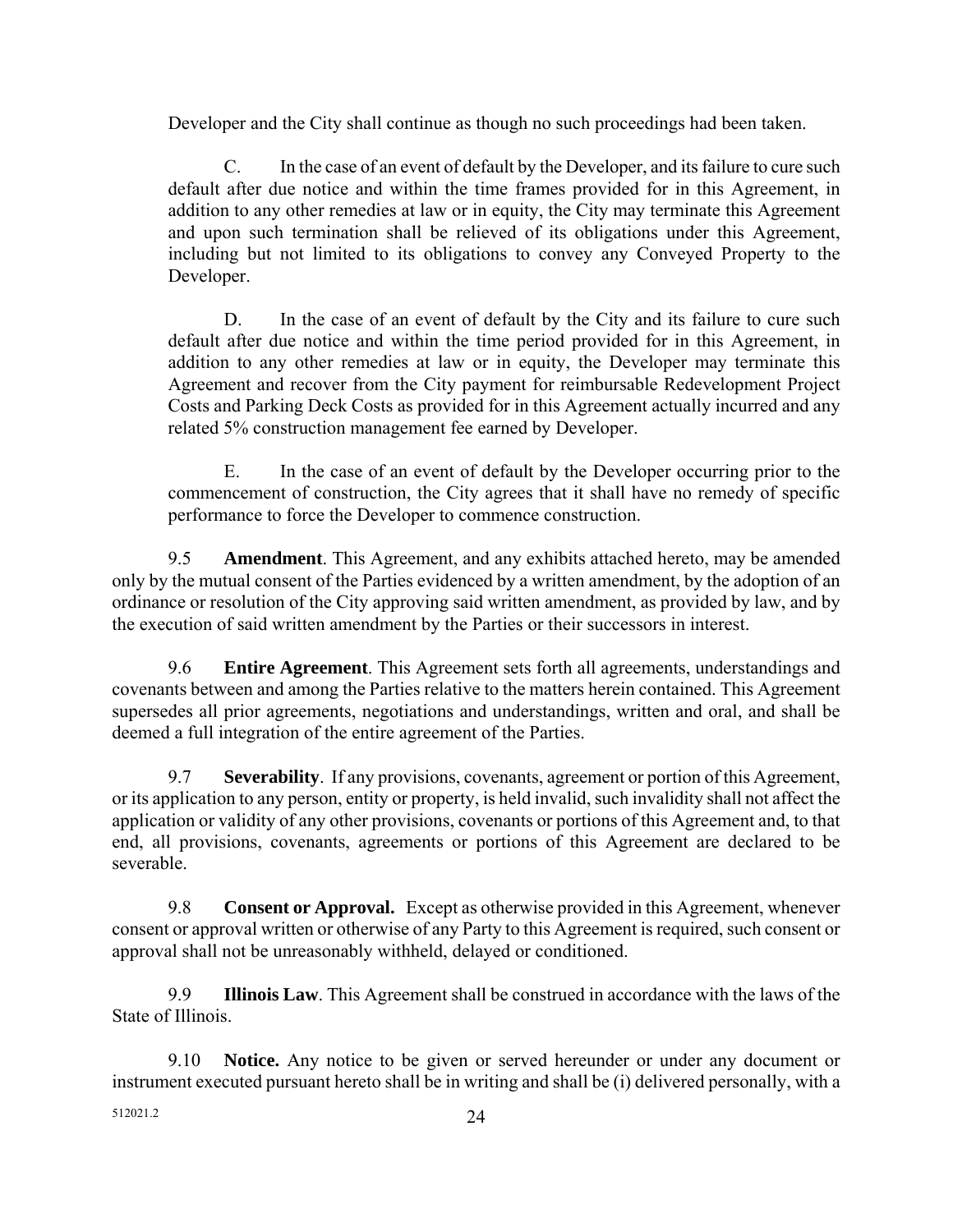Developer and the City shall continue as though no such proceedings had been taken.

C. In the case of an event of default by the Developer, and its failure to cure such default after due notice and within the time frames provided for in this Agreement, in addition to any other remedies at law or in equity, the City may terminate this Agreement and upon such termination shall be relieved of its obligations under this Agreement, including but not limited to its obligations to convey any Conveyed Property to the Developer.

D. In the case of an event of default by the City and its failure to cure such default after due notice and within the time period provided for in this Agreement, in addition to any other remedies at law or in equity, the Developer may terminate this Agreement and recover from the City payment for reimbursable Redevelopment Project Costs and Parking Deck Costs as provided for in this Agreement actually incurred and any related 5% construction management fee earned by Developer.

E. In the case of an event of default by the Developer occurring prior to the commencement of construction, the City agrees that it shall have no remedy of specific performance to force the Developer to commence construction.

9.5 **Amendment**. This Agreement, and any exhibits attached hereto, may be amended only by the mutual consent of the Parties evidenced by a written amendment, by the adoption of an ordinance or resolution of the City approving said written amendment, as provided by law, and by the execution of said written amendment by the Parties or their successors in interest.

9.6 **Entire Agreement**. This Agreement sets forth all agreements, understandings and covenants between and among the Parties relative to the matters herein contained. This Agreement supersedes all prior agreements, negotiations and understandings, written and oral, and shall be deemed a full integration of the entire agreement of the Parties.

9.7 **Severability**. If any provisions, covenants, agreement or portion of this Agreement, or its application to any person, entity or property, is held invalid, such invalidity shall not affect the application or validity of any other provisions, covenants or portions of this Agreement and, to that end, all provisions, covenants, agreements or portions of this Agreement are declared to be severable.

9.8 **Consent or Approval.** Except as otherwise provided in this Agreement, whenever consent or approval written or otherwise of any Party to this Agreement is required, such consent or approval shall not be unreasonably withheld, delayed or conditioned.

9.9 **Illinois Law**. This Agreement shall be construed in accordance with the laws of the State of Illinois.

9.10 **Notice.** Any notice to be given or served hereunder or under any document or instrument executed pursuant hereto shall be in writing and shall be (i) delivered personally, with a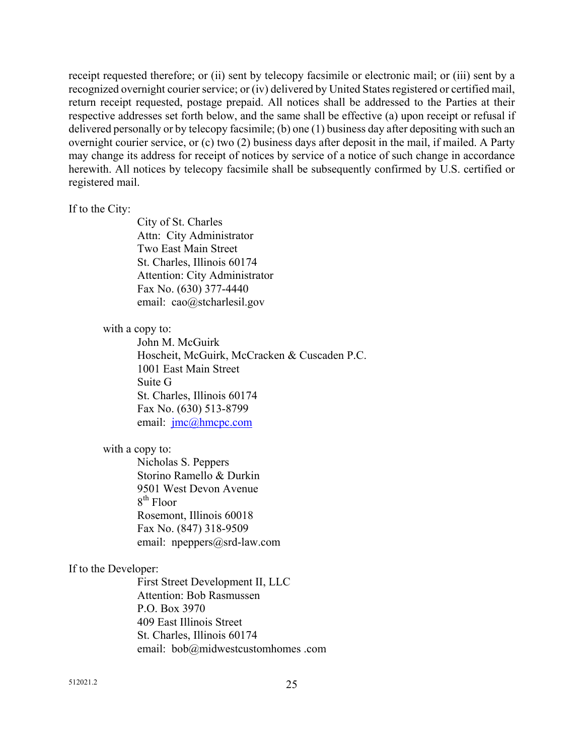receipt requested therefore; or (ii) sent by telecopy facsimile or electronic mail; or (iii) sent by a recognized overnight courier service; or (iv) delivered by United States registered or certified mail, return receipt requested, postage prepaid. All notices shall be addressed to the Parties at their respective addresses set forth below, and the same shall be effective (a) upon receipt or refusal if delivered personally or by telecopy facsimile; (b) one (1) business day after depositing with such an overnight courier service, or (c) two (2) business days after deposit in the mail, if mailed. A Party may change its address for receipt of notices by service of a notice of such change in accordance herewith. All notices by telecopy facsimile shall be subsequently confirmed by U.S. certified or registered mail.

If to the City:

> City of St. Charles  
> Attn: City Administrator  
> Two East Main Street  
> St. Charles, Illinois 60174  
> Attention: City Administrator  
> Fax No. (630) 377-4440  
> email: cao@stcharlesil.gov

with a copy to:

> John M. McGuirk  
> Hoscheit, McGuirk, McCracken & Cuscaden P.C.  
> 1001 East Main Street  
> Suite G  
> St. Charles, Illinois 60174  
> Fax No. (630) 513-8799  
> email: jmc@hmcpc.com

with a copy to:

> Nicholas S. Peppers  
> Storino Ramello & Durkin  
> 9501 West Devon Avenue  
> 8th Floor  
> Rosemont, Illinois 60018  
> Fax No. (847) 318-9509  
> email: npeppers@srd-law.com

If to the Developer:

> First Street Development II, LLC  
> Attention: Bob Rasmussen  
> P.O. Box 3970  
> 409 East Illinois Street  
> St. Charles, Illinois 60174  
> email: bob@midwestcustomhomes .com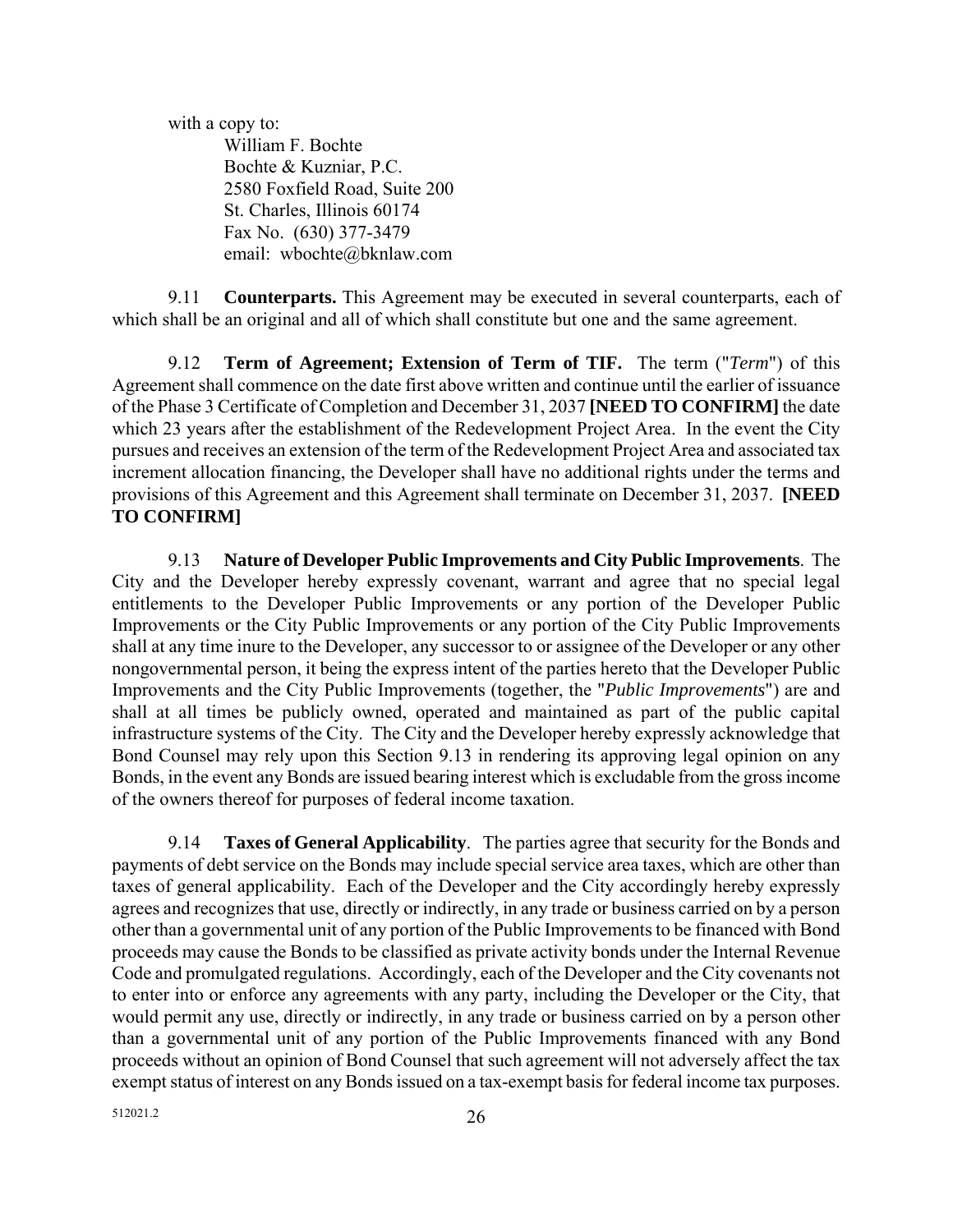with a copy to:

William F. Bochte
Bochte & Kuzniar, P.C.
2580 Foxfield Road, Suite 200
St. Charles, Illinois 60174
Fax No. (630) 377-3479
email: wbochte@bknlaw.com

9.11 **Counterparts.** This Agreement may be executed in several counterparts, each of which shall be an original and all of which shall constitute but one and the same agreement.

9.12 **Term of Agreement; Extension of Term of TIF.** The term ("*Term*") of this Agreement shall commence on the date first above written and continue until the earlier of issuance of the Phase 3 Certificate of Completion and December 31, 2037 **[NEED TO CONFIRM]** the date which 23 years after the establishment of the Redevelopment Project Area. In the event the City pursues and receives an extension of the term of the Redevelopment Project Area and associated tax increment allocation financing, the Developer shall have no additional rights under the terms and provisions of this Agreement and this Agreement shall terminate on December 31, 2037. **[NEED TO CONFIRM]**

9.13 **Nature of Developer Public Improvements and City Public Improvements**. The City and the Developer hereby expressly covenant, warrant and agree that no special legal entitlements to the Developer Public Improvements or any portion of the Developer Public Improvements or the City Public Improvements or any portion of the City Public Improvements shall at any time inure to the Developer, any successor to or assignee of the Developer or any other nongovernmental person, it being the express intent of the parties hereto that the Developer Public Improvements and the City Public Improvements (together, the "*Public Improvements*") are and shall at all times be publicly owned, operated and maintained as part of the public capital infrastructure systems of the City. The City and the Developer hereby expressly acknowledge that Bond Counsel may rely upon this Section 9.13 in rendering its approving legal opinion on any Bonds, in the event any Bonds are issued bearing interest which is excludable from the gross income of the owners thereof for purposes of federal income taxation.

9.14 **Taxes of General Applicability**. The parties agree that security for the Bonds and payments of debt service on the Bonds may include special service area taxes, which are other than taxes of general applicability. Each of the Developer and the City accordingly hereby expressly agrees and recognizes that use, directly or indirectly, in any trade or business carried on by a person other than a governmental unit of any portion of the Public Improvements to be financed with Bond proceeds may cause the Bonds to be classified as private activity bonds under the Internal Revenue Code and promulgated regulations. Accordingly, each of the Developer and the City covenants not to enter into or enforce any agreements with any party, including the Developer or the City, that would permit any use, directly or indirectly, in any trade or business carried on by a person other than a governmental unit of any portion of the Public Improvements financed with any Bond proceeds without an opinion of Bond Counsel that such agreement will not adversely affect the tax exempt status of interest on any Bonds issued on a tax-exempt basis for federal income tax purposes.

512021.2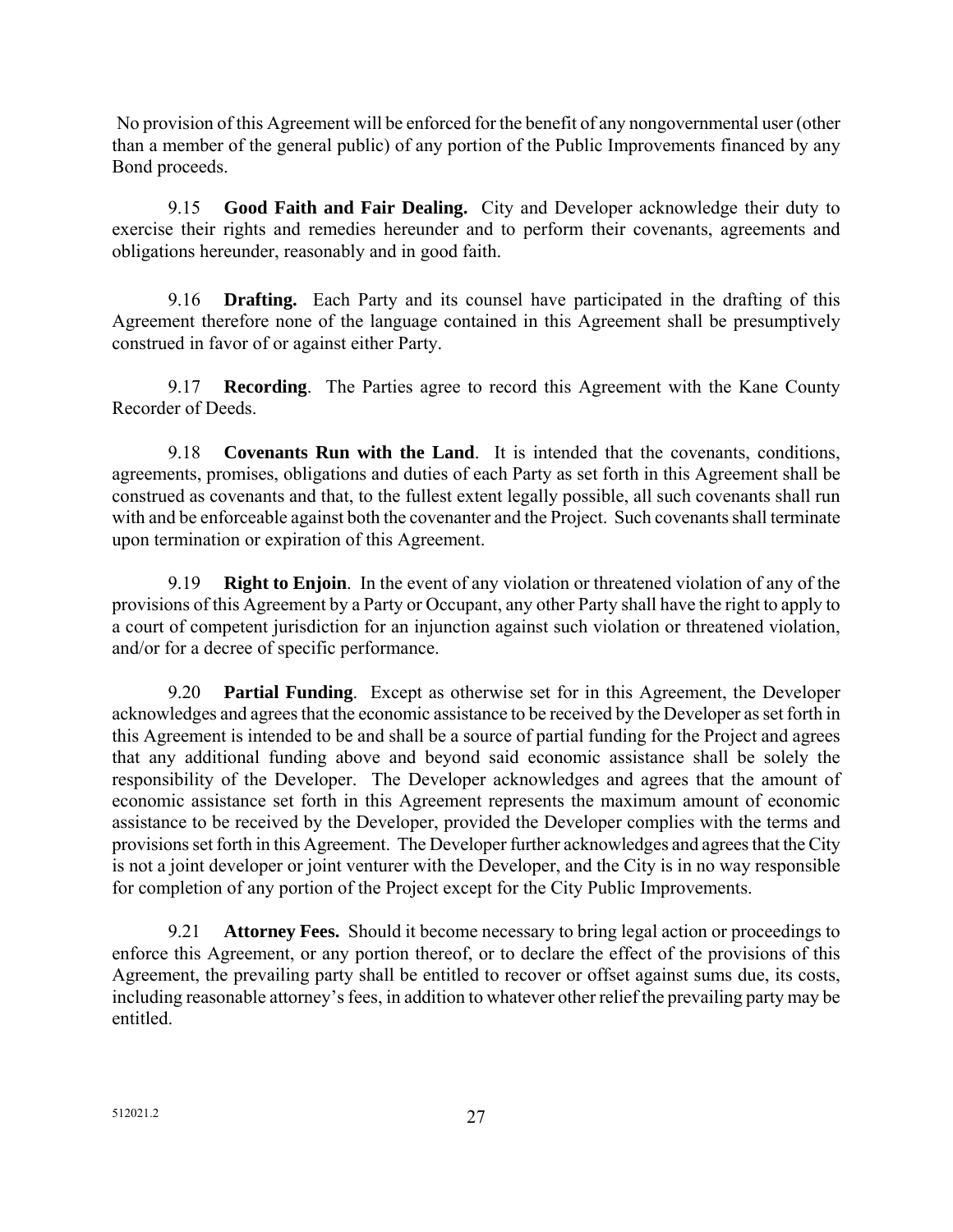No provision of this Agreement will be enforced for the benefit of any nongovernmental user (other than a member of the general public) of any portion of the Public Improvements financed by any Bond proceeds.

9.15 **Good Faith and Fair Dealing.** City and Developer acknowledge their duty to exercise their rights and remedies hereunder and to perform their covenants, agreements and obligations hereunder, reasonably and in good faith.

9.16 **Drafting.** Each Party and its counsel have participated in the drafting of this Agreement therefore none of the language contained in this Agreement shall be presumptively construed in favor of or against either Party.

9.17 **Recording**. The Parties agree to record this Agreement with the Kane County Recorder of Deeds.

9.18 **Covenants Run with the Land**. It is intended that the covenants, conditions, agreements, promises, obligations and duties of each Party as set forth in this Agreement shall be construed as covenants and that, to the fullest extent legally possible, all such covenants shall run with and be enforceable against both the covenanter and the Project. Such covenants shall terminate upon termination or expiration of this Agreement.

9.19 **Right to Enjoin**. In the event of any violation or threatened violation of any of the provisions of this Agreement by a Party or Occupant, any other Party shall have the right to apply to a court of competent jurisdiction for an injunction against such violation or threatened violation, and/or for a decree of specific performance.

9.20 **Partial Funding**. Except as otherwise set for in this Agreement, the Developer acknowledges and agrees that the economic assistance to be received by the Developer as set forth in this Agreement is intended to be and shall be a source of partial funding for the Project and agrees that any additional funding above and beyond said economic assistance shall be solely the responsibility of the Developer. The Developer acknowledges and agrees that the amount of economic assistance set forth in this Agreement represents the maximum amount of economic assistance to be received by the Developer, provided the Developer complies with the terms and provisions set forth in this Agreement. The Developer further acknowledges and agrees that the City is not a joint developer or joint venturer with the Developer, and the City is in no way responsible for completion of any portion of the Project except for the City Public Improvements.

9.21 **Attorney Fees.** Should it become necessary to bring legal action or proceedings to enforce this Agreement, or any portion thereof, or to declare the effect of the provisions of this Agreement, the prevailing party shall be entitled to recover or offset against sums due, its costs, including reasonable attorney's fees, in addition to whatever other relief the prevailing party may be entitled.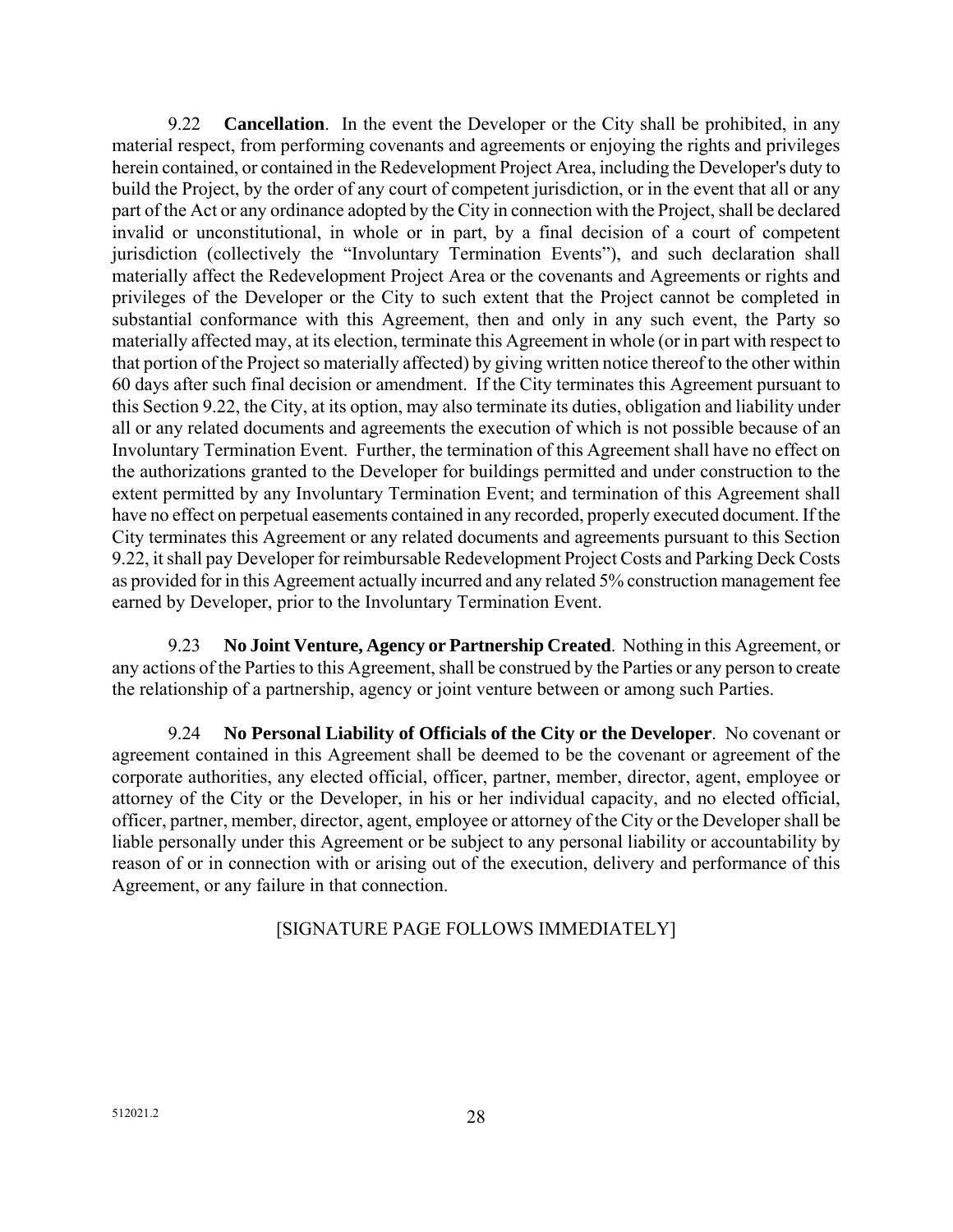9.22 **Cancellation**. In the event the Developer or the City shall be prohibited, in any material respect, from performing covenants and agreements or enjoying the rights and privileges herein contained, or contained in the Redevelopment Project Area, including the Developer's duty to build the Project, by the order of any court of competent jurisdiction, or in the event that all or any part of the Act or any ordinance adopted by the City in connection with the Project, shall be declared invalid or unconstitutional, in whole or in part, by a final decision of a court of competent jurisdiction (collectively the "Involuntary Termination Events"), and such declaration shall materially affect the Redevelopment Project Area or the covenants and Agreements or rights and privileges of the Developer or the City to such extent that the Project cannot be completed in substantial conformance with this Agreement, then and only in any such event, the Party so materially affected may, at its election, terminate this Agreement in whole (or in part with respect to that portion of the Project so materially affected) by giving written notice thereof to the other within 60 days after such final decision or amendment. If the City terminates this Agreement pursuant to this Section 9.22, the City, at its option, may also terminate its duties, obligation and liability under all or any related documents and agreements the execution of which is not possible because of an Involuntary Termination Event. Further, the termination of this Agreement shall have no effect on the authorizations granted to the Developer for buildings permitted and under construction to the extent permitted by any Involuntary Termination Event; and termination of this Agreement shall have no effect on perpetual easements contained in any recorded, properly executed document. If the City terminates this Agreement or any related documents and agreements pursuant to this Section 9.22, it shall pay Developer for reimbursable Redevelopment Project Costs and Parking Deck Costs as provided for in this Agreement actually incurred and any related 5% construction management fee earned by Developer, prior to the Involuntary Termination Event.

9.23 **No Joint Venture, Agency or Partnership Created**. Nothing in this Agreement, or any actions of the Parties to this Agreement, shall be construed by the Parties or any person to create the relationship of a partnership, agency or joint venture between or among such Parties.

9.24 **No Personal Liability of Officials of the City or the Developer**. No covenant or agreement contained in this Agreement shall be deemed to be the covenant or agreement of the corporate authorities, any elected official, officer, partner, member, director, agent, employee or attorney of the City or the Developer, in his or her individual capacity, and no elected official, officer, partner, member, director, agent, employee or attorney of the City or the Developer shall be liable personally under this Agreement or be subject to any personal liability or accountability by reason of or in connection with or arising out of the execution, delivery and performance of this Agreement, or any failure in that connection.

[SIGNATURE PAGE FOLLOWS IMMEDIATELY]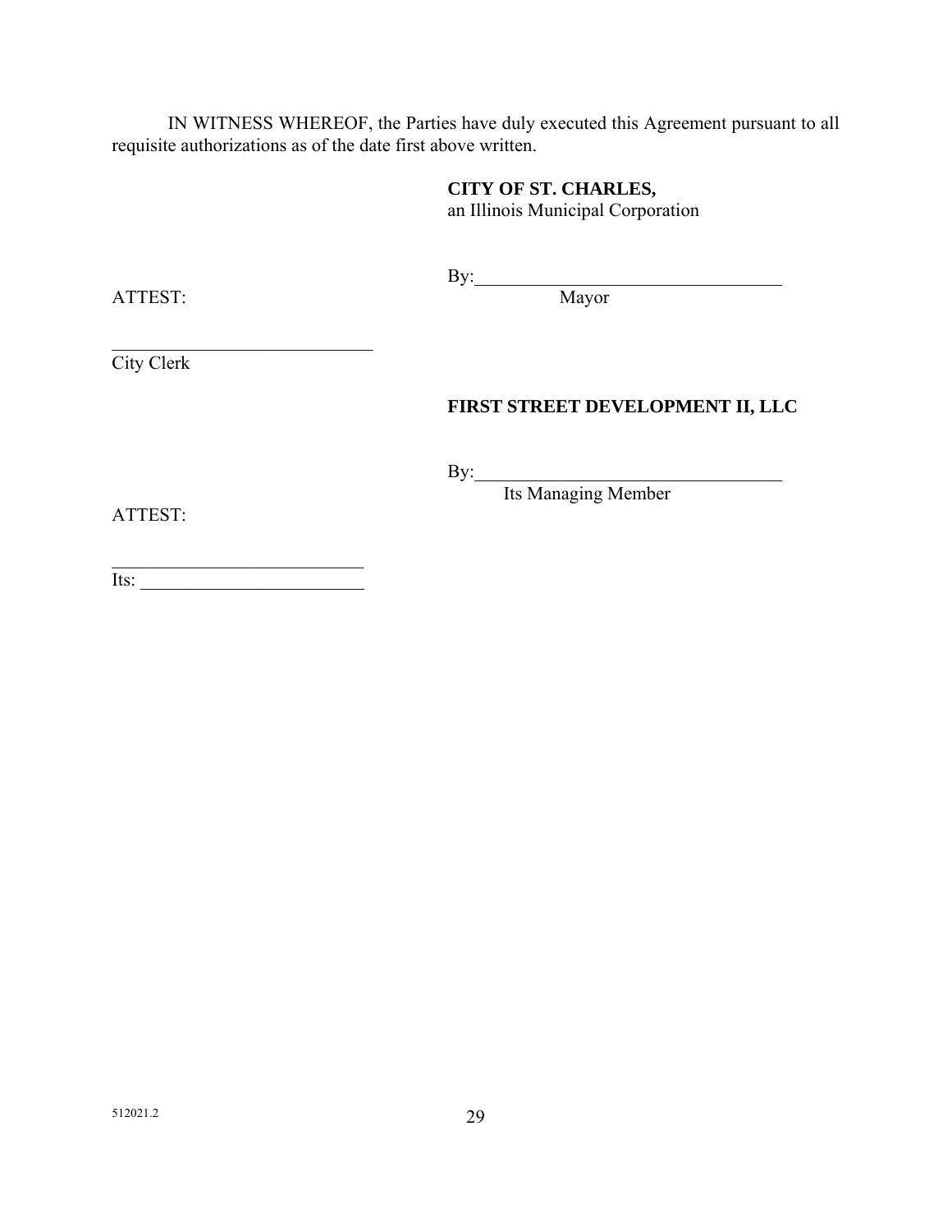IN WITNESS WHEREOF, the Parties have duly executed this Agreement pursuant to all requisite authorizations as of the date first above written.

**CITY OF ST. CHARLES,**
an Illinois Municipal Corporation

By:_________________________________
Mayor

ATTEST:

_____________________________
City Clerk

**FIRST STREET DEVELOPMENT II, LLC**

By:_________________________________
Its Managing Member

ATTEST:

____________________________
Its: ________________________

512021.2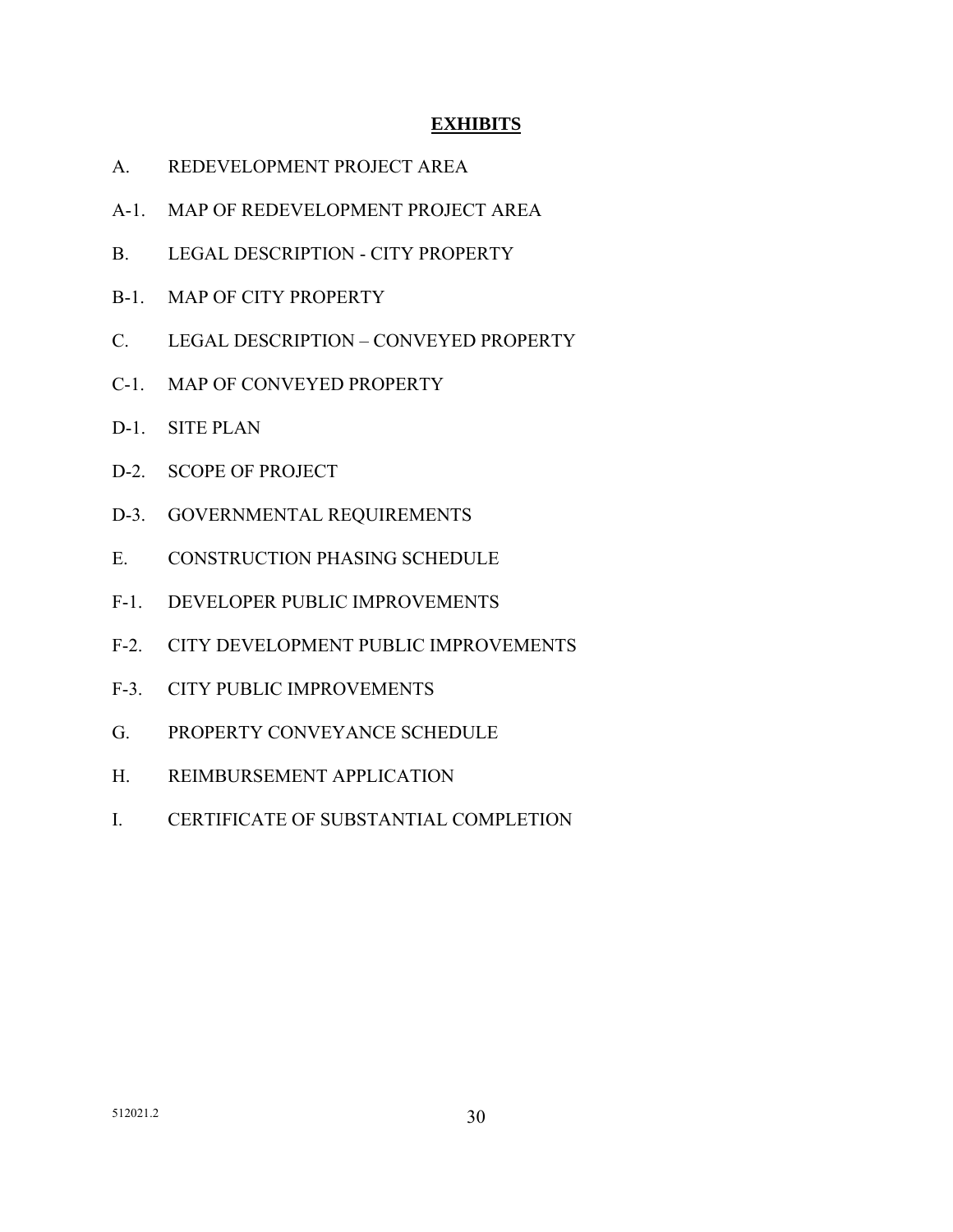# **EXHIBITS**

A. REDEVELOPMENT PROJECT AREA

A-1. MAP OF REDEVELOPMENT PROJECT AREA

B. LEGAL DESCRIPTION - CITY PROPERTY

B-1. MAP OF CITY PROPERTY

C. LEGAL DESCRIPTION – CONVEYED PROPERTY

C-1. MAP OF CONVEYED PROPERTY

D-1. SITE PLAN

D-2. SCOPE OF PROJECT

D-3. GOVERNMENTAL REQUIREMENTS

E. CONSTRUCTION PHASING SCHEDULE

F-1. DEVELOPER PUBLIC IMPROVEMENTS

F-2. CITY DEVELOPMENT PUBLIC IMPROVEMENTS

F-3. CITY PUBLIC IMPROVEMENTS

G. PROPERTY CONVEYANCE SCHEDULE

H. REIMBURSEMENT APPLICATION

I. CERTIFICATE OF SUBSTANTIAL COMPLETION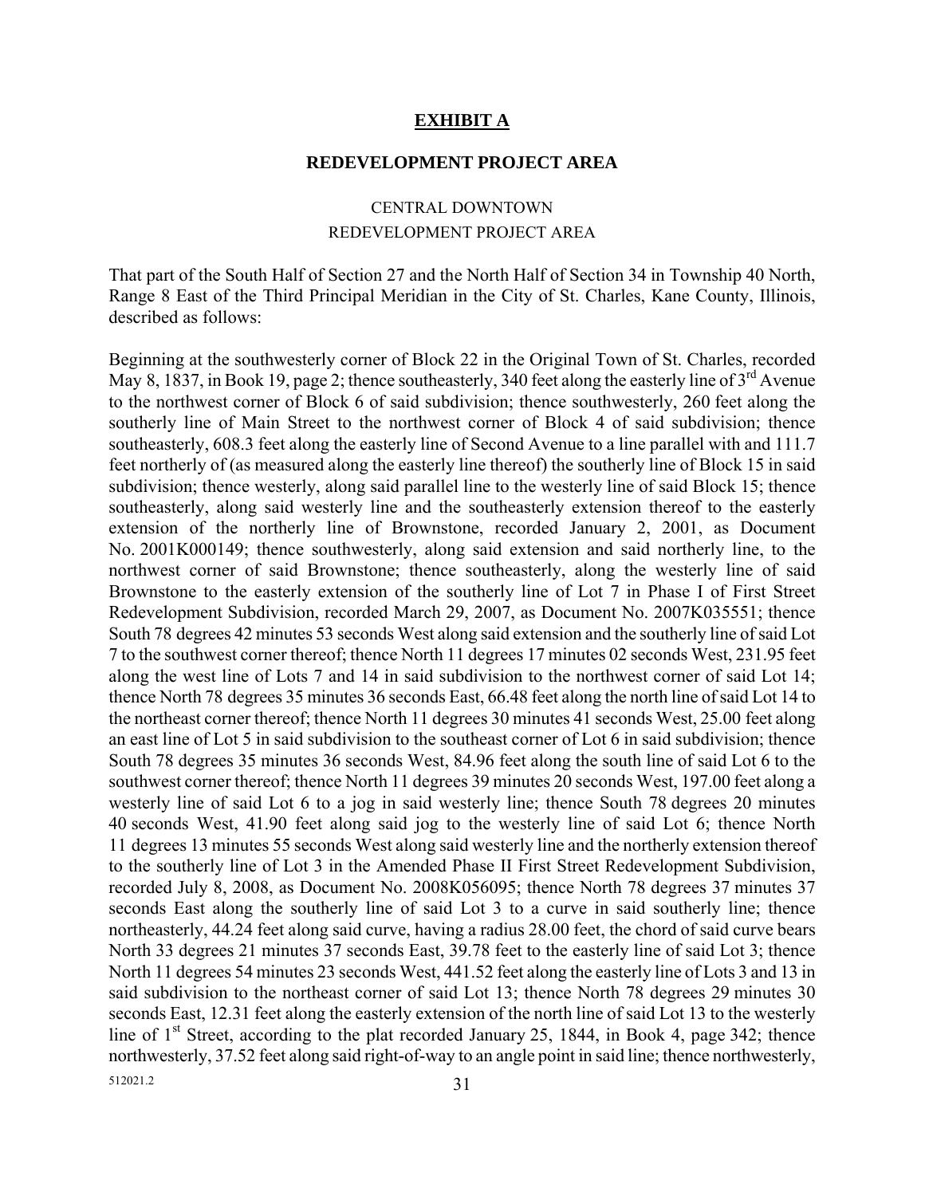## EXHIBIT A

### REDEVELOPMENT PROJECT AREA

CENTRAL DOWNTOWN
REDEVELOPMENT PROJECT AREA

That part of the South Half of Section 27 and the North Half of Section 34 in Township 40 North, Range 8 East of the Third Principal Meridian in the City of St. Charles, Kane County, Illinois, described as follows:

Beginning at the southwesterly corner of Block 22 in the Original Town of St. Charles, recorded May 8, 1837, in Book 19, page 2; thence southeasterly, 340 feet along the easterly line of 3rd Avenue to the northwest corner of Block 6 of said subdivision; thence southwesterly, 260 feet along the southerly line of Main Street to the northwest corner of Block 4 of said subdivision; thence southeasterly, 608.3 feet along the easterly line of Second Avenue to a line parallel with and 111.7 feet northerly of (as measured along the easterly line thereof) the southerly line of Block 15 in said subdivision; thence westerly, along said parallel line to the westerly line of said Block 15; thence southeasterly, along said westerly line and the southeasterly extension thereof to the easterly extension of the northerly line of Brownstone, recorded January 2, 2001, as Document No. 2001K000149; thence southwesterly, along said extension and said northerly line, to the northwest corner of said Brownstone; thence southeasterly, along the westerly line of said Brownstone to the easterly extension of the southerly line of Lot 7 in Phase I of First Street Redevelopment Subdivision, recorded March 29, 2007, as Document No. 2007K035551; thence South 78 degrees 42 minutes 53 seconds West along said extension and the southerly line of said Lot 7 to the southwest corner thereof; thence North 11 degrees 17 minutes 02 seconds West, 231.95 feet along the west line of Lots 7 and 14 in said subdivision to the northwest corner of said Lot 14; thence North 78 degrees 35 minutes 36 seconds East, 66.48 feet along the north line of said Lot 14 to the northeast corner thereof; thence North 11 degrees 30 minutes 41 seconds West, 25.00 feet along an east line of Lot 5 in said subdivision to the southeast corner of Lot 6 in said subdivision; thence South 78 degrees 35 minutes 36 seconds West, 84.96 feet along the south line of said Lot 6 to the southwest corner thereof; thence North 11 degrees 39 minutes 20 seconds West, 197.00 feet along a westerly line of said Lot 6 to a jog in said westerly line; thence South 78 degrees 20 minutes 40 seconds West, 41.90 feet along said jog to the westerly line of said Lot 6; thence North 11 degrees 13 minutes 55 seconds West along said westerly line and the northerly extension thereof to the southerly line of Lot 3 in the Amended Phase II First Street Redevelopment Subdivision, recorded July 8, 2008, as Document No. 2008K056095; thence North 78 degrees 37 minutes 37 seconds East along the southerly line of said Lot 3 to a curve in said southerly line; thence northeasterly, 44.24 feet along said curve, having a radius 28.00 feet, the chord of said curve bears North 33 degrees 21 minutes 37 seconds East, 39.78 feet to the easterly line of said Lot 3; thence North 11 degrees 54 minutes 23 seconds West, 441.52 feet along the easterly line of Lots 3 and 13 in said subdivision to the northeast corner of said Lot 13; thence North 78 degrees 29 minutes 30 seconds East, 12.31 feet along the easterly extension of the north line of said Lot 13 to the westerly line of 1st Street, according to the plat recorded January 25, 1844, in Book 4, page 342; thence northwesterly, 37.52 feet along said right-of-way to an angle point in said line; thence northwesterly,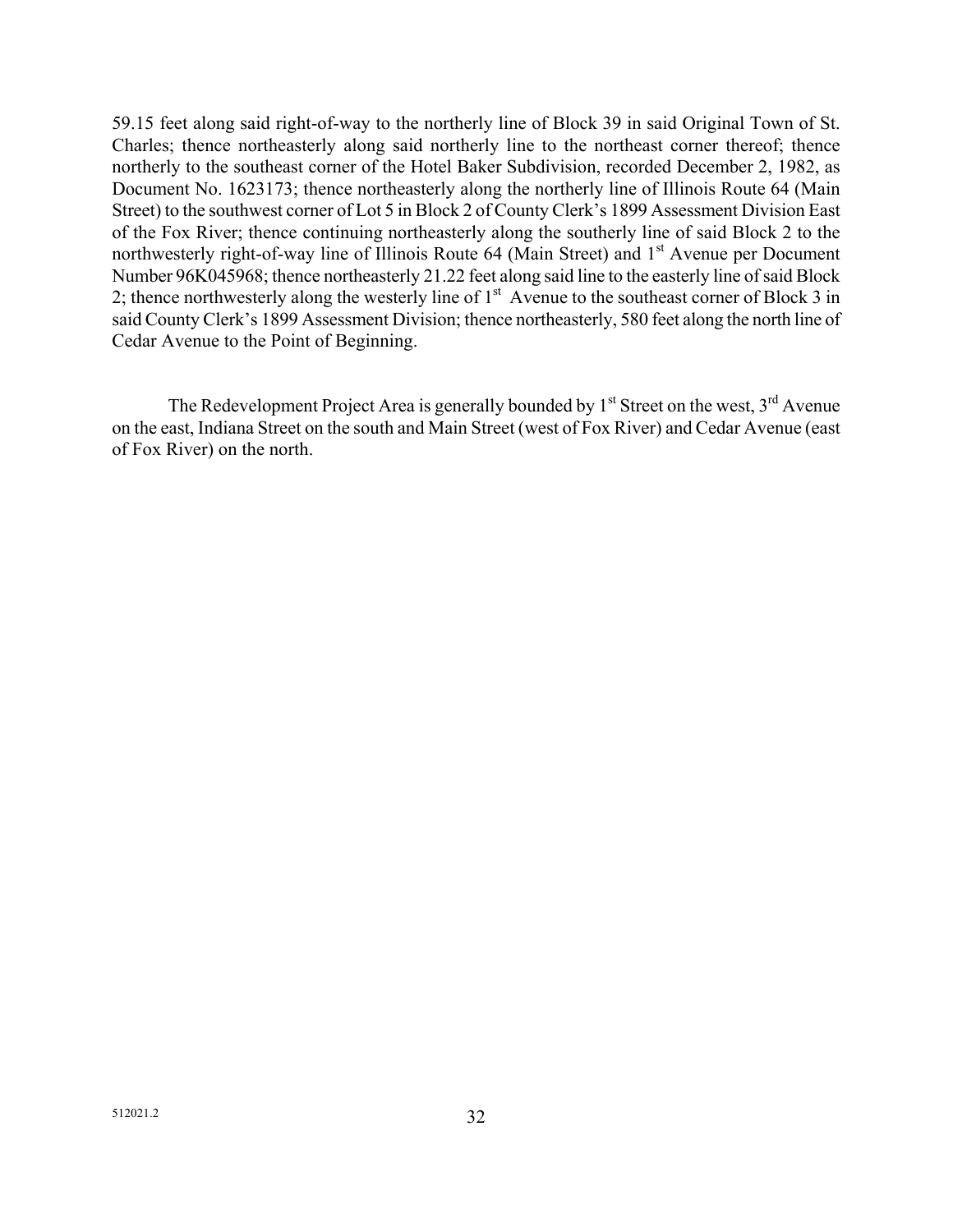59.15 feet along said right-of-way to the northerly line of Block 39 in said Original Town of St. Charles; thence northeasterly along said northerly line to the northeast corner thereof; thence northerly to the southeast corner of the Hotel Baker Subdivision, recorded December 2, 1982, as Document No. 1623173; thence northeasterly along the northerly line of Illinois Route 64 (Main Street) to the southwest corner of Lot 5 in Block 2 of County Clerk's 1899 Assessment Division East of the Fox River; thence continuing northeasterly along the southerly line of said Block 2 to the northwesterly right-of-way line of Illinois Route 64 (Main Street) and 1st Avenue per Document Number 96K045968; thence northeasterly 21.22 feet along said line to the easterly line of said Block 2; thence northwesterly along the westerly line of 1st Avenue to the southeast corner of Block 3 in said County Clerk's 1899 Assessment Division; thence northeasterly, 580 feet along the north line of Cedar Avenue to the Point of Beginning.

The Redevelopment Project Area is generally bounded by 1st Street on the west, 3rd Avenue on the east, Indiana Street on the south and Main Street (west of Fox River) and Cedar Avenue (east of Fox River) on the north.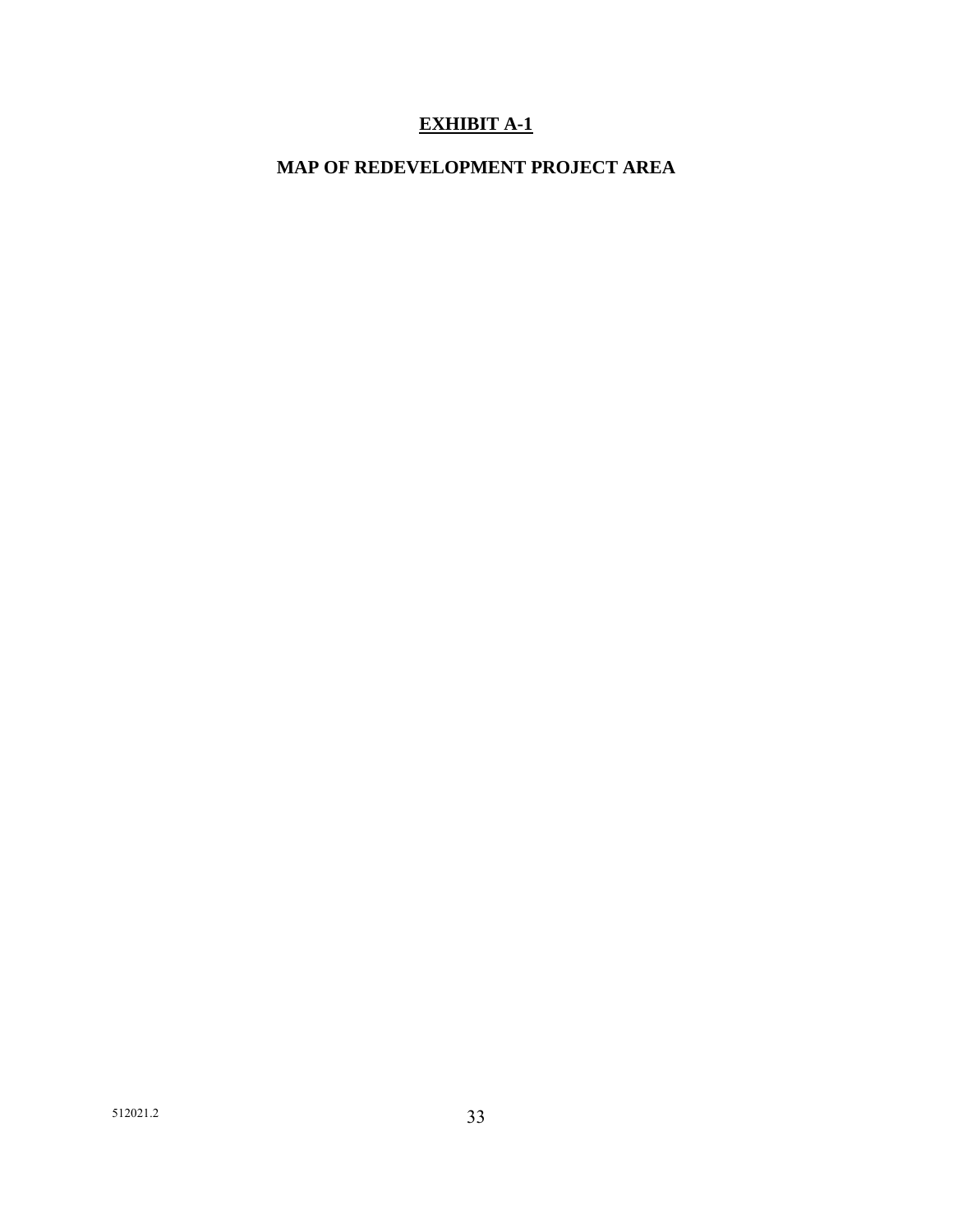# EXHIBIT A-1

## MAP OF REDEVELOPMENT PROJECT AREA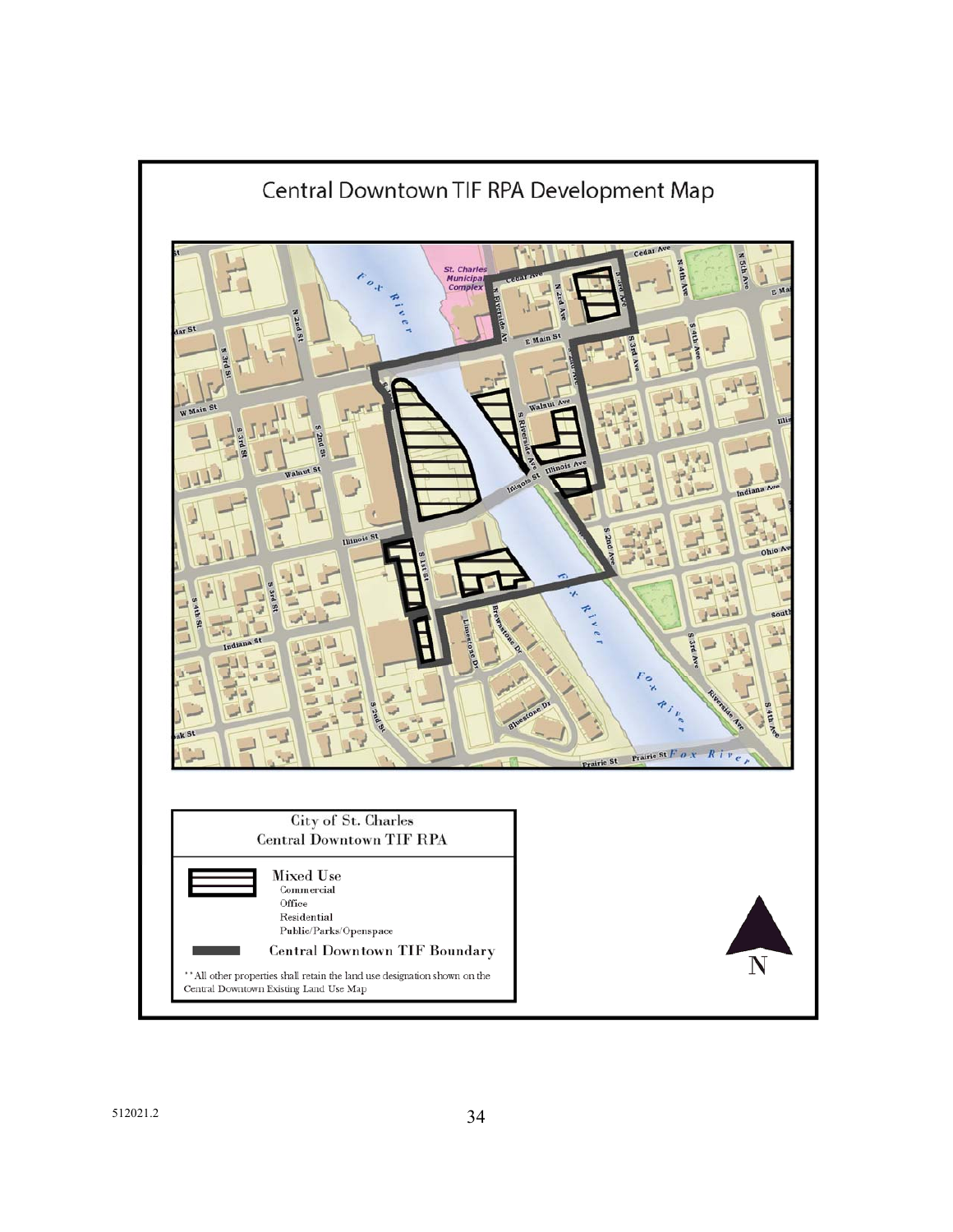# Central Downtown TIF RPA Development Map

City of St. Charles
Central Downtown TIF RPA

Mixed Use
- Commercial
- Office
- Residential
- Public/Parks/Openspace

Central Downtown TIF Boundary

** All other properties shall retain the land use designation shown on the Central Downtown Existing Land Use Map

512021.2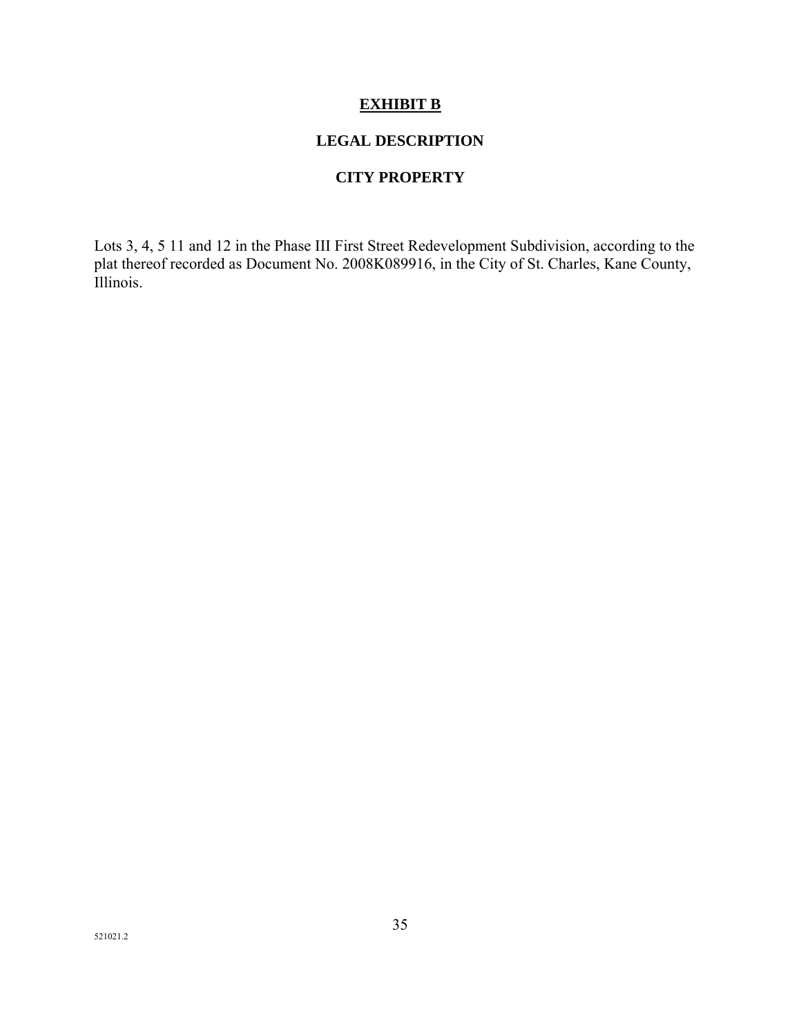# **EXHIBIT B**

## LEGAL DESCRIPTION

## CITY PROPERTY

Lots 3, 4, 5 11 and 12 in the Phase III First Street Redevelopment Subdivision, according to the plat thereof recorded as Document No. 2008K089916, in the City of St. Charles, Kane County, Illinois.

521021.2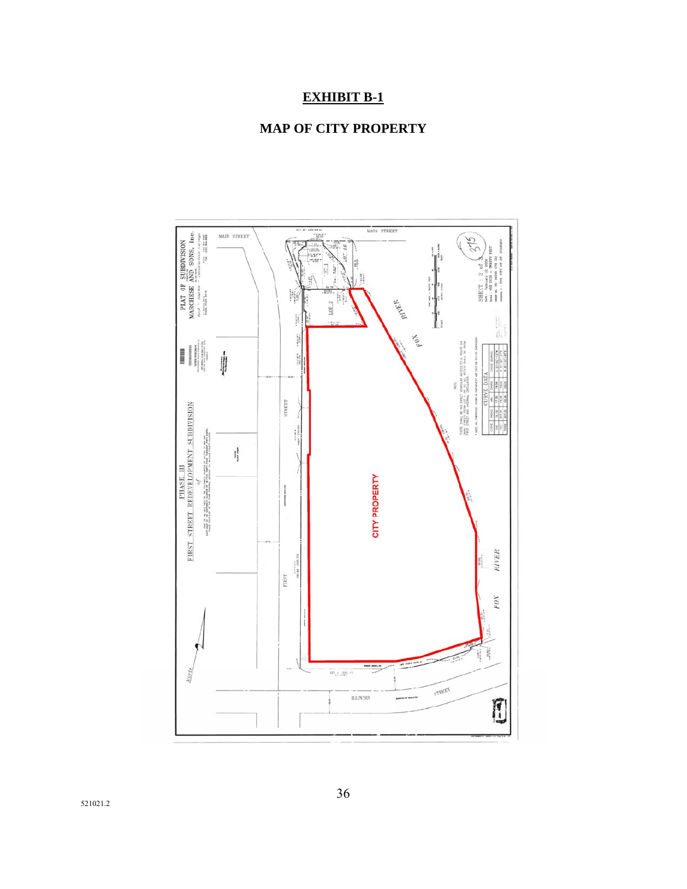# EXHIBIT B-1

## MAP OF CITY PROPERTY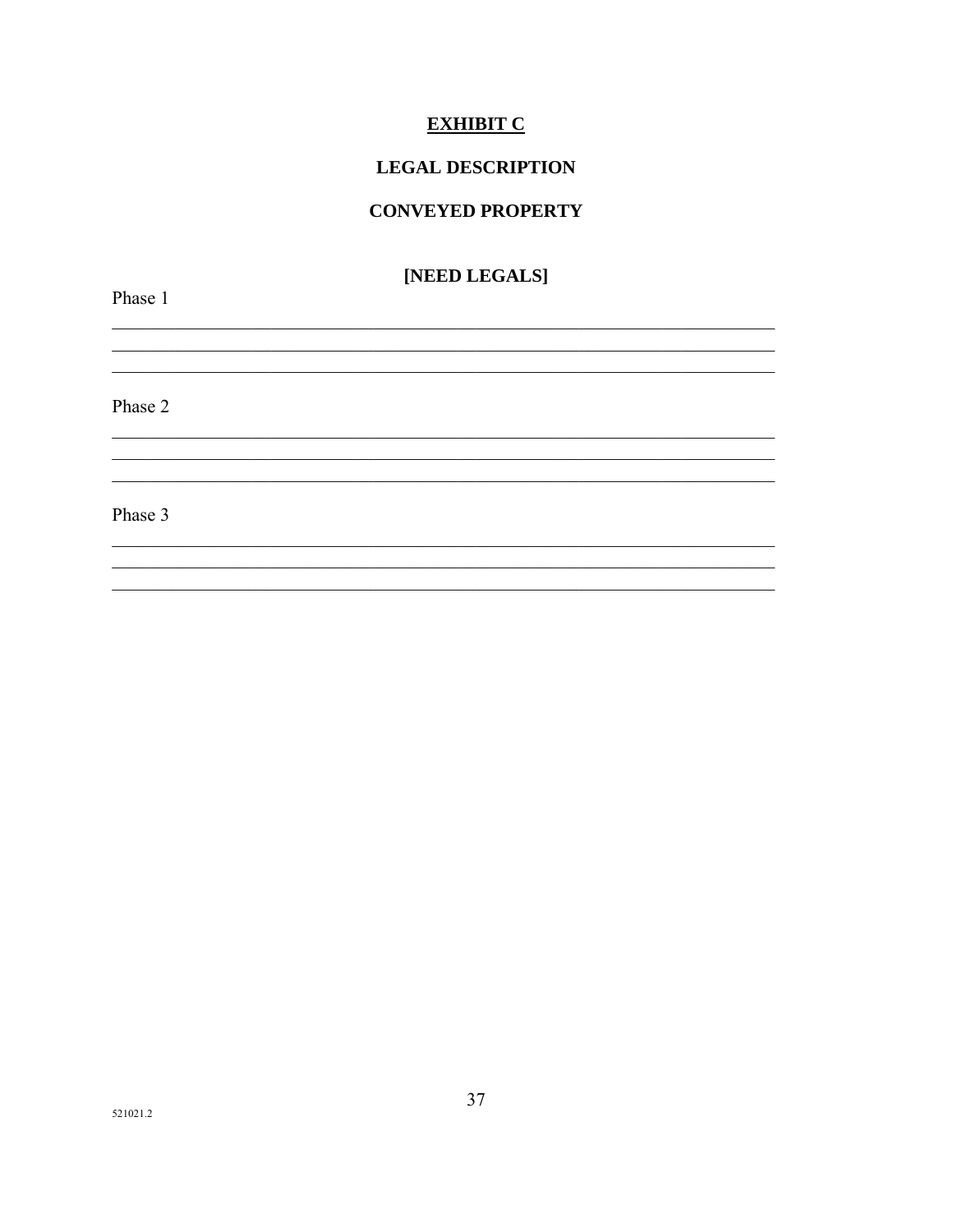# EXHIBIT C

## LEGAL DESCRIPTION

## CONVEYED PROPERTY

**[NEED LEGALS]**

Phase 1

\_\_\_\_\_\_\_\_\_\_\_\_\_\_\_\_\_\_\_\_\_\_\_\_\_\_\_\_\_\_\_\_\_\_\_\_\_\_\_\_\_\_\_\_\_\_\_\_\_\_\_\_\_\_\_\_\_\_\_\_\_\_\_\_\_\_\_\_\_\_\_\_\_\_\_\_

\_\_\_\_\_\_\_\_\_\_\_\_\_\_\_\_\_\_\_\_\_\_\_\_\_\_\_\_\_\_\_\_\_\_\_\_\_\_\_\_\_\_\_\_\_\_\_\_\_\_\_\_\_\_\_\_\_\_\_\_\_\_\_\_\_\_\_\_\_\_\_\_\_\_\_\_

\_\_\_\_\_\_\_\_\_\_\_\_\_\_\_\_\_\_\_\_\_\_\_\_\_\_\_\_\_\_\_\_\_\_\_\_\_\_\_\_\_\_\_\_\_\_\_\_\_\_\_\_\_\_\_\_\_\_\_\_\_\_\_\_\_\_\_\_\_\_\_\_\_\_\_\_

Phase 2

\_\_\_\_\_\_\_\_\_\_\_\_\_\_\_\_\_\_\_\_\_\_\_\_\_\_\_\_\_\_\_\_\_\_\_\_\_\_\_\_\_\_\_\_\_\_\_\_\_\_\_\_\_\_\_\_\_\_\_\_\_\_\_\_\_\_\_\_\_\_\_\_\_\_\_\_

\_\_\_\_\_\_\_\_\_\_\_\_\_\_\_\_\_\_\_\_\_\_\_\_\_\_\_\_\_\_\_\_\_\_\_\_\_\_\_\_\_\_\_\_\_\_\_\_\_\_\_\_\_\_\_\_\_\_\_\_\_\_\_\_\_\_\_\_\_\_\_\_\_\_\_\_

\_\_\_\_\_\_\_\_\_\_\_\_\_\_\_\_\_\_\_\_\_\_\_\_\_\_\_\_\_\_\_\_\_\_\_\_\_\_\_\_\_\_\_\_\_\_\_\_\_\_\_\_\_\_\_\_\_\_\_\_\_\_\_\_\_\_\_\_\_\_\_\_\_\_\_\_

Phase 3

\_\_\_\_\_\_\_\_\_\_\_\_\_\_\_\_\_\_\_\_\_\_\_\_\_\_\_\_\_\_\_\_\_\_\_\_\_\_\_\_\_\_\_\_\_\_\_\_\_\_\_\_\_\_\_\_\_\_\_\_\_\_\_\_\_\_\_\_\_\_\_\_\_\_\_\_

\_\_\_\_\_\_\_\_\_\_\_\_\_\_\_\_\_\_\_\_\_\_\_\_\_\_\_\_\_\_\_\_\_\_\_\_\_\_\_\_\_\_\_\_\_\_\_\_\_\_\_\_\_\_\_\_\_\_\_\_\_\_\_\_\_\_\_\_\_\_\_\_\_\_\_\_

\_\_\_\_\_\_\_\_\_\_\_\_\_\_\_\_\_\_\_\_\_\_\_\_\_\_\_\_\_\_\_\_\_\_\_\_\_\_\_\_\_\_\_\_\_\_\_\_\_\_\_\_\_\_\_\_\_\_\_\_\_\_\_\_\_\_\_\_\_\_\_\_\_\_\_\_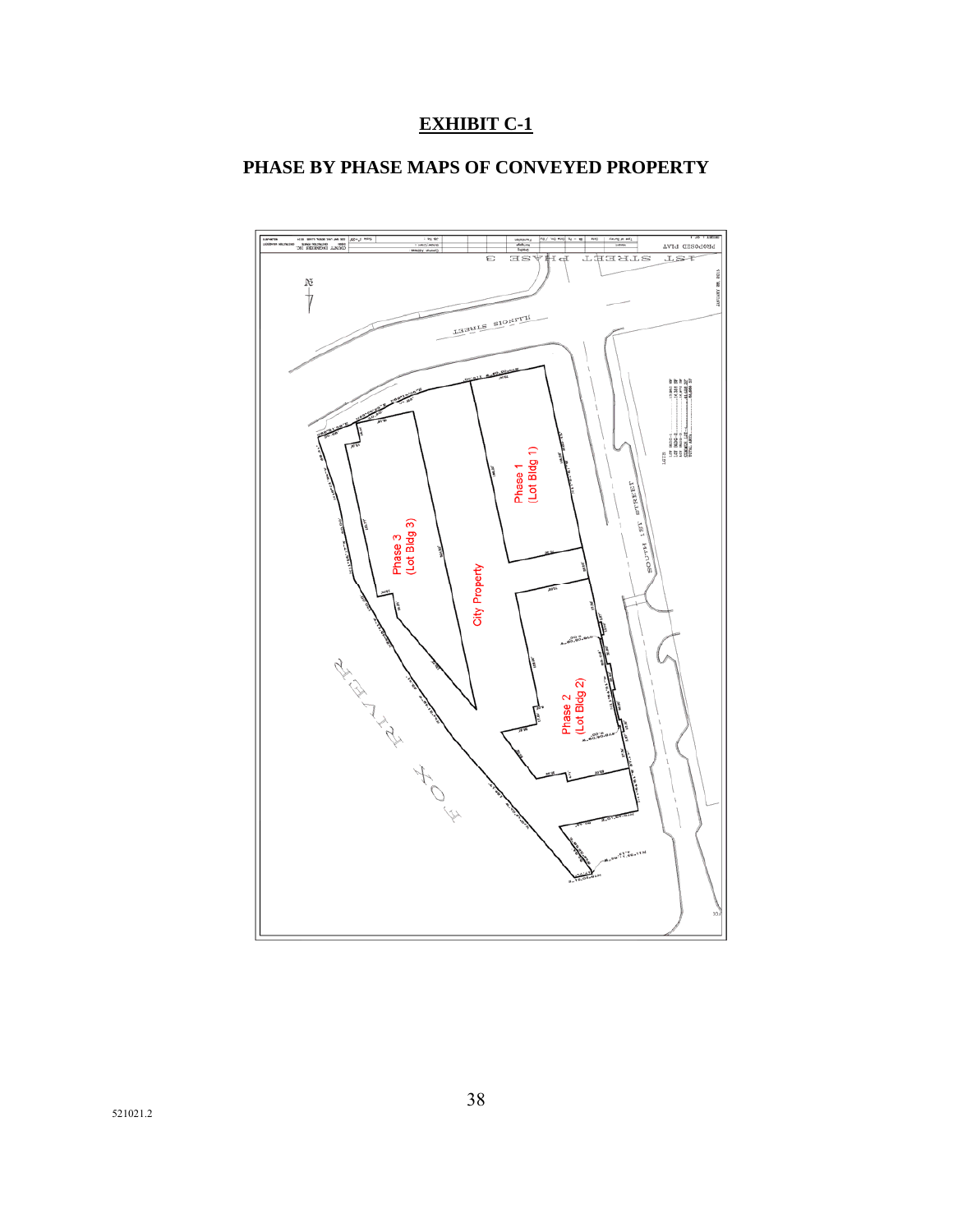# EXHIBIT C-1

## PHASE BY PHASE MAPS OF CONVEYED PROPERTY

Phase 1 (Lot Bldg 1)

Phase 2 (Lot Bldg 2)

Phase 3 (Lot Bldg 3)

City Property

521021.2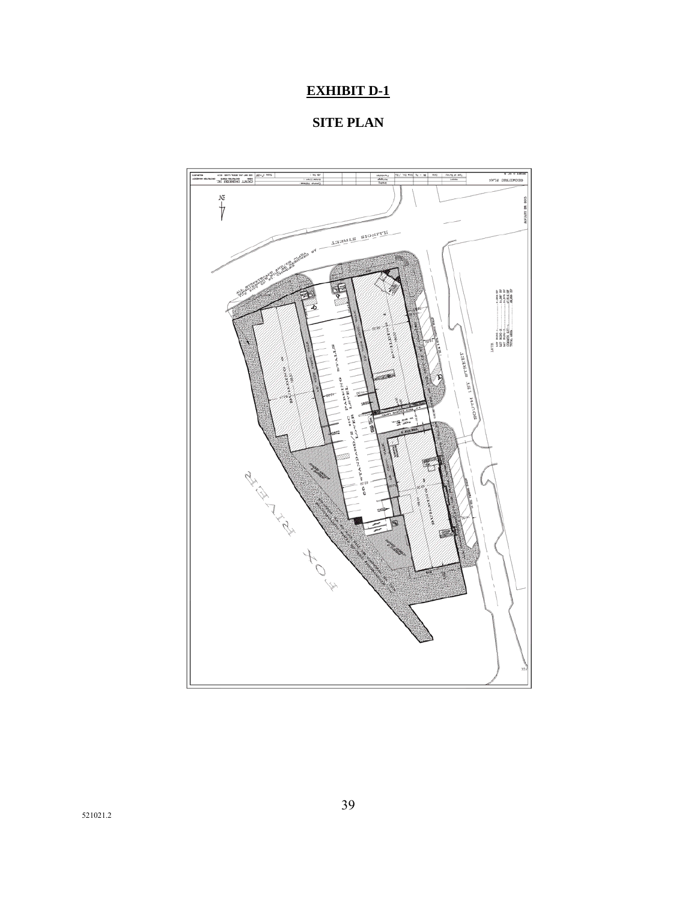# EXHIBIT D-1

## SITE PLAN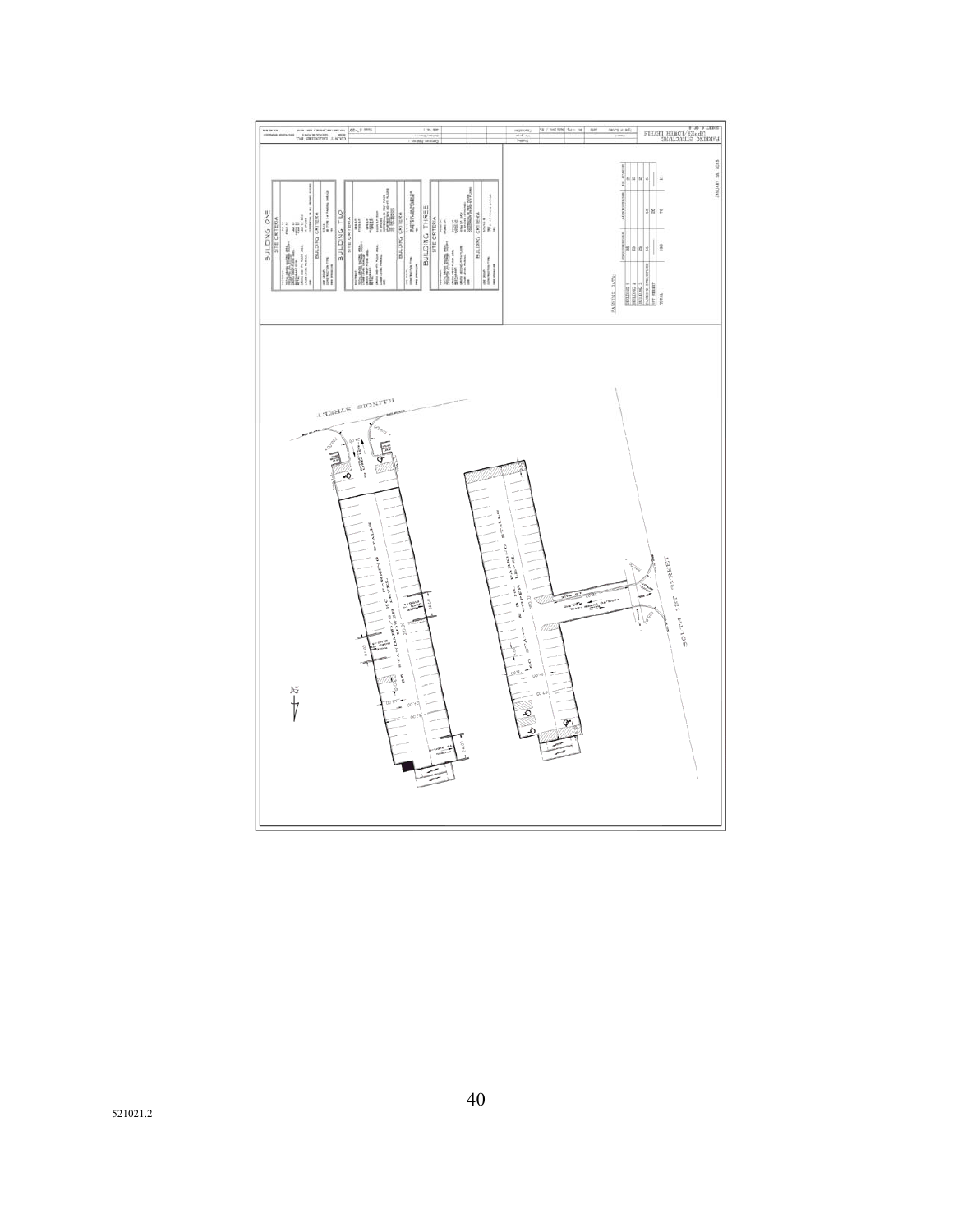PARKING STRUCTURE
UPPER/LOWER LEVELS

BUILDING ONE
SITE CRITERIA
BUILDING CRITERIA

BUILDING TWO
SITE CRITERIA
BUILDING CRITERIA

BUILDING THREE
SITE CRITERIA
BUILDING CRITERIA

PARKING DATA:

ILLINOIS STREET

SOUTH 1ST STREET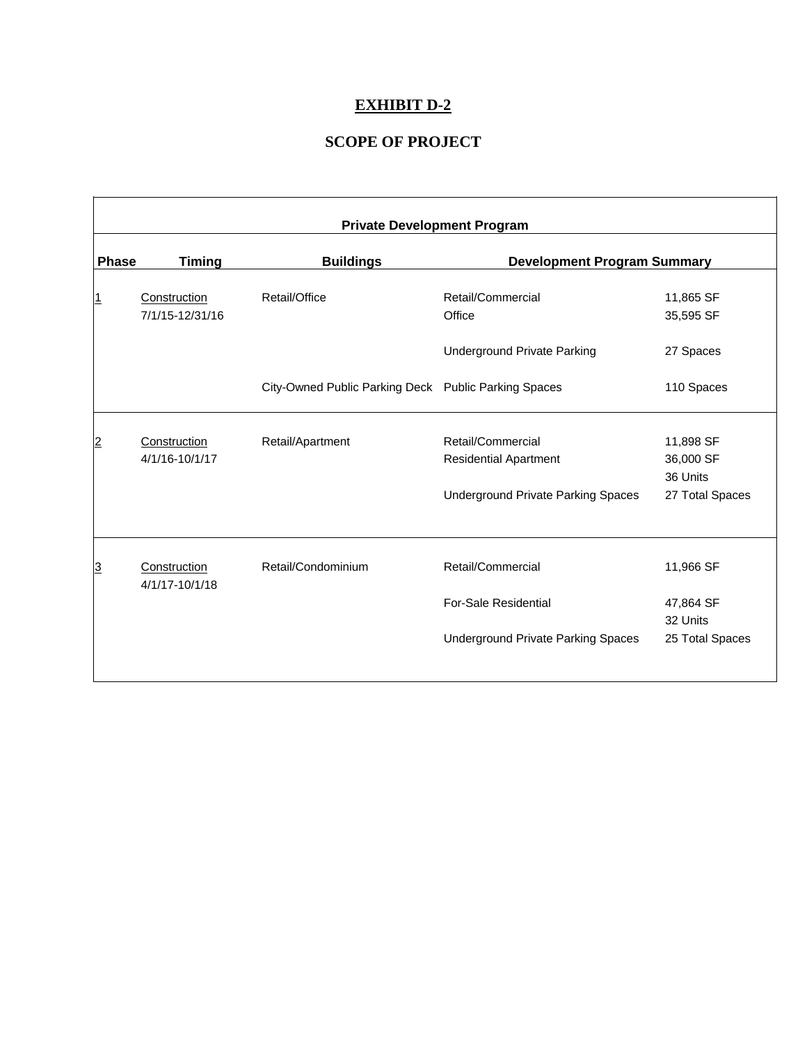# EXHIBIT D-2

## SCOPE OF PROJECT

| Private Development Program | | | | |
|---|---|---|---|---|
| **Phase** | **Timing** | **Buildings** | **Development Program Summary** | |
| 1 | Construction<br>7/1/15-12/31/16 | Retail/Office | Retail/Commercial<br>Office | 11,865 SF<br>35,595 SF |
| | | | Underground Private Parking | 27 Spaces |
| | | City-Owned Public Parking Deck | Public Parking Spaces | 110 Spaces |
| 2 | Construction<br>4/1/16-10/1/17 | Retail/Apartment | Retail/Commercial<br>Residential Apartment | 11,898 SF<br>36,000 SF<br>36 Units |
| | | | Underground Private Parking Spaces | 27 Total Spaces |
| 3 | Construction<br>4/1/17-10/1/18 | Retail/Condominium | Retail/Commercial | 11,966 SF |
| | | | For-Sale Residential | 47,864 SF<br>32 Units |
| | | | Underground Private Parking Spaces | 25 Total Spaces |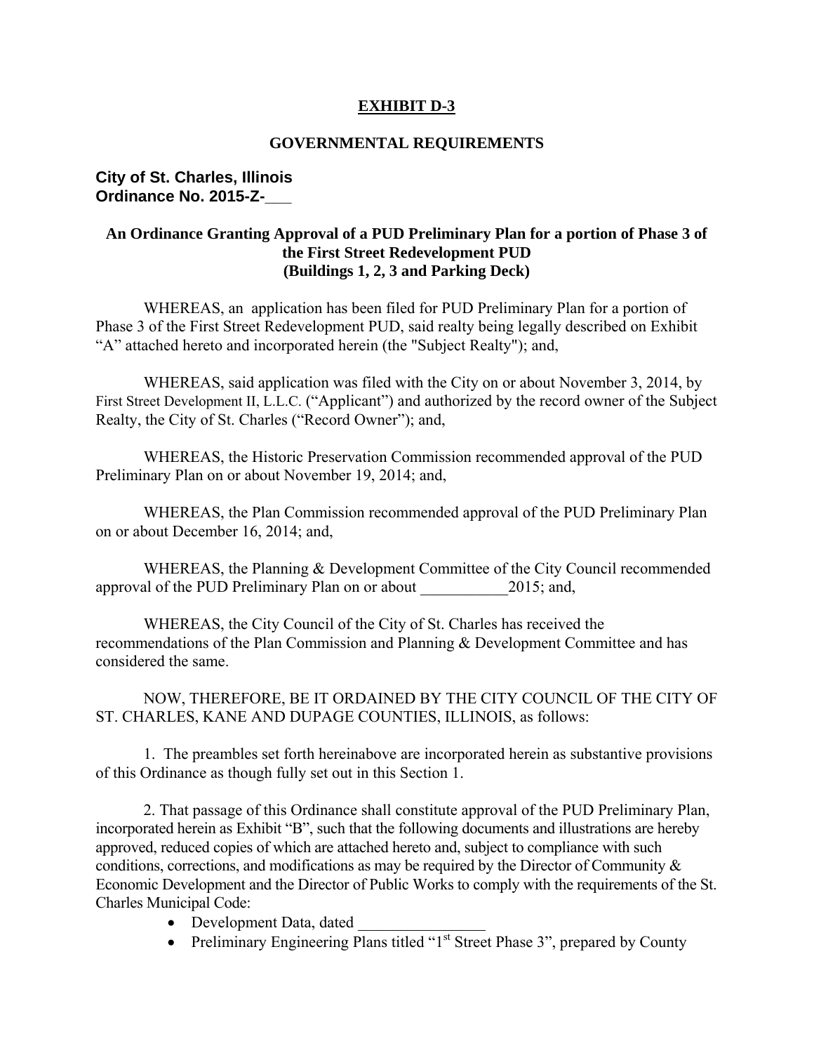# EXHIBIT D-3

## GOVERNMENTAL REQUIREMENTS

**City of St. Charles, Illinois**
**Ordinance No. 2015-Z-___**

### An Ordinance Granting Approval of a PUD Preliminary Plan for a portion of Phase 3 of the First Street Redevelopment PUD (Buildings 1, 2, 3 and Parking Deck)

WHEREAS, an application has been filed for PUD Preliminary Plan for a portion of Phase 3 of the First Street Redevelopment PUD, said realty being legally described on Exhibit "A" attached hereto and incorporated herein (the "Subject Realty"); and,

WHEREAS, said application was filed with the City on or about November 3, 2014, by First Street Development II, L.L.C. ("Applicant") and authorized by the record owner of the Subject Realty, the City of St. Charles ("Record Owner"); and,

WHEREAS, the Historic Preservation Commission recommended approval of the PUD Preliminary Plan on or about November 19, 2014; and,

WHEREAS, the Plan Commission recommended approval of the PUD Preliminary Plan on or about December 16, 2014; and,

WHEREAS, the Planning & Development Committee of the City Council recommended approval of the PUD Preliminary Plan on or about ___________2015; and,

WHEREAS, the City Council of the City of St. Charles has received the recommendations of the Plan Commission and Planning & Development Committee and has considered the same.

NOW, THEREFORE, BE IT ORDAINED BY THE CITY COUNCIL OF THE CITY OF ST. CHARLES, KANE AND DUPAGE COUNTIES, ILLINOIS, as follows:

1. The preambles set forth hereinabove are incorporated herein as substantive provisions of this Ordinance as though fully set out in this Section 1.

2. That passage of this Ordinance shall constitute approval of the PUD Preliminary Plan, incorporated herein as Exhibit "B", such that the following documents and illustrations are hereby approved, reduced copies of which are attached hereto and, subject to compliance with such conditions, corrections, and modifications as may be required by the Director of Community & Economic Development and the Director of Public Works to comply with the requirements of the St. Charles Municipal Code:

- Development Data, dated ________________
- Preliminary Engineering Plans titled "1st Street Phase 3", prepared by County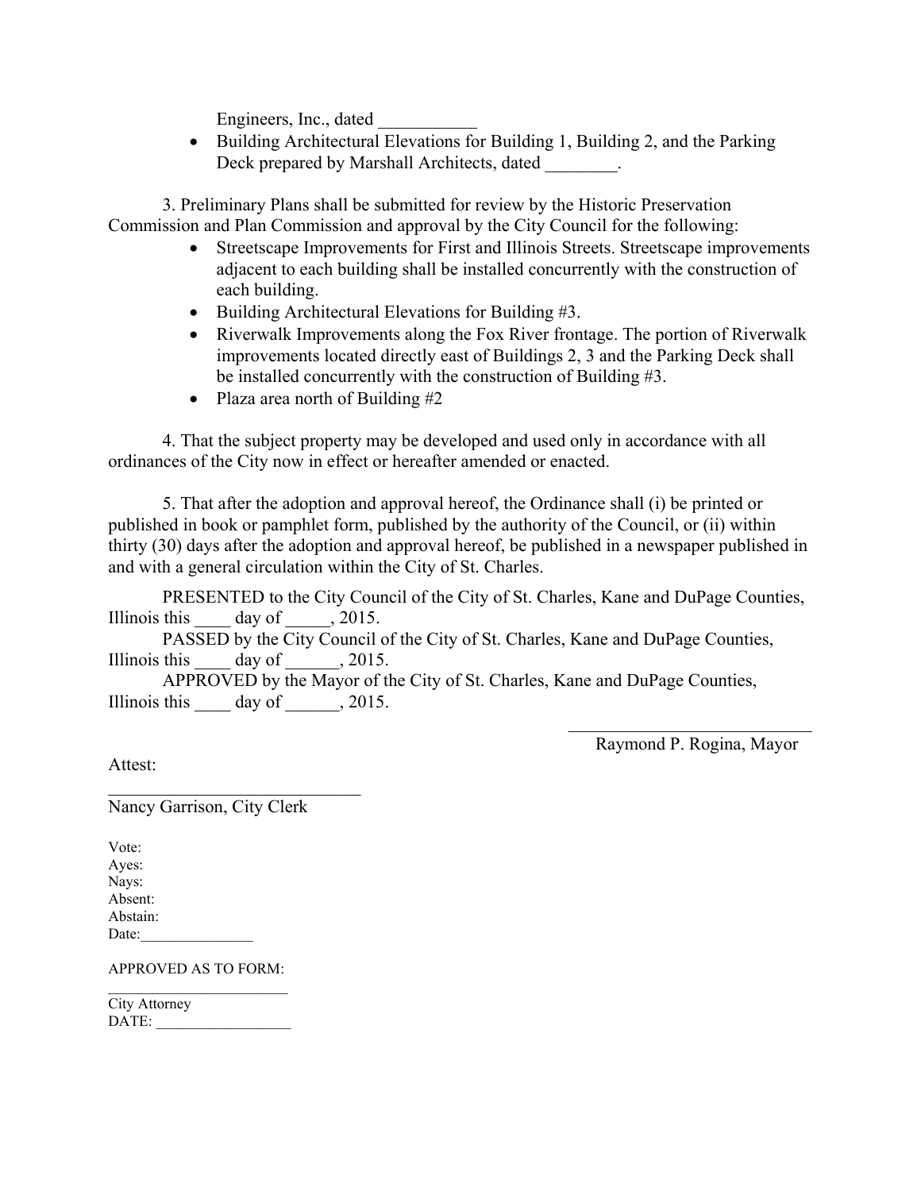Engineers, Inc., dated ___________

- Building Architectural Elevations for Building 1, Building 2, and the Parking Deck prepared by Marshall Architects, dated ________.

3. Preliminary Plans shall be submitted for review by the Historic Preservation Commission and Plan Commission and approval by the City Council for the following:

- Streetscape Improvements for First and Illinois Streets. Streetscape improvements adjacent to each building shall be installed concurrently with the construction of each building.
- Building Architectural Elevations for Building #3.
- Riverwalk Improvements along the Fox River frontage. The portion of Riverwalk improvements located directly east of Buildings 2, 3 and the Parking Deck shall be installed concurrently with the construction of Building #3.
- Plaza area north of Building #2

4. That the subject property may be developed and used only in accordance with all ordinances of the City now in effect or hereafter amended or enacted.

5. That after the adoption and approval hereof, the Ordinance shall (i) be printed or published in book or pamphlet form, published by the authority of the Council, or (ii) within thirty (30) days after the adoption and approval hereof, be published in a newspaper published in and with a general circulation within the City of St. Charles.

PRESENTED to the City Council of the City of St. Charles, Kane and DuPage Counties, Illinois this ____ day of _____, 2015.

PASSED by the City Council of the City of St. Charles, Kane and DuPage Counties, Illinois this ____ day of ______, 2015.

APPROVED by the Mayor of the City of St. Charles, Kane and DuPage Counties, Illinois this ____ day of ______, 2015.

____________________________
Raymond P. Rogina, Mayor

Attest:

____________________________
Nancy Garrison, City Clerk

Vote:
Ayes:
Nays:
Absent:
Abstain:
Date:_______________

APPROVED AS TO FORM:

________________________
City Attorney
DATE: _________________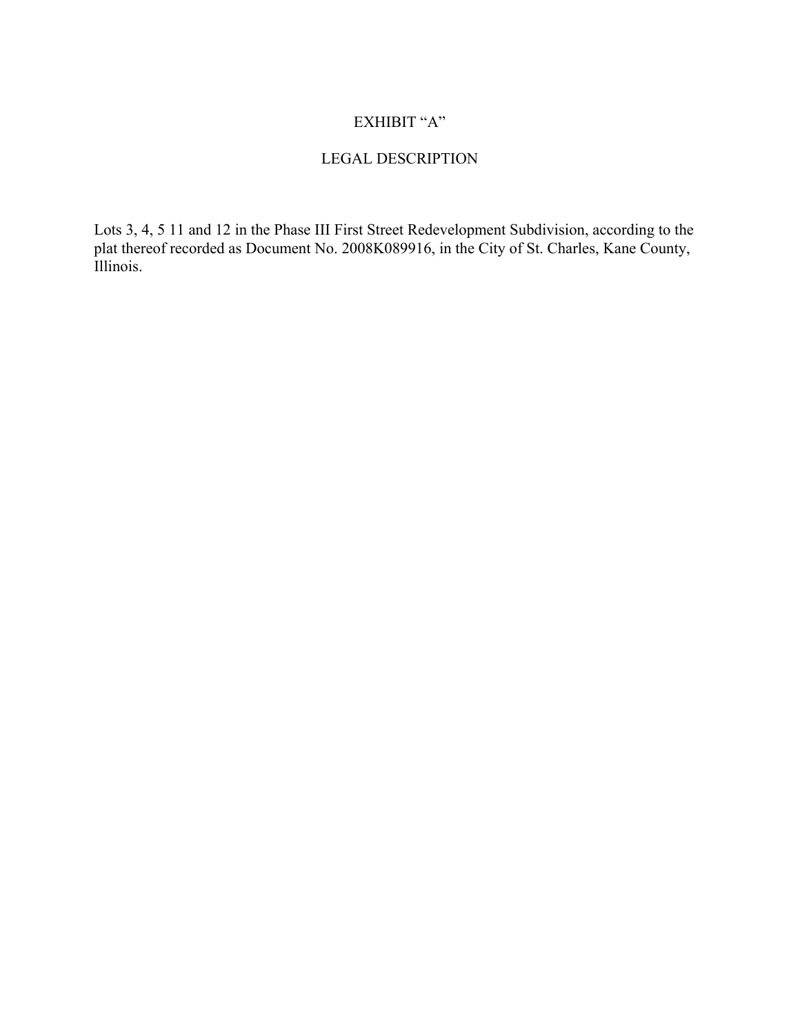# EXHIBIT "A"

## LEGAL DESCRIPTION

Lots 3, 4, 5 11 and 12 in the Phase III First Street Redevelopment Subdivision, according to the plat thereof recorded as Document No. 2008K089916, in the City of St. Charles, Kane County, Illinois.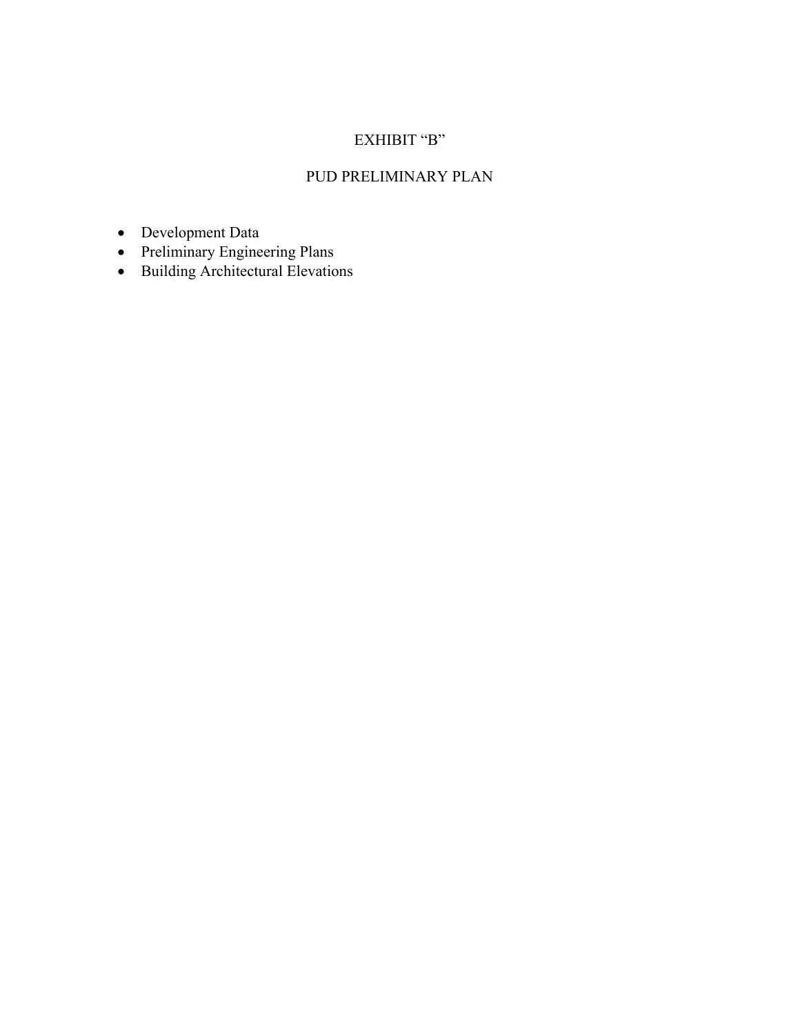# EXHIBIT "B"

## PUD PRELIMINARY PLAN

- Development Data
- Preliminary Engineering Plans
- Building Architectural Elevations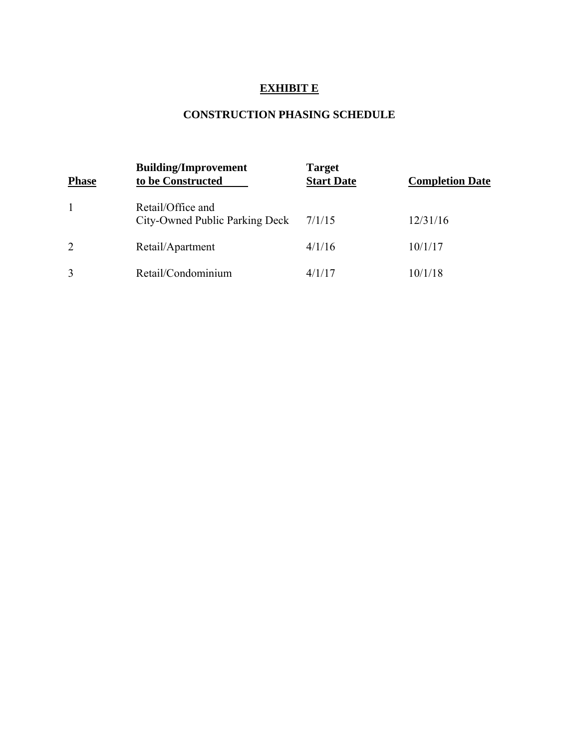# EXHIBIT E

## CONSTRUCTION PHASING SCHEDULE

| Phase | Building/Improvement to be Constructed | Target Start Date | Completion Date |
|---|---|---|---|
| 1 | Retail/Office and City-Owned Public Parking Deck | 7/1/15 | 12/31/16 |
| 2 | Retail/Apartment | 4/1/16 | 10/1/17 |
| 3 | Retail/Condominium | 4/1/17 | 10/1/18 |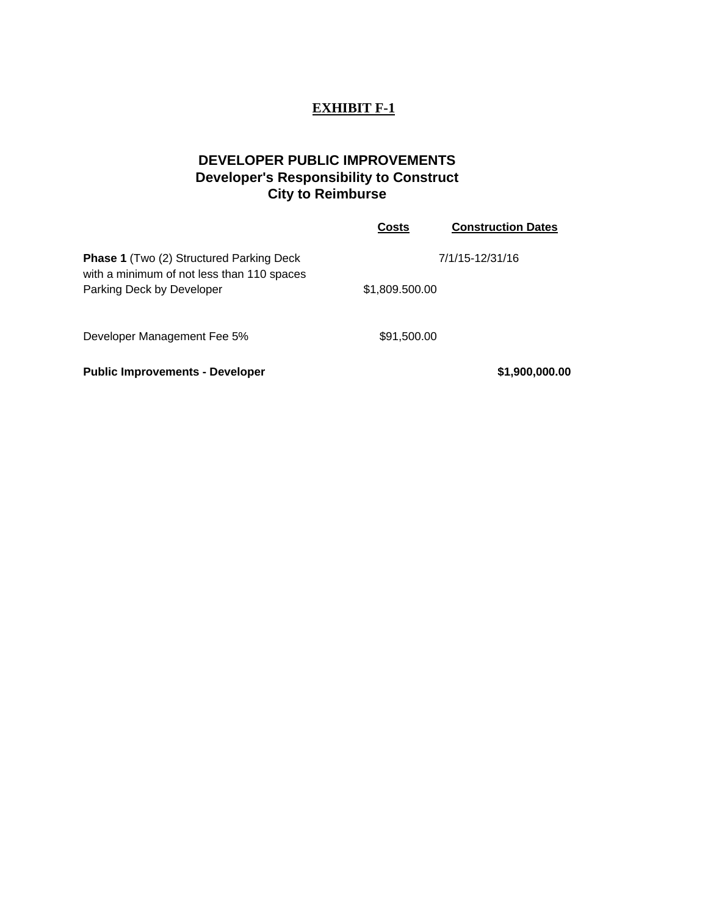# EXHIBIT F-1

## DEVELOPER PUBLIC IMPROVEMENTS
## Developer's Responsibility to Construct
## City to Reimburse

| | Costs | Construction Dates | |
|---|---|---|---|
| **Phase 1** (Two (2) Structured Parking Deck with a minimum of not less than 110 spaces | | 7/1/15-12/31/16 | |
| Parking Deck by Developer | $1,809.500.00 | | |
| Developer Management Fee 5% | $91,500.00 | | |
| **Public Improvements - Developer** | | | **$1,900,000.00** |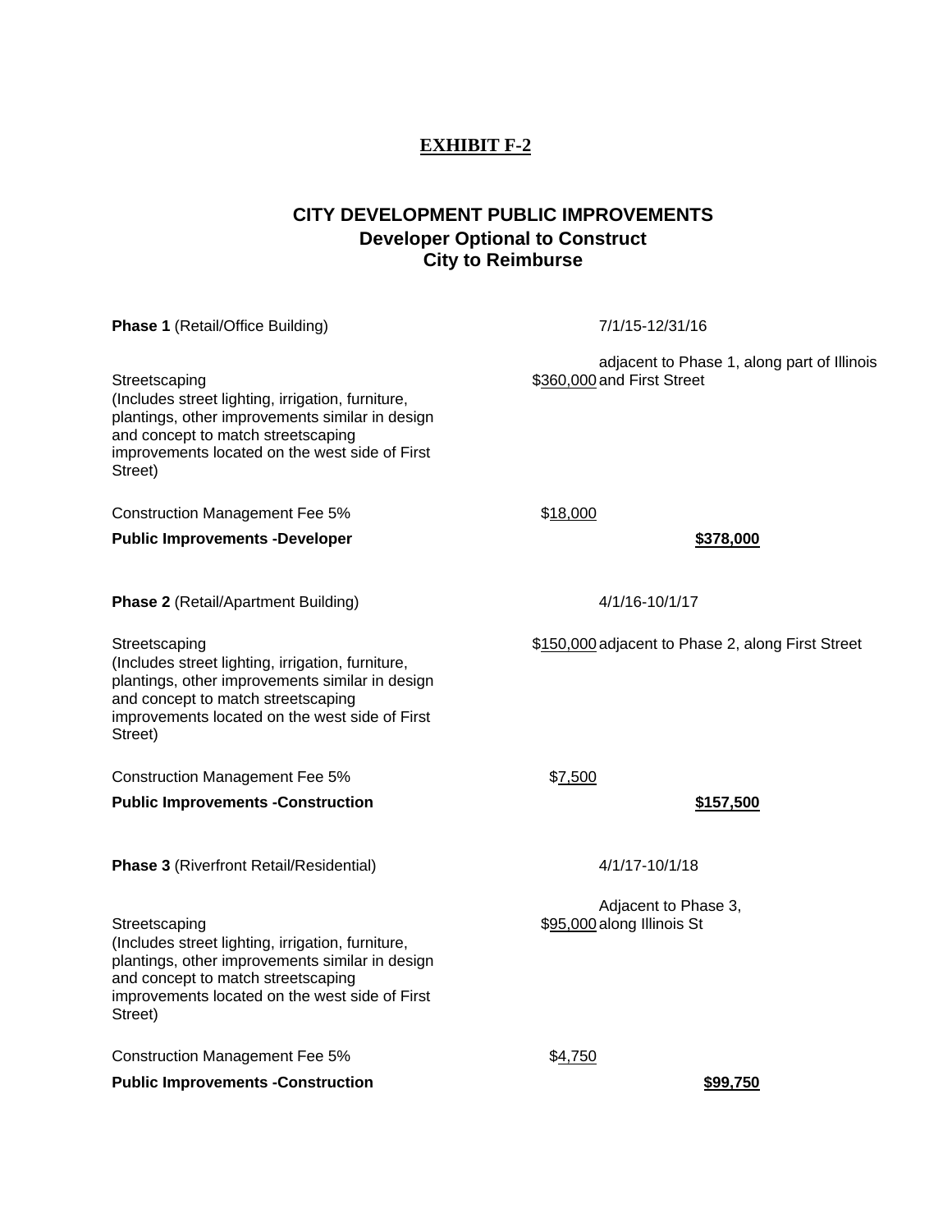# EXHIBIT F-2

## CITY DEVELOPMENT PUBLIC IMPROVEMENTS
### Developer Optional to Construct
### City to Reimburse

| | | |
|---|---|---|
| **Phase 1** (Retail/Office Building) | | 7/1/15-12/31/16 |
| Streetscaping<br>(Includes street lighting, irrigation, furniture, plantings, other improvements similar in design and concept to match streetscaping improvements located on the west side of First Street) | $360,000 | adjacent to Phase 1, along part of Illinois and First Street |
| Construction Management Fee 5% | $18,000 | |
| **Public Improvements -Developer** | | **$378,000** |
| | | |
| **Phase 2** (Retail/Apartment Building) | | 4/1/16-10/1/17 |
| Streetscaping<br>(Includes street lighting, irrigation, furniture, plantings, other improvements similar in design and concept to match streetscaping improvements located on the west side of First Street) | $150,000 | adjacent to Phase 2, along First Street |
| Construction Management Fee 5% | $7,500 | |
| **Public Improvements -Construction** | | **$157,500** |
| | | |
| **Phase 3** (Riverfront Retail/Residential) | | 4/1/17-10/1/18 |
| Streetscaping<br>(Includes street lighting, irrigation, furniture, plantings, other improvements similar in design and concept to match streetscaping improvements located on the west side of First Street) | $95,000 | Adjacent to Phase 3, along Illinois St |
| Construction Management Fee 5% | $4,750 | |
| **Public Improvements -Construction** | | **$99,750** |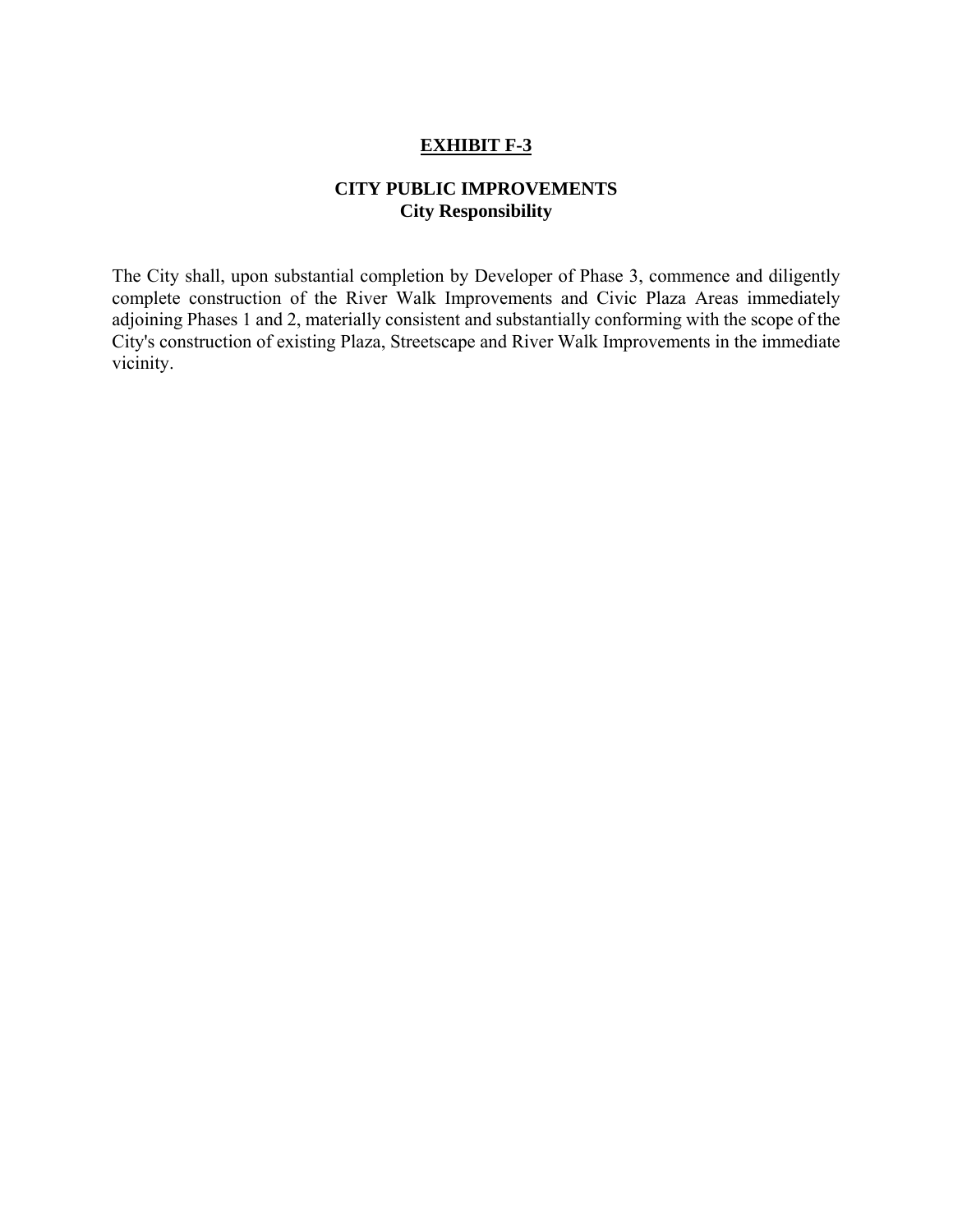# <u>EXHIBIT F-3</u>

## CITY PUBLIC IMPROVEMENTS
### City Responsibility

The City shall, upon substantial completion by Developer of Phase 3, commence and diligently complete construction of the River Walk Improvements and Civic Plaza Areas immediately adjoining Phases 1 and 2, materially consistent and substantially conforming with the scope of the City's construction of existing Plaza, Streetscape and River Walk Improvements in the immediate vicinity.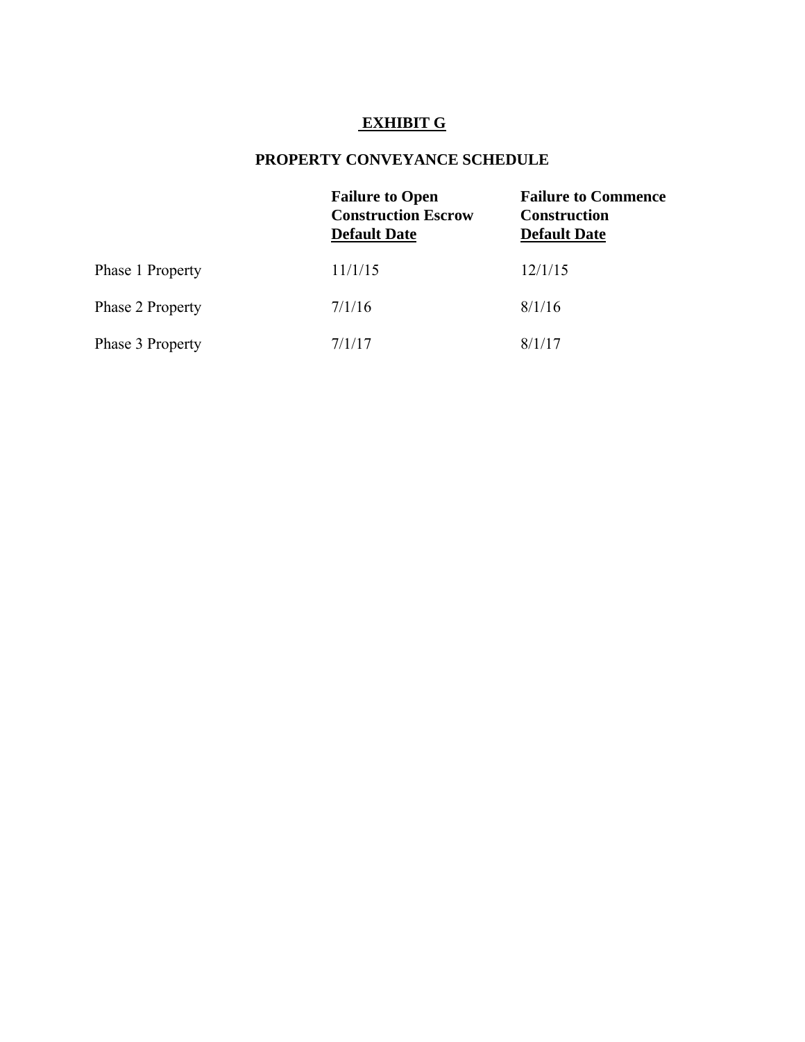# EXHIBIT G

## PROPERTY CONVEYANCE SCHEDULE

| | Failure to Open Construction Escrow Default Date | Failure to Commence Construction Default Date |
|---|---|---|
| Phase 1 Property | 11/1/15 | 12/1/15 |
| Phase 2 Property | 7/1/16 | 8/1/16 |
| Phase 3 Property | 7/1/17 | 8/1/17 |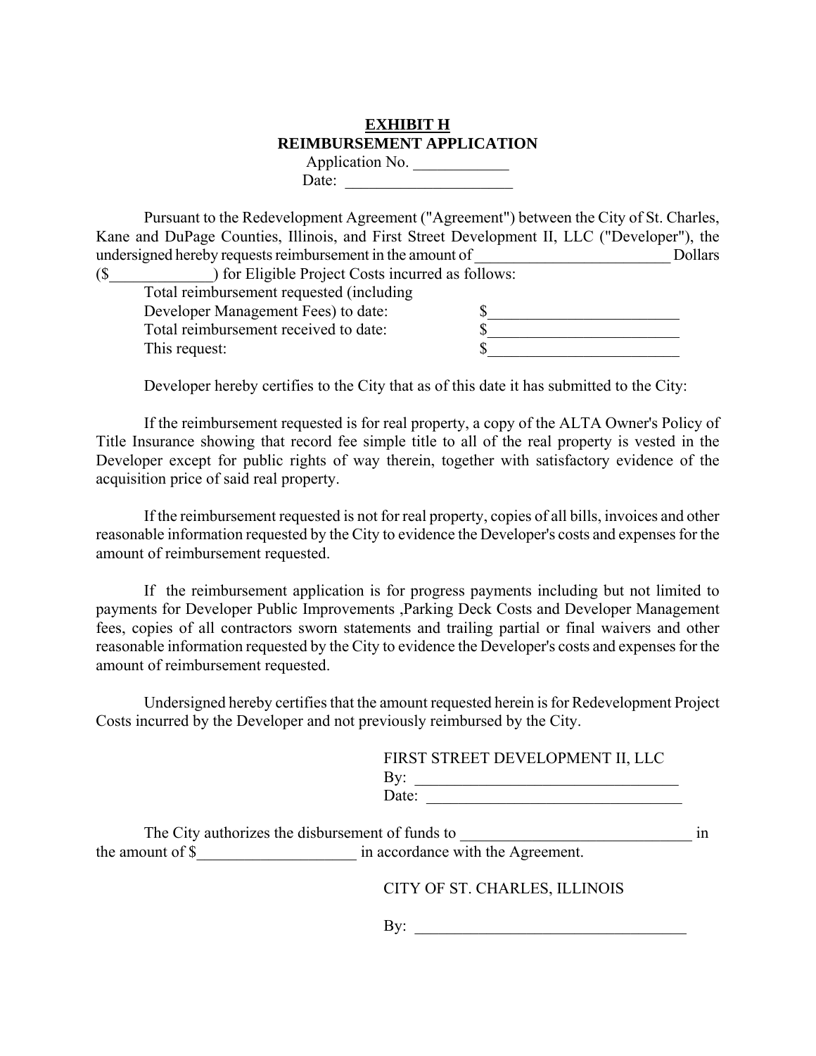**EXHIBIT H**

**REIMBURSEMENT APPLICATION**

Application No. ____________

Date: _____________________

Pursuant to the Redevelopment Agreement ("Agreement") between the City of St. Charles, Kane and DuPage Counties, Illinois, and First Street Development II, LLC ("Developer"), the undersigned hereby requests reimbursement in the amount of _________________________ Dollars ($_____________) for Eligible Project Costs incurred as follows:

| | |
|---|---|
| Total reimbursement requested (including Developer Management Fees) to date: | $________________________ |
| Total reimbursement received to date: | $________________________ |
| This request: | $________________________ |

Developer hereby certifies to the City that as of this date it has submitted to the City:

If the reimbursement requested is for real property, a copy of the ALTA Owner's Policy of Title Insurance showing that record fee simple title to all of the real property is vested in the Developer except for public rights of way therein, together with satisfactory evidence of the acquisition price of said real property.

If the reimbursement requested is not for real property, copies of all bills, invoices and other reasonable information requested by the City to evidence the Developer's costs and expenses for the amount of reimbursement requested.

If the reimbursement application is for progress payments including but not limited to payments for Developer Public Improvements ,Parking Deck Costs and Developer Management fees, copies of all contractors sworn statements and trailing partial or final waivers and other reasonable information requested by the City to evidence the Developer's costs and expenses for the amount of reimbursement requested.

Undersigned hereby certifies that the amount requested herein is for Redevelopment Project Costs incurred by the Developer and not previously reimbursed by the City.

FIRST STREET DEVELOPMENT II, LLC

By: _________________________________

Date: ________________________________

The City authorizes the disbursement of funds to _____________________________ in the amount of $____________________ in accordance with the Agreement.

CITY OF ST. CHARLES, ILLINOIS

By: __________________________________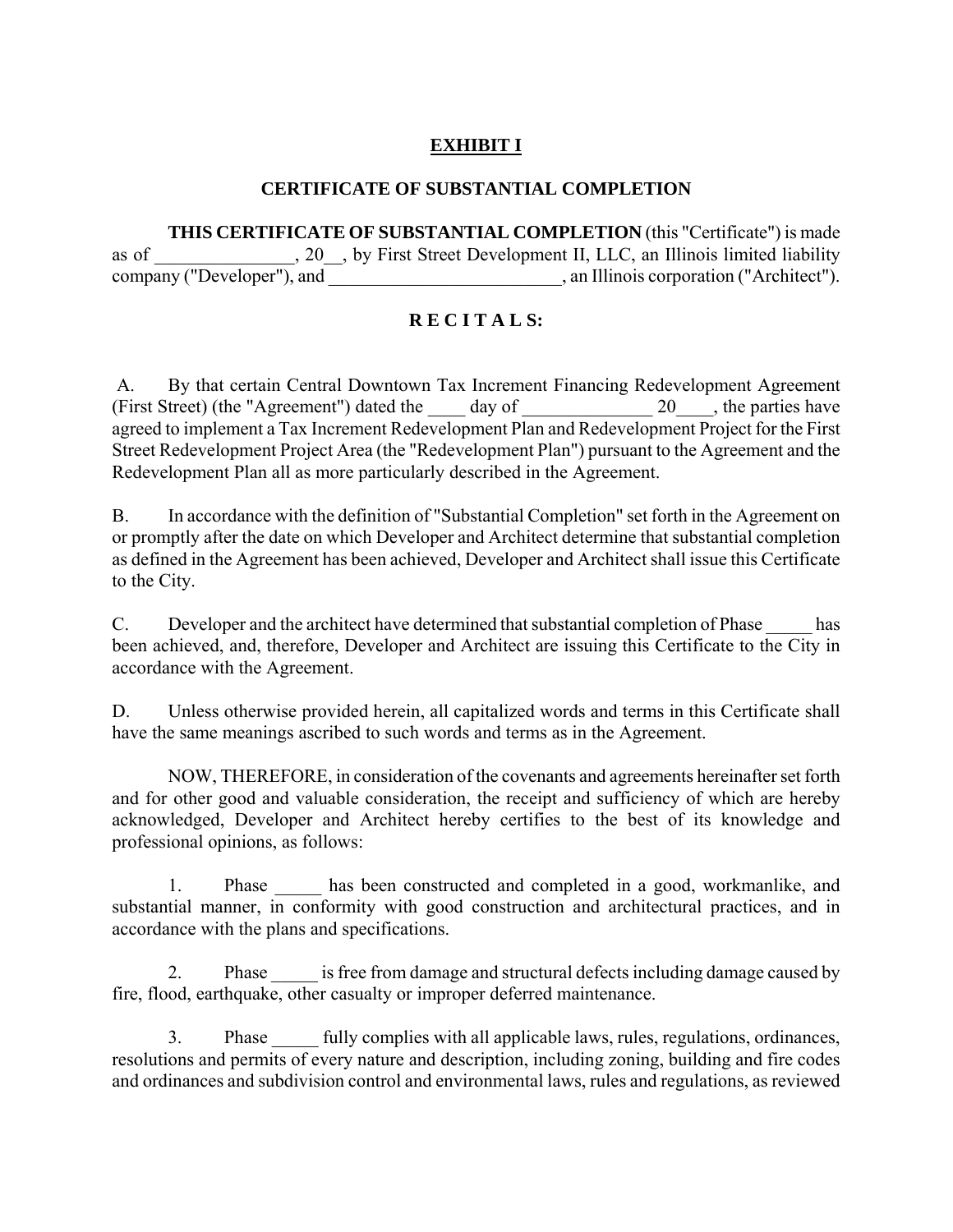**EXHIBIT I**

**CERTIFICATE OF SUBSTANTIAL COMPLETION**

**THIS CERTIFICATE OF SUBSTANTIAL COMPLETION** (this "Certificate") is made as of _______________, 20__, by First Street Development II, LLC, an Illinois limited liability company ("Developer"), and _________________________, an Illinois corporation ("Architect").

**R E C I T A L S:**

A. By that certain Central Downtown Tax Increment Financing Redevelopment Agreement (First Street) (the "Agreement") dated the ____ day of ______________ 20____, the parties have agreed to implement a Tax Increment Redevelopment Plan and Redevelopment Project for the First Street Redevelopment Project Area (the "Redevelopment Plan") pursuant to the Agreement and the Redevelopment Plan all as more particularly described in the Agreement.

B. In accordance with the definition of "Substantial Completion" set forth in the Agreement on or promptly after the date on which Developer and Architect determine that substantial completion as defined in the Agreement has been achieved, Developer and Architect shall issue this Certificate to the City.

C. Developer and the architect have determined that substantial completion of Phase _____ has been achieved, and, therefore, Developer and Architect are issuing this Certificate to the City in accordance with the Agreement.

D. Unless otherwise provided herein, all capitalized words and terms in this Certificate shall have the same meanings ascribed to such words and terms as in the Agreement.

NOW, THEREFORE, in consideration of the covenants and agreements hereinafter set forth and for other good and valuable consideration, the receipt and sufficiency of which are hereby acknowledged, Developer and Architect hereby certifies to the best of its knowledge and professional opinions, as follows:

1. Phase _____ has been constructed and completed in a good, workmanlike, and substantial manner, in conformity with good construction and architectural practices, and in accordance with the plans and specifications.

2. Phase _____ is free from damage and structural defects including damage caused by fire, flood, earthquake, other casualty or improper deferred maintenance.

3. Phase _____ fully complies with all applicable laws, rules, regulations, ordinances, resolutions and permits of every nature and description, including zoning, building and fire codes and ordinances and subdivision control and environmental laws, rules and regulations, as reviewed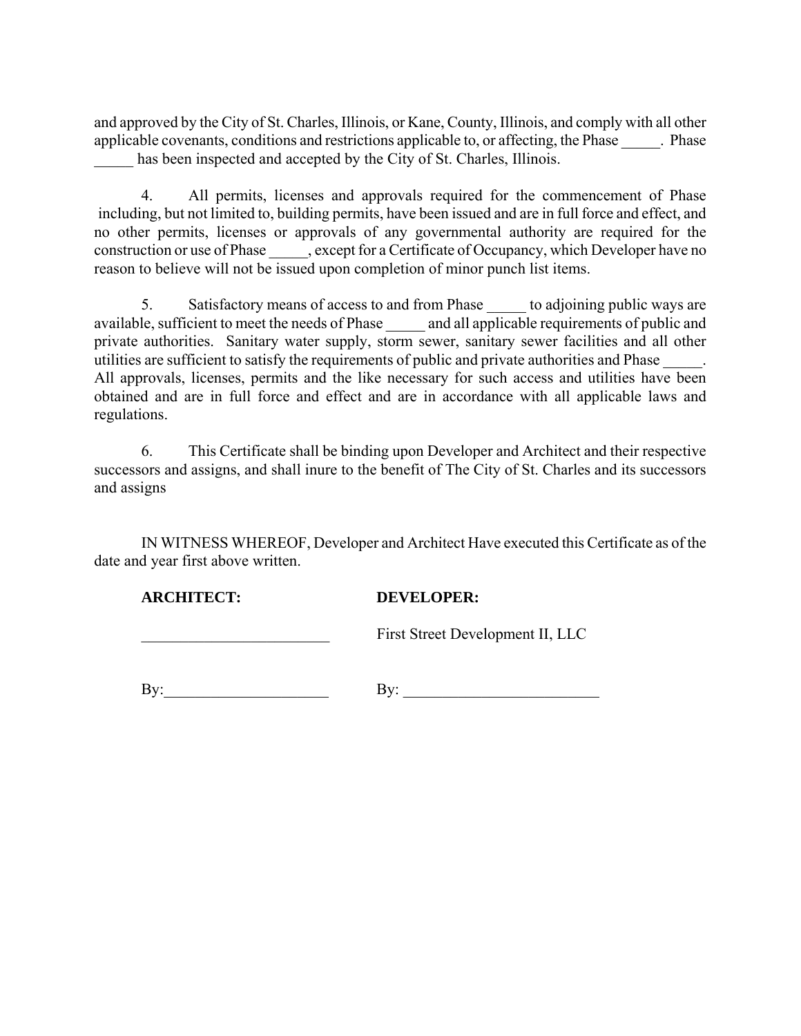and approved by the City of St. Charles, Illinois, or Kane, County, Illinois, and comply with all other applicable covenants, conditions and restrictions applicable to, or affecting, the Phase _____. Phase _____ has been inspected and accepted by the City of St. Charles, Illinois.

4. All permits, licenses and approvals required for the commencement of Phase including, but not limited to, building permits, have been issued and are in full force and effect, and no other permits, licenses or approvals of any governmental authority are required for the construction or use of Phase _____, except for a Certificate of Occupancy, which Developer have no reason to believe will not be issued upon completion of minor punch list items.

5. Satisfactory means of access to and from Phase _____ to adjoining public ways are available, sufficient to meet the needs of Phase _____ and all applicable requirements of public and private authorities. Sanitary water supply, storm sewer, sanitary sewer facilities and all other utilities are sufficient to satisfy the requirements of public and private authorities and Phase _____. All approvals, licenses, permits and the like necessary for such access and utilities have been obtained and are in full force and effect and are in accordance with all applicable laws and regulations.

6. This Certificate shall be binding upon Developer and Architect and their respective successors and assigns, and shall inure to the benefit of The City of St. Charles and its successors and assigns

IN WITNESS WHEREOF, Developer and Architect Have executed this Certificate as of the date and year first above written.

| **ARCHITECT:** | **DEVELOPER:** |
|---|---|
| ________________________ | First Street Development II, LLC |
| By:_____________________ | By: _________________________ |